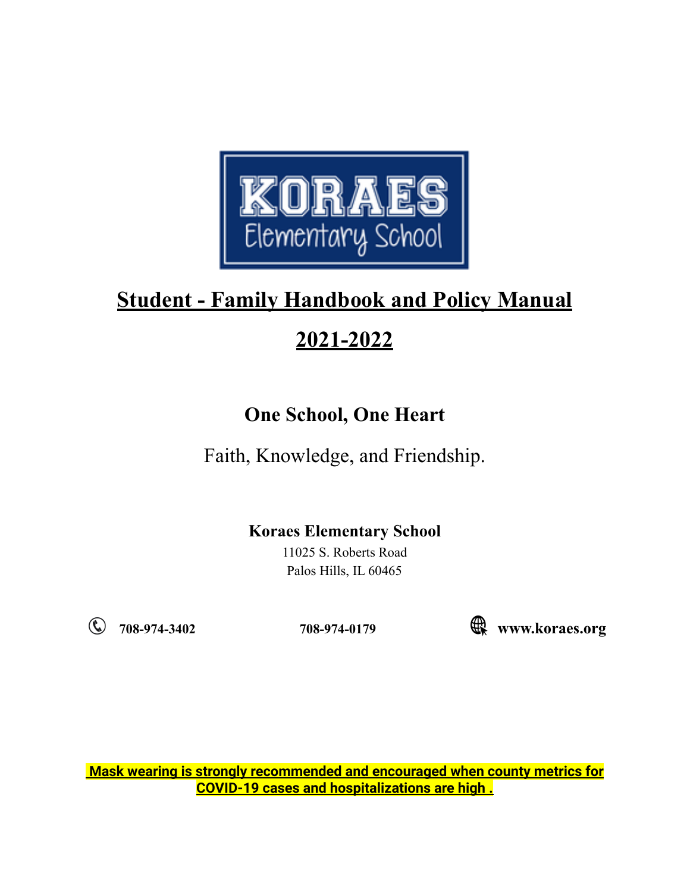KORAES
Elementary School

# Student - Family Handbook and Policy Manual

# 2021-2022

## One School, One Heart

Faith, Knowledge, and Friendship.

**Koraes Elementary School**
11025 S. Roberts Road
Palos Hills, IL 60465

**708-974-3402** **708-974-0179** **www.koraes.org**

**Mask wearing is strongly recommended and encouraged when county metrics for COVID-19 cases and hospitalizations are high .**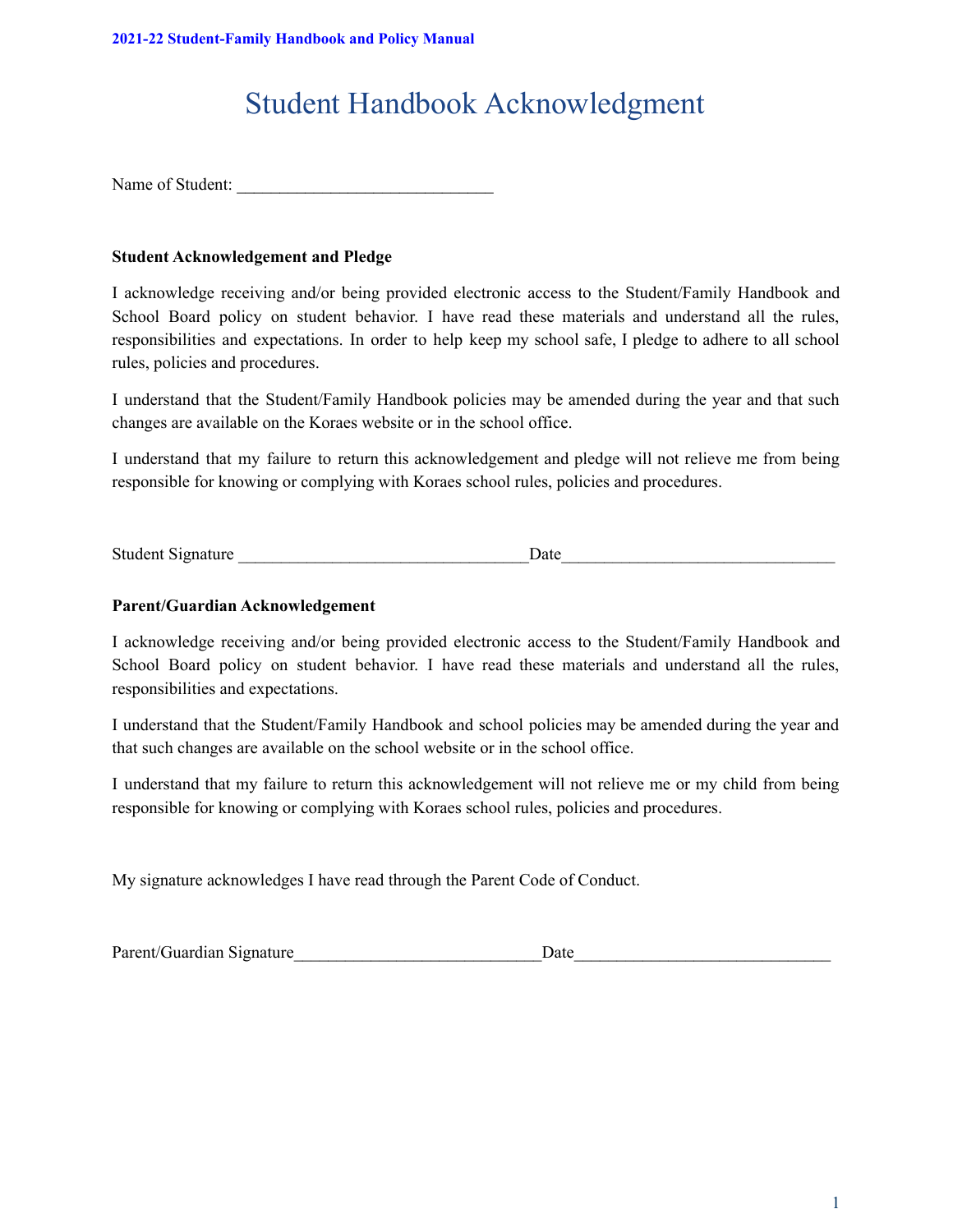# Student Handbook Acknowledgment

Name of Student: ______________________________

**Student Acknowledgement and Pledge**

I acknowledge receiving and/or being provided electronic access to the Student/Family Handbook and School Board policy on student behavior. I have read these materials and understand all the rules, responsibilities and expectations. In order to help keep my school safe, I pledge to adhere to all school rules, policies and procedures.

I understand that the Student/Family Handbook policies may be amended during the year and that such changes are available on the Koraes website or in the school office.

I understand that my failure to return this acknowledgement and pledge will not relieve me from being responsible for knowing or complying with Koraes school rules, policies and procedures.

Student Signature __________________________________Date________________________________

**Parent/Guardian Acknowledgement**

I acknowledge receiving and/or being provided electronic access to the Student/Family Handbook and School Board policy on student behavior. I have read these materials and understand all the rules, responsibilities and expectations.

I understand that the Student/Family Handbook and school policies may be amended during the year and that such changes are available on the school website or in the school office.

I understand that my failure to return this acknowledgement will not relieve me or my child from being responsible for knowing or complying with Koraes school rules, policies and procedures.

My signature acknowledges I have read through the Parent Code of Conduct.

Parent/Guardian Signature_____________________________Date______________________________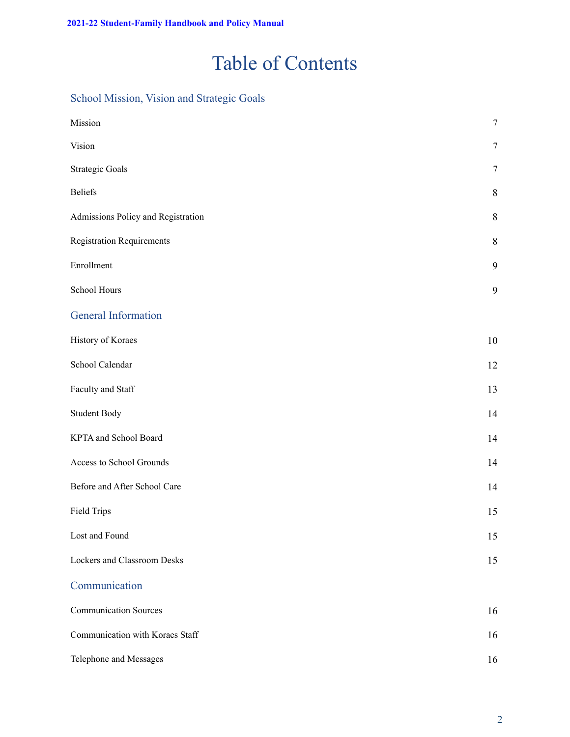# Table of Contents

## School Mission, Vision and Strategic Goals

| | |
|---|---|
| Mission | 7 |
| Vision | 7 |
| Strategic Goals | 7 |
| Beliefs | 8 |
| Admissions Policy and Registration | 8 |
| Registration Requirements | 8 |
| Enrollment | 9 |
| School Hours | 9 |

## General Information

| | |
|---|---|
| History of Koraes | 10 |
| School Calendar | 12 |
| Faculty and Staff | 13 |
| Student Body | 14 |
| KPTA and School Board | 14 |
| Access to School Grounds | 14 |
| Before and After School Care | 14 |
| Field Trips | 15 |
| Lost and Found | 15 |
| Lockers and Classroom Desks | 15 |

## Communication

| | |
|---|---|
| Communication Sources | 16 |
| Communication with Koraes Staff | 16 |
| Telephone and Messages | 16 |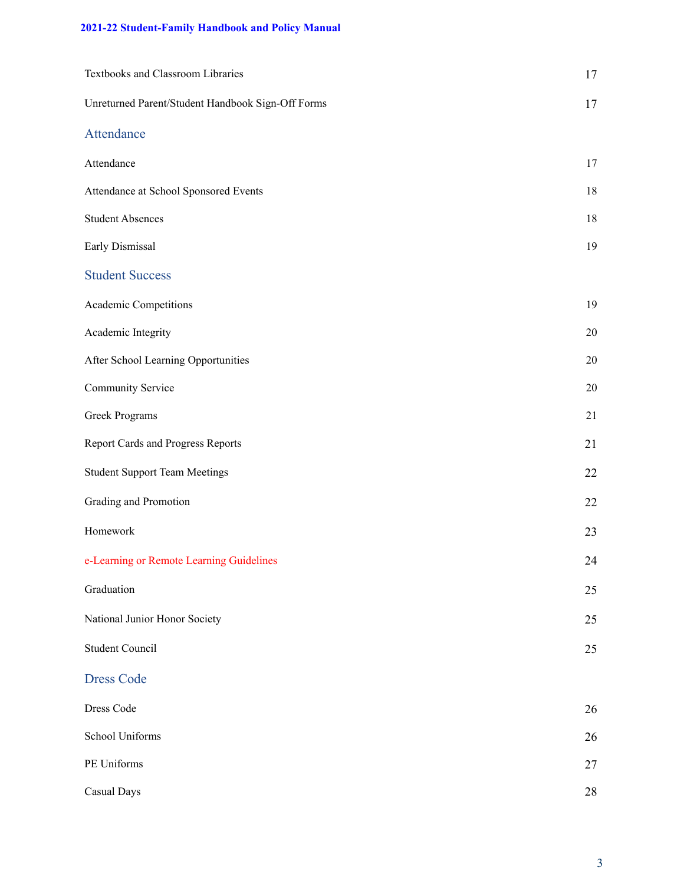| | |
|---|---|
| Textbooks and Classroom Libraries | 17 |
| Unreturned Parent/Student Handbook Sign-Off Forms | 17 |

## Attendance

| | |
|---|---|
| Attendance | 17 |
| Attendance at School Sponsored Events | 18 |
| Student Absences | 18 |
| Early Dismissal | 19 |

## Student Success

| | |
|---|---|
| Academic Competitions | 19 |
| Academic Integrity | 20 |
| After School Learning Opportunities | 20 |
| Community Service | 20 |
| Greek Programs | 21 |
| Report Cards and Progress Reports | 21 |
| Student Support Team Meetings | 22 |
| Grading and Promotion | 22 |
| Homework | 23 |
| e-Learning or Remote Learning Guidelines | 24 |
| Graduation | 25 |
| National Junior Honor Society | 25 |
| Student Council | 25 |

## Dress Code

| | |
|---|---|
| Dress Code | 26 |
| School Uniforms | 26 |
| PE Uniforms | 27 |
| Casual Days | 28 |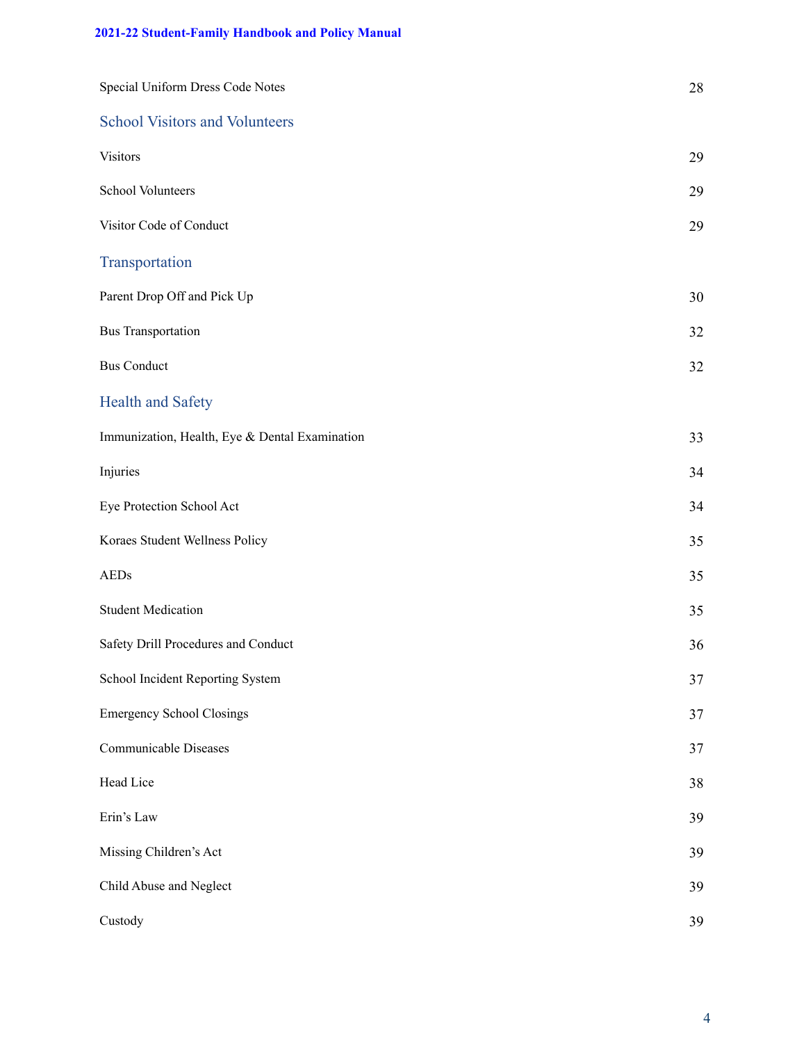| | |
|---|---|
| Special Uniform Dress Code Notes | 28 |

## School Visitors and Volunteers

| | |
|---|---|
| Visitors | 29 |
| School Volunteers | 29 |
| Visitor Code of Conduct | 29 |

## Transportation

| | |
|---|---|
| Parent Drop Off and Pick Up | 30 |
| Bus Transportation | 32 |
| Bus Conduct | 32 |

## Health and Safety

| | |
|---|---|
| Immunization, Health, Eye & Dental Examination | 33 |
| Injuries | 34 |
| Eye Protection School Act | 34 |
| Koraes Student Wellness Policy | 35 |
| AEDs | 35 |
| Student Medication | 35 |
| Safety Drill Procedures and Conduct | 36 |
| School Incident Reporting System | 37 |
| Emergency School Closings | 37 |
| Communicable Diseases | 37 |
| Head Lice | 38 |
| Erin's Law | 39 |
| Missing Children's Act | 39 |
| Child Abuse and Neglect | 39 |
| Custody | 39 |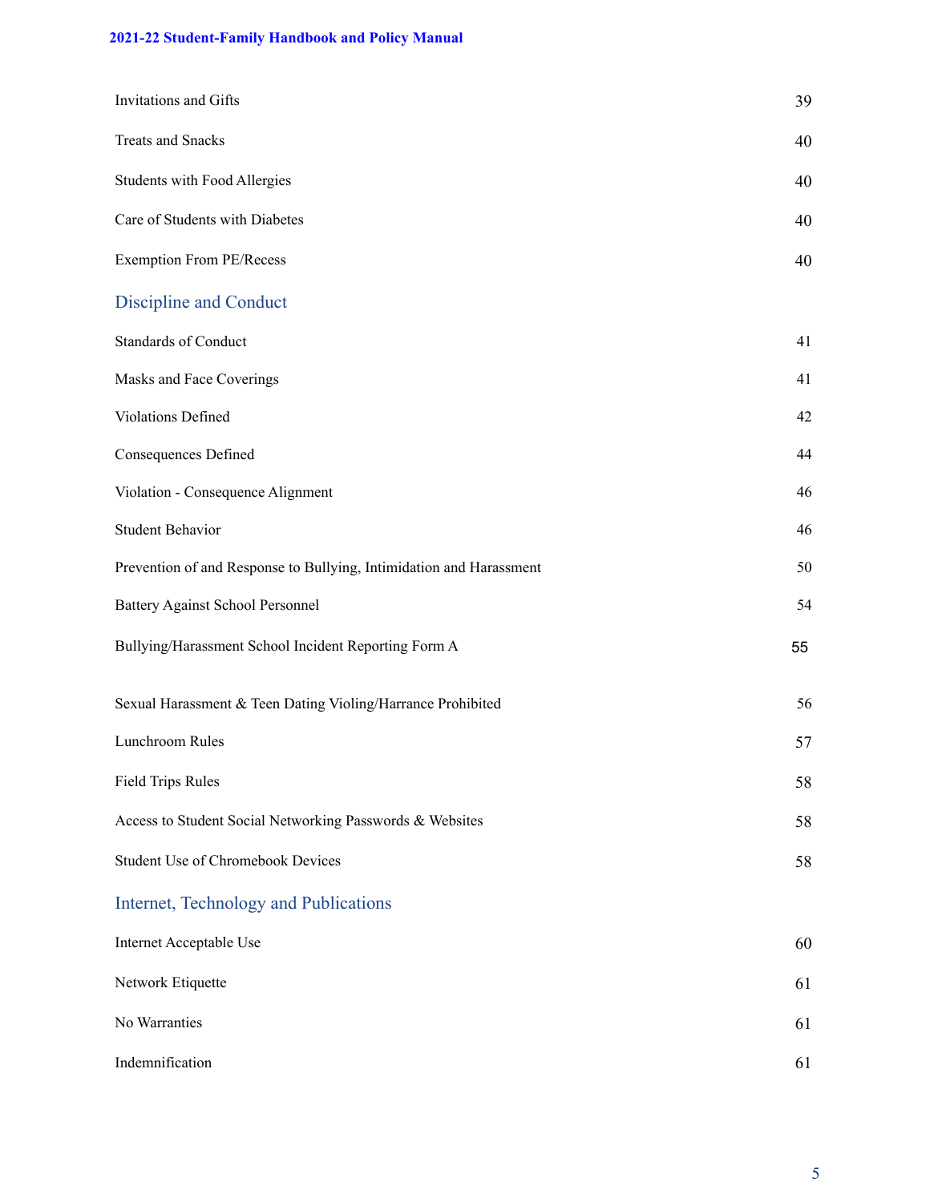| | |
|---|---|
| Invitations and Gifts | 39 |
| Treats and Snacks | 40 |
| Students with Food Allergies | 40 |
| Care of Students with Diabetes | 40 |
| Exemption From PE/Recess | 40 |

## Discipline and Conduct

| | |
|---|---|
| Standards of Conduct | 41 |
| Masks and Face Coverings | 41 |
| Violations Defined | 42 |
| Consequences Defined | 44 |
| Violation - Consequence Alignment | 46 |
| Student Behavior | 46 |
| Prevention of and Response to Bullying, Intimidation and Harassment | 50 |
| Battery Against School Personnel | 54 |
| Bullying/Harassment School Incident Reporting Form A | 55 |
| Sexual Harassment & Teen Dating Violing/Harrance Prohibited | 56 |
| Lunchroom Rules | 57 |
| Field Trips Rules | 58 |
| Access to Student Social Networking Passwords & Websites | 58 |
| Student Use of Chromebook Devices | 58 |

## Internet, Technology and Publications

| | |
|---|---|
| Internet Acceptable Use | 60 |
| Network Etiquette | 61 |
| No Warranties | 61 |
| Indemnification | 61 |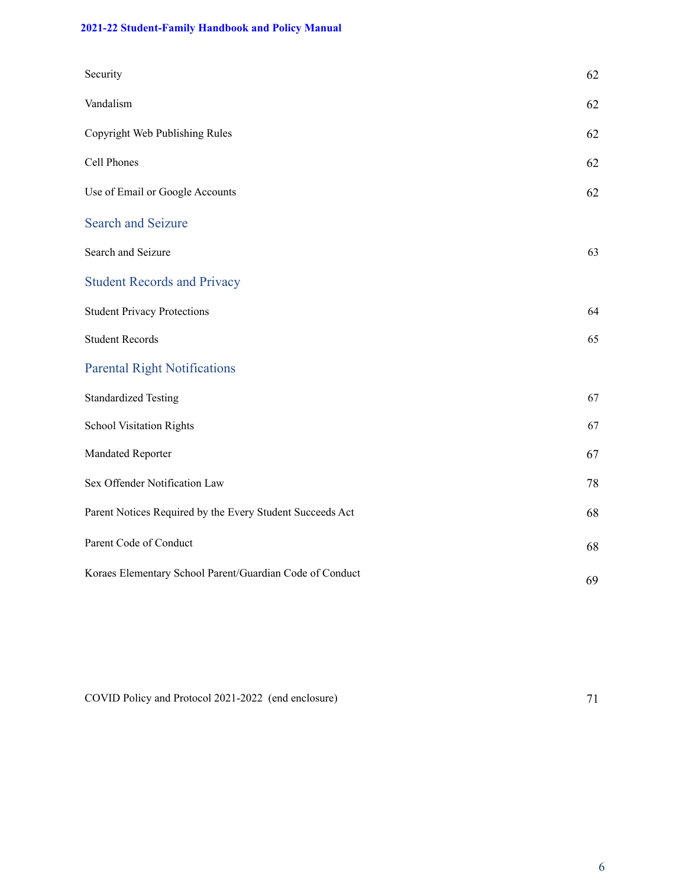| | |
|---|---|
| Security | 62 |
| Vandalism | 62 |
| Copyright Web Publishing Rules | 62 |
| Cell Phones | 62 |
| Use of Email or Google Accounts | 62 |

## Search and Seizure

| | |
|---|---|
| Search and Seizure | 63 |

## Student Records and Privacy

| | |
|---|---|
| Student Privacy Protections | 64 |
| Student Records | 65 |

## Parental Right Notifications

| | |
|---|---|
| Standardized Testing | 67 |
| School Visitation Rights | 67 |
| Mandated Reporter | 67 |
| Sex Offender Notification Law | 78 |
| Parent Notices Required by the Every Student Succeeds Act | 68 |
| Parent Code of Conduct | 68 |
| Koraes Elementary School Parent/Guardian Code of Conduct | 69 |

| | |
|---|---|
| COVID Policy and Protocol 2021-2022 (end enclosure) | 71 |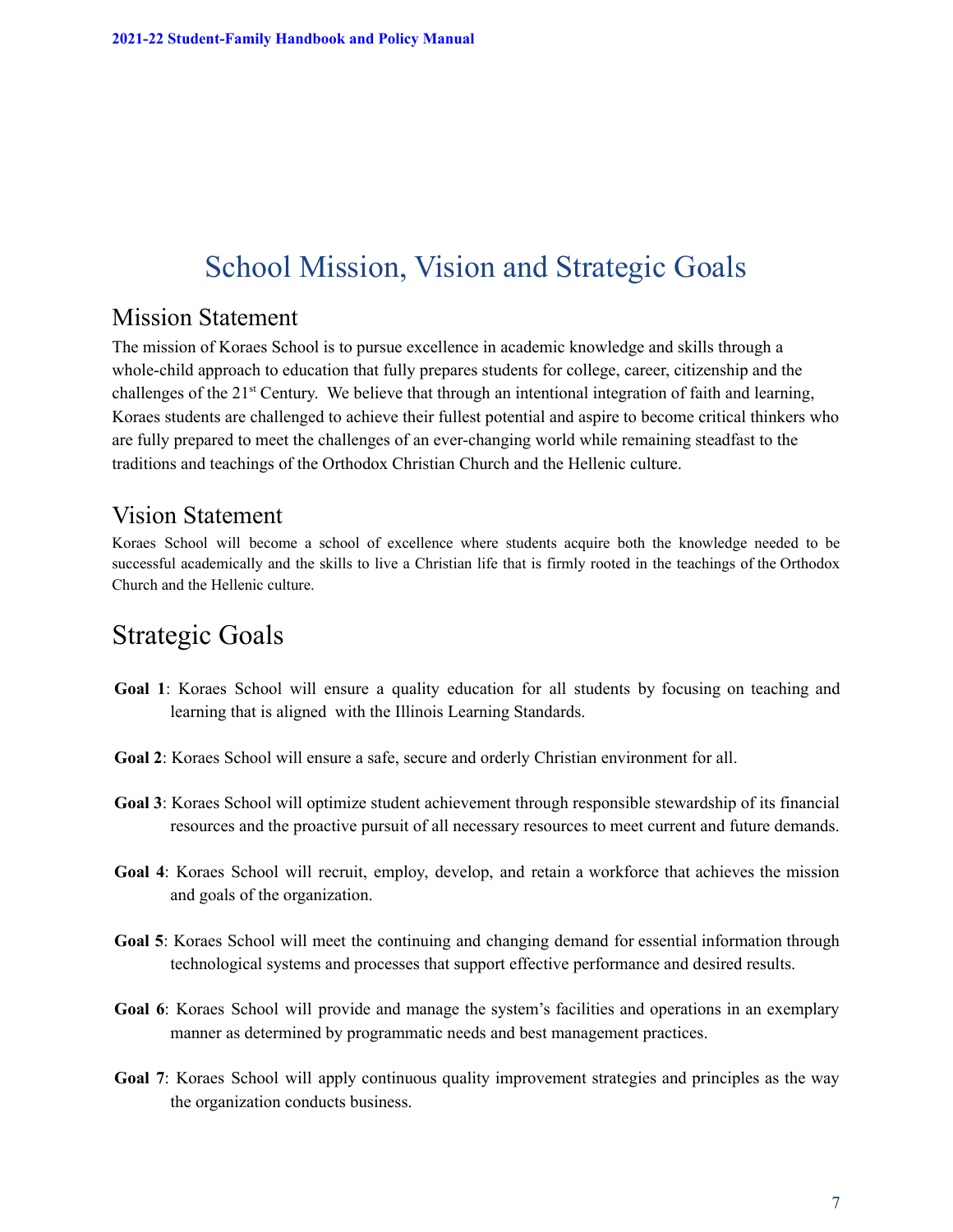# School Mission, Vision and Strategic Goals

## Mission Statement

The mission of Koraes School is to pursue excellence in academic knowledge and skills through a whole-child approach to education that fully prepares students for college, career, citizenship and the challenges of the 21st Century. We believe that through an intentional integration of faith and learning, Koraes students are challenged to achieve their fullest potential and aspire to become critical thinkers who are fully prepared to meet the challenges of an ever-changing world while remaining steadfast to the traditions and teachings of the Orthodox Christian Church and the Hellenic culture.

## Vision Statement

Koraes School will become a school of excellence where students acquire both the knowledge needed to be successful academically and the skills to live a Christian life that is firmly rooted in the teachings of the Orthodox Church and the Hellenic culture.

# Strategic Goals

**Goal 1**: Koraes School will ensure a quality education for all students by focusing on teaching and learning that is aligned with the Illinois Learning Standards.

**Goal 2**: Koraes School will ensure a safe, secure and orderly Christian environment for all.

**Goal 3**: Koraes School will optimize student achievement through responsible stewardship of its financial resources and the proactive pursuit of all necessary resources to meet current and future demands.

**Goal 4**: Koraes School will recruit, employ, develop, and retain a workforce that achieves the mission and goals of the organization.

**Goal 5**: Koraes School will meet the continuing and changing demand for essential information through technological systems and processes that support effective performance and desired results.

**Goal 6**: Koraes School will provide and manage the system's facilities and operations in an exemplary manner as determined by programmatic needs and best management practices.

**Goal 7**: Koraes School will apply continuous quality improvement strategies and principles as the way the organization conducts business.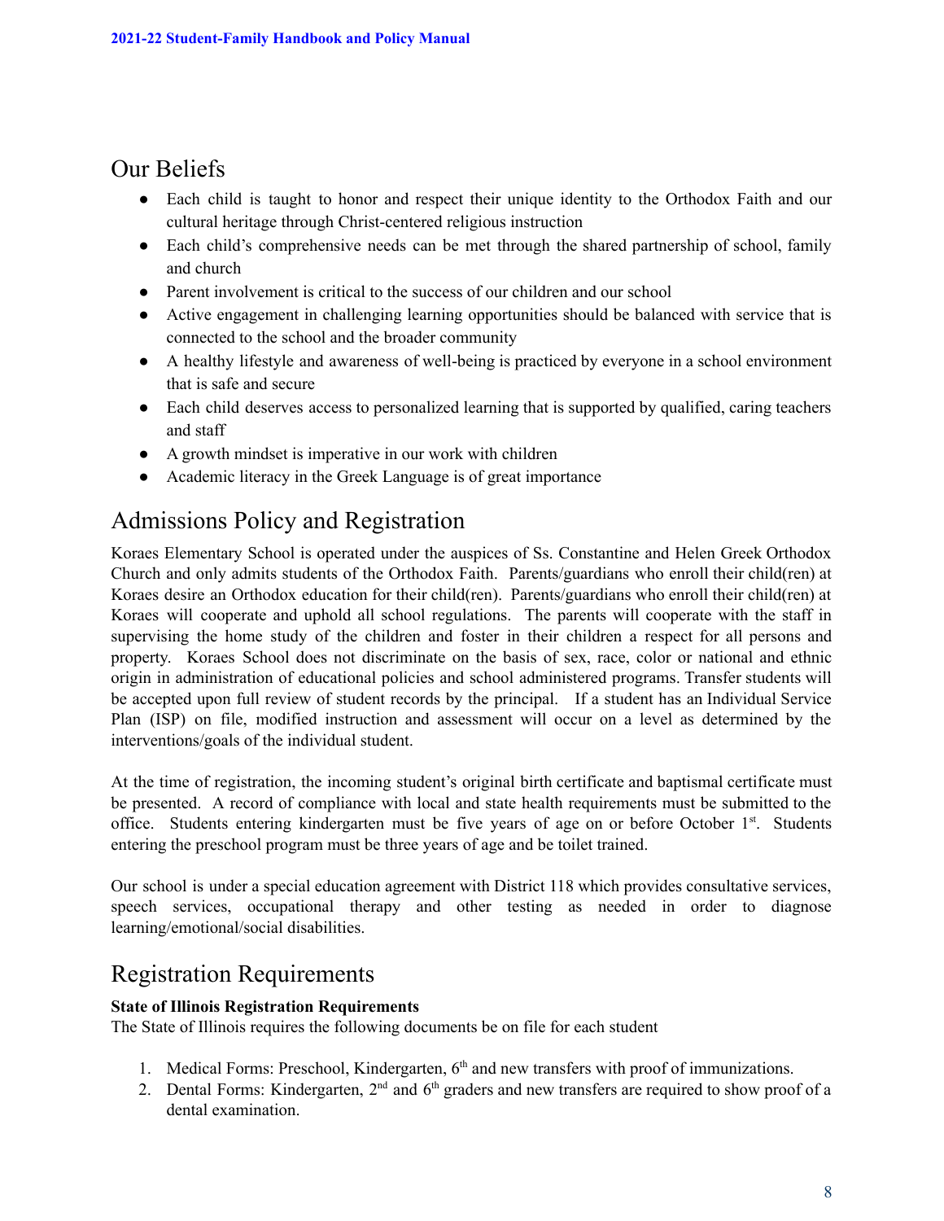## Our Beliefs

- Each child is taught to honor and respect their unique identity to the Orthodox Faith and our cultural heritage through Christ-centered religious instruction
- Each child's comprehensive needs can be met through the shared partnership of school, family and church
- Parent involvement is critical to the success of our children and our school
- Active engagement in challenging learning opportunities should be balanced with service that is connected to the school and the broader community
- A healthy lifestyle and awareness of well-being is practiced by everyone in a school environment that is safe and secure
- Each child deserves access to personalized learning that is supported by qualified, caring teachers and staff
- A growth mindset is imperative in our work with children
- Academic literacy in the Greek Language is of great importance

## Admissions Policy and Registration

Koraes Elementary School is operated under the auspices of Ss. Constantine and Helen Greek Orthodox Church and only admits students of the Orthodox Faith. Parents/guardians who enroll their child(ren) at Koraes desire an Orthodox education for their child(ren). Parents/guardians who enroll their child(ren) at Koraes will cooperate and uphold all school regulations. The parents will cooperate with the staff in supervising the home study of the children and foster in their children a respect for all persons and property. Koraes School does not discriminate on the basis of sex, race, color or national and ethnic origin in administration of educational policies and school administered programs. Transfer students will be accepted upon full review of student records by the principal. If a student has an Individual Service Plan (ISP) on file, modified instruction and assessment will occur on a level as determined by the interventions/goals of the individual student.

At the time of registration, the incoming student's original birth certificate and baptismal certificate must be presented. A record of compliance with local and state health requirements must be submitted to the office. Students entering kindergarten must be five years of age on or before October 1st. Students entering the preschool program must be three years of age and be toilet trained.

Our school is under a special education agreement with District 118 which provides consultative services, speech services, occupational therapy and other testing as needed in order to diagnose learning/emotional/social disabilities.

## Registration Requirements

**State of Illinois Registration Requirements**
The State of Illinois requires the following documents be on file for each student

1. Medical Forms: Preschool, Kindergarten, 6th and new transfers with proof of immunizations.
2. Dental Forms: Kindergarten, 2nd and 6th graders and new transfers are required to show proof of a dental examination.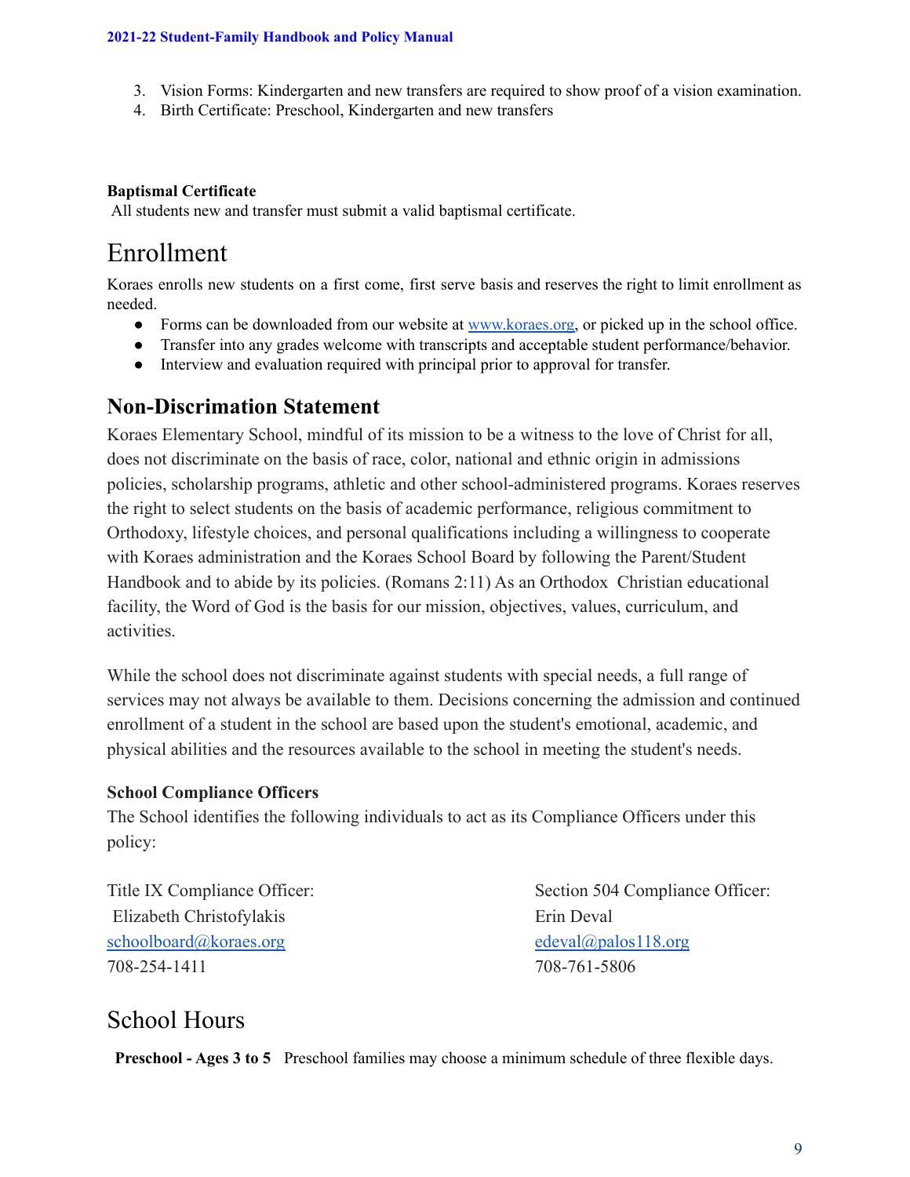3. Vision Forms: Kindergarten and new transfers are required to show proof of a vision examination.
4. Birth Certificate: Preschool, Kindergarten and new transfers

**Baptismal Certificate**

All students new and transfer must submit a valid baptismal certificate.

# Enrollment

Koraes enrolls new students on a first come, first serve basis and reserves the right to limit enrollment as needed.

- Forms can be downloaded from our website at [www.koraes.org](http://www.koraes.org), or picked up in the school office.
- Transfer into any grades welcome with transcripts and acceptable student performance/behavior.
- Interview and evaluation required with principal prior to approval for transfer.

## Non-Discrimation Statement

Koraes Elementary School, mindful of its mission to be a witness to the love of Christ for all, does not discriminate on the basis of race, color, national and ethnic origin in admissions policies, scholarship programs, athletic and other school-administered programs. Koraes reserves the right to select students on the basis of academic performance, religious commitment to Orthodoxy, lifestyle choices, and personal qualifications including a willingness to cooperate with Koraes administration and the Koraes School Board by following the Parent/Student Handbook and to abide by its policies. (Romans 2:11) As an Orthodox Christian educational facility, the Word of God is the basis for our mission, objectives, values, curriculum, and activities.

While the school does not discriminate against students with special needs, a full range of services may not always be available to them. Decisions concerning the admission and continued enrollment of a student in the school are based upon the student's emotional, academic, and physical abilities and the resources available to the school in meeting the student's needs.

**School Compliance Officers**

The School identifies the following individuals to act as its Compliance Officers under this policy:

Title IX Compliance Officer:
Elizabeth Christofylakis
[schoolboard@koraes.org](mailto:schoolboard@koraes.org)
708-254-1411

Section 504 Compliance Officer:
Erin Deval
[edeval@palos118.org](mailto:edeval@palos118.org)
708-761-5806

# School Hours

**Preschool - Ages 3 to 5** Preschool families may choose a minimum schedule of three flexible days.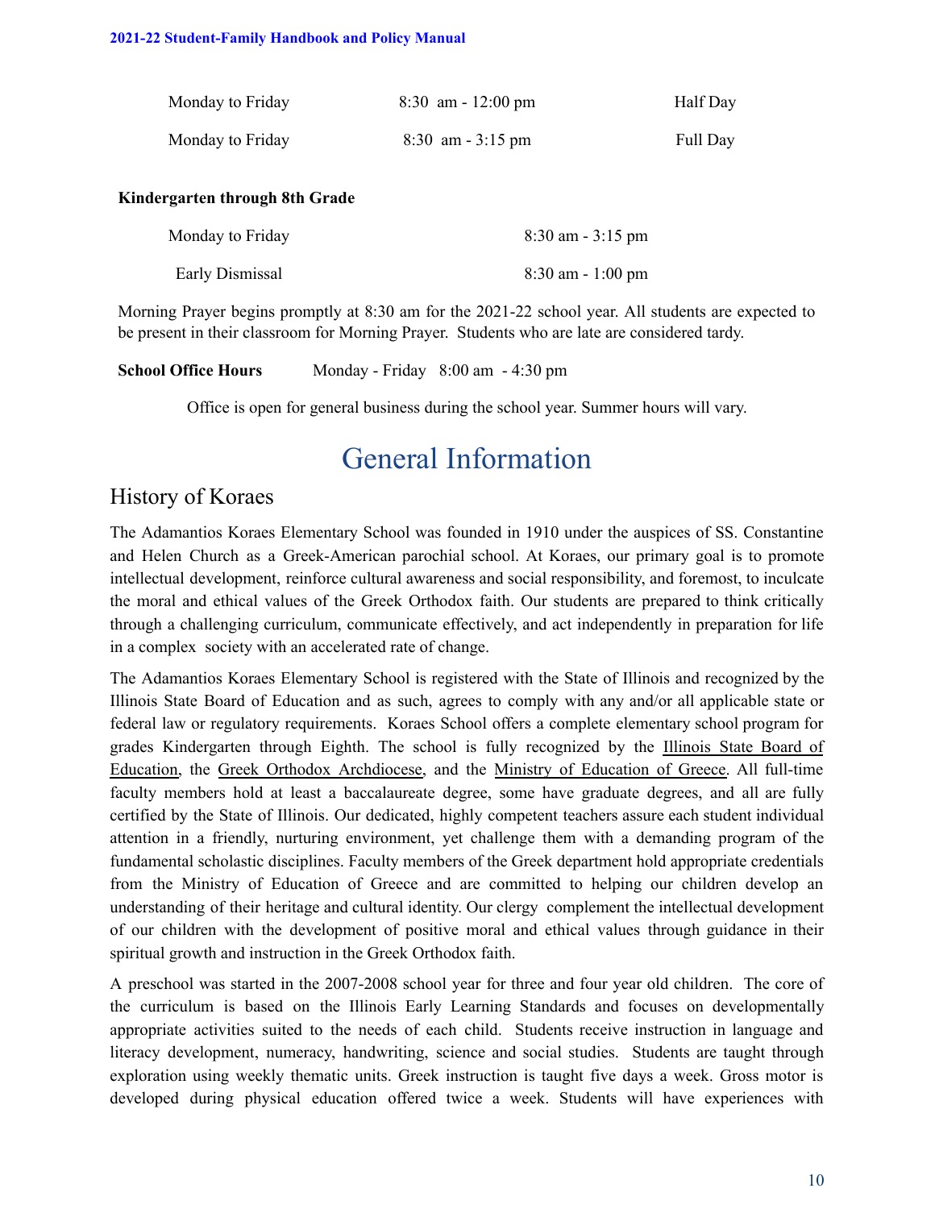| | | |
|---|---|---|
| Monday to Friday | 8:30 am - 12:00 pm | Half Day |
| Monday to Friday | 8:30 am - 3:15 pm | Full Day |

**Kindergarten through 8th Grade**

| | |
|---|---|
| Monday to Friday | 8:30 am - 3:15 pm |
| Early Dismissal | 8:30 am - 1:00 pm |

Morning Prayer begins promptly at 8:30 am for the 2021-22 school year. All students are expected to be present in their classroom for Morning Prayer. Students who are late are considered tardy.

**School Office Hours** Monday - Friday 8:00 am - 4:30 pm

Office is open for general business during the school year. Summer hours will vary.

# General Information

## History of Koraes

The Adamantios Koraes Elementary School was founded in 1910 under the auspices of SS. Constantine and Helen Church as a Greek-American parochial school. At Koraes, our primary goal is to promote intellectual development, reinforce cultural awareness and social responsibility, and foremost, to inculcate the moral and ethical values of the Greek Orthodox faith. Our students are prepared to think critically through a challenging curriculum, communicate effectively, and act independently in preparation for life in a complex society with an accelerated rate of change.

The Adamantios Koraes Elementary School is registered with the State of Illinois and recognized by the Illinois State Board of Education and as such, agrees to comply with any and/or all applicable state or federal law or regulatory requirements. Koraes School offers a complete elementary school program for grades Kindergarten through Eighth. The school is fully recognized by the Illinois State Board of Education, the Greek Orthodox Archdiocese, and the Ministry of Education of Greece. All full-time faculty members hold at least a baccalaureate degree, some have graduate degrees, and all are fully certified by the State of Illinois. Our dedicated, highly competent teachers assure each student individual attention in a friendly, nurturing environment, yet challenge them with a demanding program of the fundamental scholastic disciplines. Faculty members of the Greek department hold appropriate credentials from the Ministry of Education of Greece and are committed to helping our children develop an understanding of their heritage and cultural identity. Our clergy complement the intellectual development of our children with the development of positive moral and ethical values through guidance in their spiritual growth and instruction in the Greek Orthodox faith.

A preschool was started in the 2007-2008 school year for three and four year old children. The core of the curriculum is based on the Illinois Early Learning Standards and focuses on developmentally appropriate activities suited to the needs of each child. Students receive instruction in language and literacy development, numeracy, handwriting, science and social studies. Students are taught through exploration using weekly thematic units. Greek instruction is taught five days a week. Gross motor is developed during physical education offered twice a week. Students will have experiences with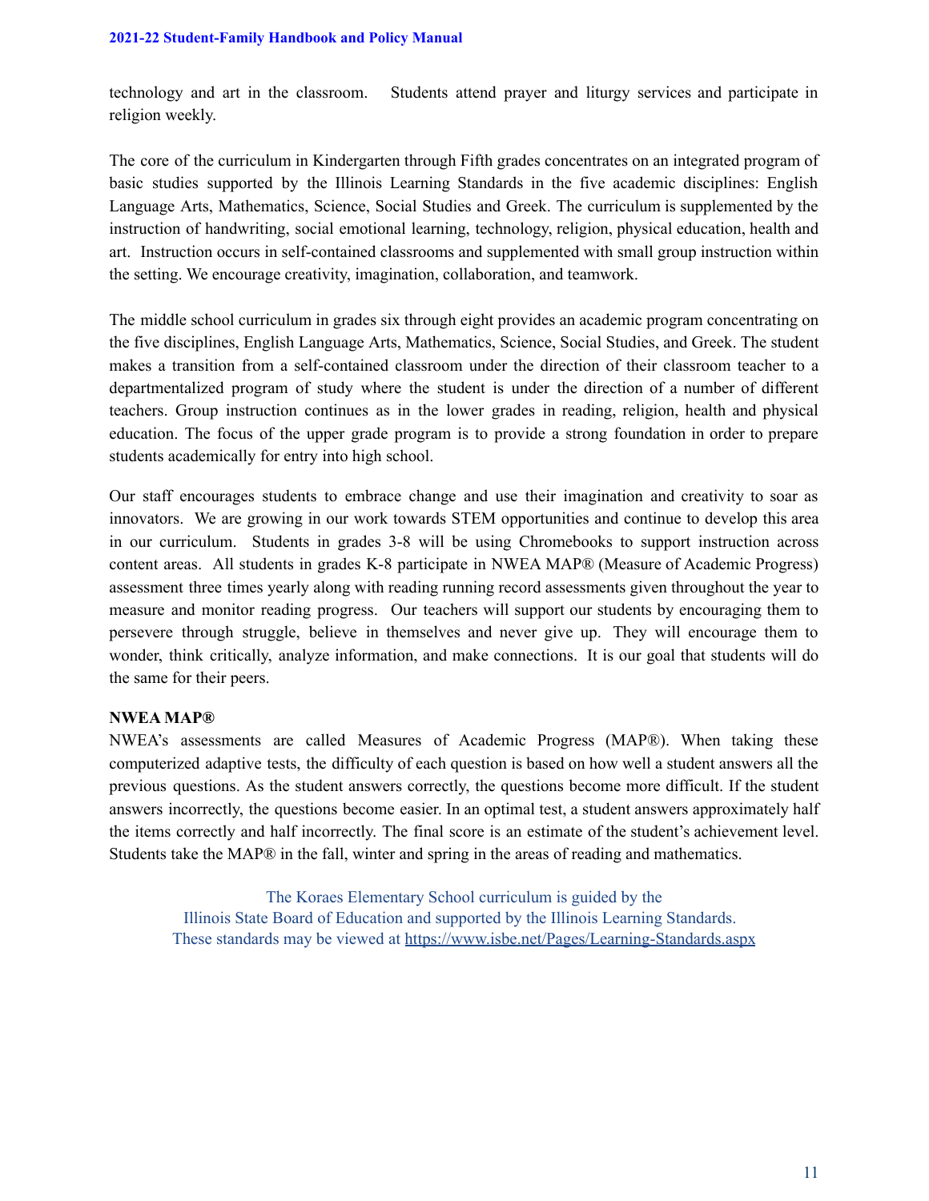technology and art in the classroom. Students attend prayer and liturgy services and participate in religion weekly.

The core of the curriculum in Kindergarten through Fifth grades concentrates on an integrated program of basic studies supported by the Illinois Learning Standards in the five academic disciplines: English Language Arts, Mathematics, Science, Social Studies and Greek. The curriculum is supplemented by the instruction of handwriting, social emotional learning, technology, religion, physical education, health and art. Instruction occurs in self-contained classrooms and supplemented with small group instruction within the setting. We encourage creativity, imagination, collaboration, and teamwork.

The middle school curriculum in grades six through eight provides an academic program concentrating on the five disciplines, English Language Arts, Mathematics, Science, Social Studies, and Greek. The student makes a transition from a self-contained classroom under the direction of their classroom teacher to a departmentalized program of study where the student is under the direction of a number of different teachers. Group instruction continues as in the lower grades in reading, religion, health and physical education. The focus of the upper grade program is to provide a strong foundation in order to prepare students academically for entry into high school.

Our staff encourages students to embrace change and use their imagination and creativity to soar as innovators. We are growing in our work towards STEM opportunities and continue to develop this area in our curriculum. Students in grades 3-8 will be using Chromebooks to support instruction across content areas. All students in grades K-8 participate in NWEA MAP® (Measure of Academic Progress) assessment three times yearly along with reading running record assessments given throughout the year to measure and monitor reading progress. Our teachers will support our students by encouraging them to persevere through struggle, believe in themselves and never give up. They will encourage them to wonder, think critically, analyze information, and make connections. It is our goal that students will do the same for their peers.

**NWEA MAP®**

NWEA's assessments are called Measures of Academic Progress (MAP®). When taking these computerized adaptive tests, the difficulty of each question is based on how well a student answers all the previous questions. As the student answers correctly, the questions become more difficult. If the student answers incorrectly, the questions become easier. In an optimal test, a student answers approximately half the items correctly and half incorrectly. The final score is an estimate of the student's achievement level. Students take the MAP® in the fall, winter and spring in the areas of reading and mathematics.

The Koraes Elementary School curriculum is guided by the
Illinois State Board of Education and supported by the Illinois Learning Standards.
These standards may be viewed at https://www.isbe.net/Pages/Learning-Standards.aspx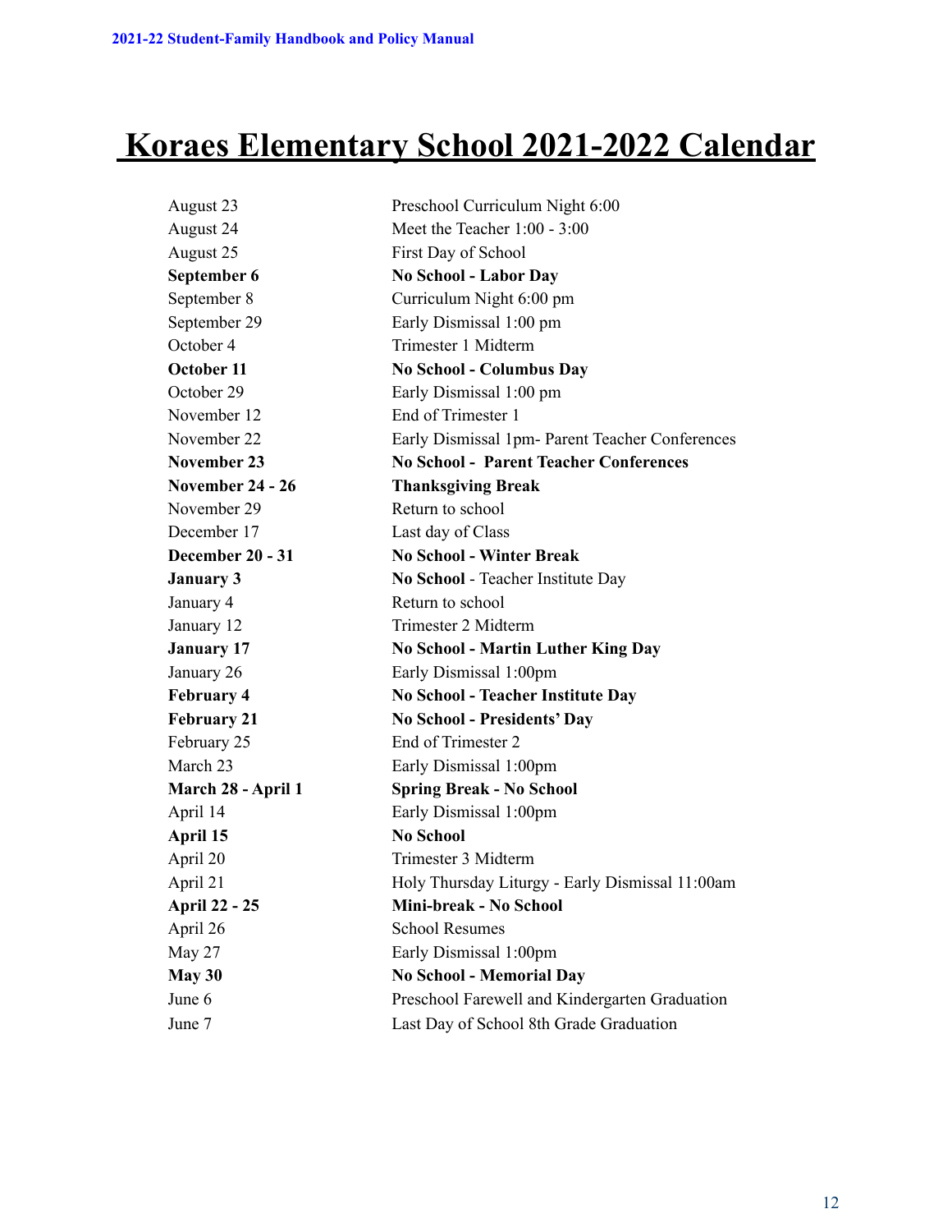# Koraes Elementary School 2021-2022 Calendar

| | |
|---|---|
| August 23 | Preschool Curriculum Night 6:00 |
| August 24 | Meet the Teacher 1:00 - 3:00 |
| August 25 | First Day of School |
| **September 6** | **No School - Labor Day** |
| September 8 | Curriculum Night 6:00 pm |
| September 29 | Early Dismissal 1:00 pm |
| October 4 | Trimester 1 Midterm |
| **October 11** | **No School - Columbus Day** |
| October 29 | Early Dismissal 1:00 pm |
| November 12 | End of Trimester 1 |
| November 22 | Early Dismissal 1pm- Parent Teacher Conferences |
| **November 23** | **No School - Parent Teacher Conferences** |
| **November 24 - 26** | **Thanksgiving Break** |
| November 29 | Return to school |
| December 17 | Last day of Class |
| **December 20 - 31** | **No School - Winter Break** |
| **January 3** | **No School** - Teacher Institute Day |
| January 4 | Return to school |
| January 12 | Trimester 2 Midterm |
| **January 17** | **No School - Martin Luther King Day** |
| January 26 | Early Dismissal 1:00pm |
| **February 4** | **No School - Teacher Institute Day** |
| **February 21** | **No School - Presidents' Day** |
| February 25 | End of Trimester 2 |
| March 23 | Early Dismissal 1:00pm |
| **March 28 - April 1** | **Spring Break - No School** |
| April 14 | Early Dismissal 1:00pm |
| **April 15** | **No School** |
| April 20 | Trimester 3 Midterm |
| April 21 | Holy Thursday Liturgy - Early Dismissal 11:00am |
| **April 22 - 25** | **Mini-break - No School** |
| April 26 | School Resumes |
| May 27 | Early Dismissal 1:00pm |
| **May 30** | **No School - Memorial Day** |
| June 6 | Preschool Farewell and Kindergarten Graduation |
| June 7 | Last Day of School 8th Grade Graduation |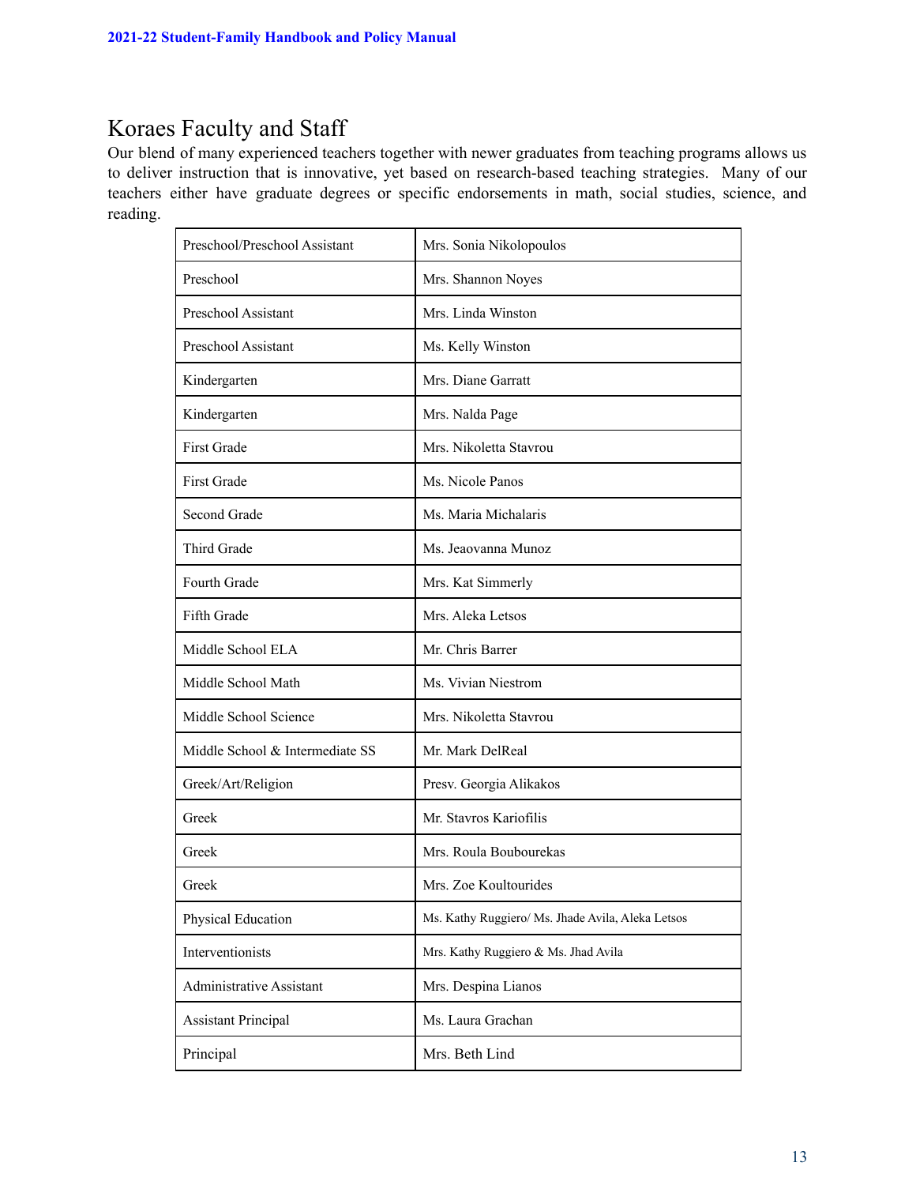## Koraes Faculty and Staff

Our blend of many experienced teachers together with newer graduates from teaching programs allows us to deliver instruction that is innovative, yet based on research-based teaching strategies. Many of our teachers either have graduate degrees or specific endorsements in math, social studies, science, and reading.

| | |
|---|---|
| Preschool/Preschool Assistant | Mrs. Sonia Nikolopoulos |
| Preschool | Mrs. Shannon Noyes |
| Preschool Assistant | Mrs. Linda Winston |
| Preschool Assistant | Ms. Kelly Winston |
| Kindergarten | Mrs. Diane Garratt |
| Kindergarten | Mrs. Nalda Page |
| First Grade | Mrs. Nikoletta Stavrou |
| First Grade | Ms. Nicole Panos |
| Second Grade | Ms. Maria Michalaris |
| Third Grade | Ms. Jeaovanna Munoz |
| Fourth Grade | Mrs. Kat Simmerly |
| Fifth Grade | Mrs. Aleka Letsos |
| Middle School ELA | Mr. Chris Barrer |
| Middle School Math | Ms. Vivian Niestrom |
| Middle School Science | Mrs. Nikoletta Stavrou |
| Middle School & Intermediate SS | Mr. Mark DelReal |
| Greek/Art/Religion | Presv. Georgia Alikakos |
| Greek | Mr. Stavros Kariofilis |
| Greek | Mrs. Roula Boubourekas |
| Greek | Mrs. Zoe Koultourides |
| Physical Education | Ms. Kathy Ruggiero/ Ms. Jhade Avila, Aleka Letsos |
| Interventionists | Mrs. Kathy Ruggiero & Ms. Jhad Avila |
| Administrative Assistant | Mrs. Despina Lianos |
| Assistant Principal | Ms. Laura Grachan |
| Principal | Mrs. Beth Lind |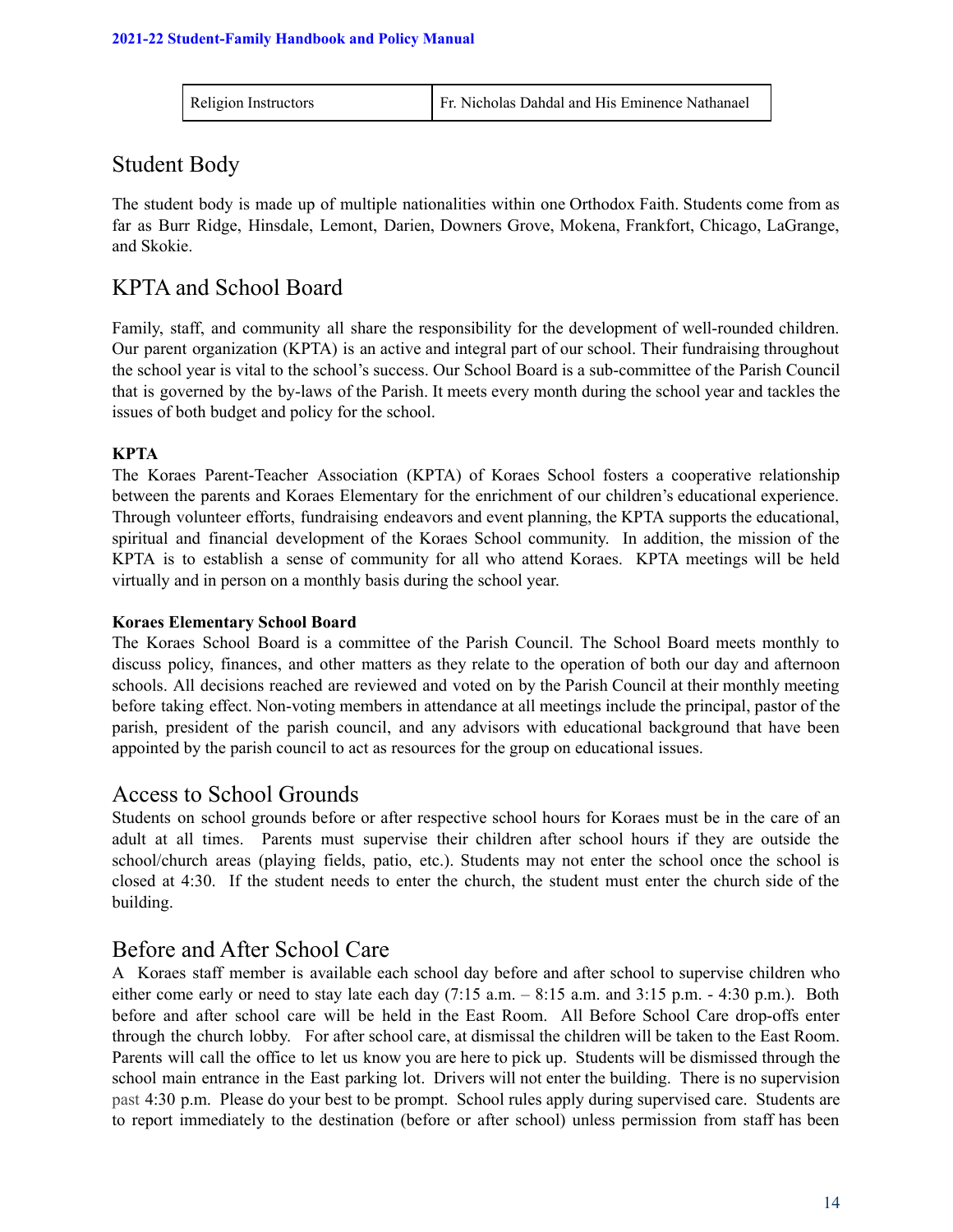| Religion Instructors | Fr. Nicholas Dahdal and His Eminence Nathanael |
|---|---|

## Student Body

The student body is made up of multiple nationalities within one Orthodox Faith. Students come from as far as Burr Ridge, Hinsdale, Lemont, Darien, Downers Grove, Mokena, Frankfort, Chicago, LaGrange, and Skokie.

## KPTA and School Board

Family, staff, and community all share the responsibility for the development of well-rounded children. Our parent organization (KPTA) is an active and integral part of our school. Their fundraising throughout the school year is vital to the school's success. Our School Board is a sub-committee of the Parish Council that is governed by the by-laws of the Parish. It meets every month during the school year and tackles the issues of both budget and policy for the school.

**KPTA**

The Koraes Parent-Teacher Association (KPTA) of Koraes School fosters a cooperative relationship between the parents and Koraes Elementary for the enrichment of our children's educational experience. Through volunteer efforts, fundraising endeavors and event planning, the KPTA supports the educational, spiritual and financial development of the Koraes School community. In addition, the mission of the KPTA is to establish a sense of community for all who attend Koraes. KPTA meetings will be held virtually and in person on a monthly basis during the school year.

**Koraes Elementary School Board**

The Koraes School Board is a committee of the Parish Council. The School Board meets monthly to discuss policy, finances, and other matters as they relate to the operation of both our day and afternoon schools. All decisions reached are reviewed and voted on by the Parish Council at their monthly meeting before taking effect. Non-voting members in attendance at all meetings include the principal, pastor of the parish, president of the parish council, and any advisors with educational background that have been appointed by the parish council to act as resources for the group on educational issues.

## Access to School Grounds

Students on school grounds before or after respective school hours for Koraes must be in the care of an adult at all times. Parents must supervise their children after school hours if they are outside the school/church areas (playing fields, patio, etc.). Students may not enter the school once the school is closed at 4:30. If the student needs to enter the church, the student must enter the church side of the building.

## Before and After School Care

A Koraes staff member is available each school day before and after school to supervise children who either come early or need to stay late each day (7:15 a.m. – 8:15 a.m. and 3:15 p.m. - 4:30 p.m.). Both before and after school care will be held in the East Room. All Before School Care drop-offs enter through the church lobby. For after school care, at dismissal the children will be taken to the East Room. Parents will call the office to let us know you are here to pick up. Students will be dismissed through the school main entrance in the East parking lot. Drivers will not enter the building. There is no supervision past 4:30 p.m. Please do your best to be prompt. School rules apply during supervised care. Students are to report immediately to the destination (before or after school) unless permission from staff has been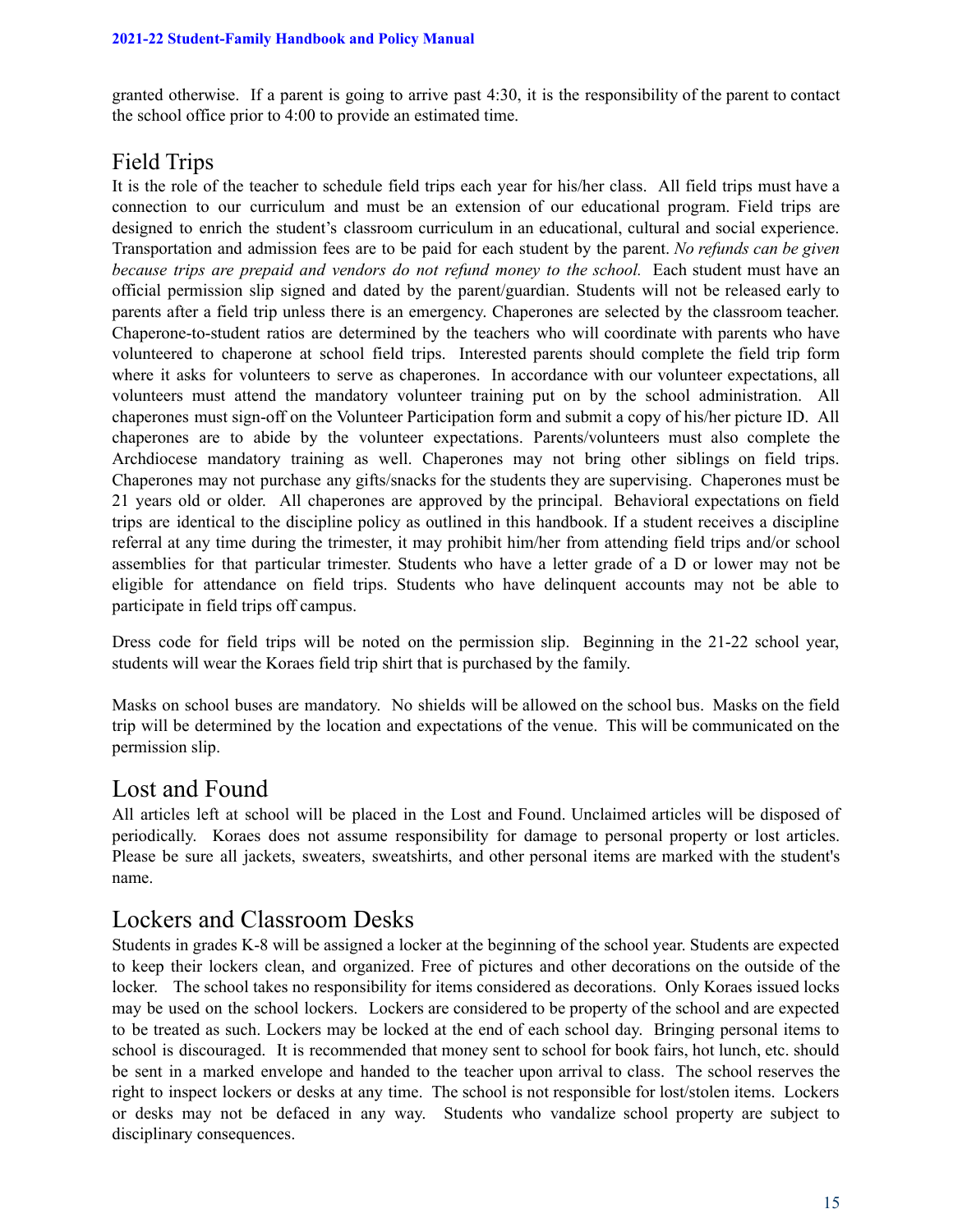granted otherwise. If a parent is going to arrive past 4:30, it is the responsibility of the parent to contact the school office prior to 4:00 to provide an estimated time.

## Field Trips

It is the role of the teacher to schedule field trips each year for his/her class. All field trips must have a connection to our curriculum and must be an extension of our educational program. Field trips are designed to enrich the student's classroom curriculum in an educational, cultural and social experience. Transportation and admission fees are to be paid for each student by the parent. *No refunds can be given because trips are prepaid and vendors do not refund money to the school.* Each student must have an official permission slip signed and dated by the parent/guardian. Students will not be released early to parents after a field trip unless there is an emergency. Chaperones are selected by the classroom teacher. Chaperone-to-student ratios are determined by the teachers who will coordinate with parents who have volunteered to chaperone at school field trips. Interested parents should complete the field trip form where it asks for volunteers to serve as chaperones. In accordance with our volunteer expectations, all volunteers must attend the mandatory volunteer training put on by the school administration. All chaperones must sign-off on the Volunteer Participation form and submit a copy of his/her picture ID. All chaperones are to abide by the volunteer expectations. Parents/volunteers must also complete the Archdiocese mandatory training as well. Chaperones may not bring other siblings on field trips. Chaperones may not purchase any gifts/snacks for the students they are supervising. Chaperones must be 21 years old or older. All chaperones are approved by the principal. Behavioral expectations on field trips are identical to the discipline policy as outlined in this handbook. If a student receives a discipline referral at any time during the trimester, it may prohibit him/her from attending field trips and/or school assemblies for that particular trimester. Students who have a letter grade of a D or lower may not be eligible for attendance on field trips. Students who have delinquent accounts may not be able to participate in field trips off campus.

Dress code for field trips will be noted on the permission slip. Beginning in the 21-22 school year, students will wear the Koraes field trip shirt that is purchased by the family.

Masks on school buses are mandatory. No shields will be allowed on the school bus. Masks on the field trip will be determined by the location and expectations of the venue. This will be communicated on the permission slip.

## Lost and Found

All articles left at school will be placed in the Lost and Found. Unclaimed articles will be disposed of periodically. Koraes does not assume responsibility for damage to personal property or lost articles. Please be sure all jackets, sweaters, sweatshirts, and other personal items are marked with the student's name.

## Lockers and Classroom Desks

Students in grades K-8 will be assigned a locker at the beginning of the school year. Students are expected to keep their lockers clean, and organized. Free of pictures and other decorations on the outside of the locker. The school takes no responsibility for items considered as decorations. Only Koraes issued locks may be used on the school lockers. Lockers are considered to be property of the school and are expected to be treated as such. Lockers may be locked at the end of each school day. Bringing personal items to school is discouraged. It is recommended that money sent to school for book fairs, hot lunch, etc. should be sent in a marked envelope and handed to the teacher upon arrival to class. The school reserves the right to inspect lockers or desks at any time. The school is not responsible for lost/stolen items. Lockers or desks may not be defaced in any way. Students who vandalize school property are subject to disciplinary consequences.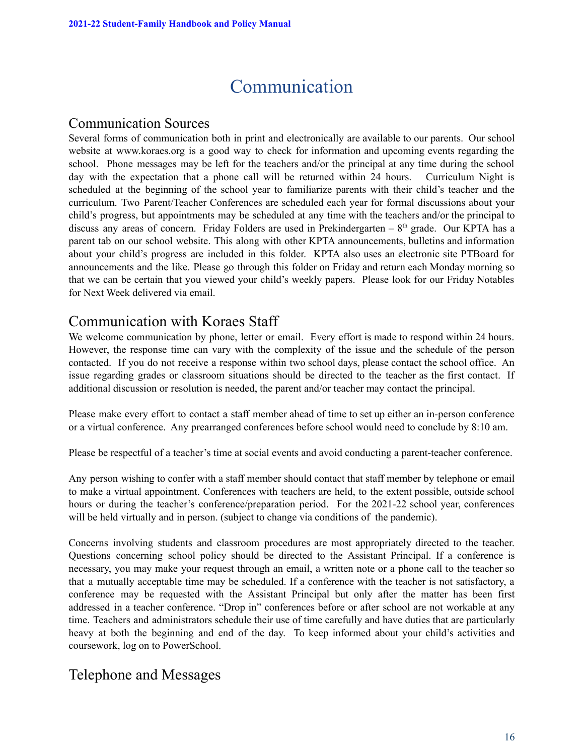# Communication

## Communication Sources

Several forms of communication both in print and electronically are available to our parents. Our school website at www.koraes.org is a good way to check for information and upcoming events regarding the school. Phone messages may be left for the teachers and/or the principal at any time during the school day with the expectation that a phone call will be returned within 24 hours. Curriculum Night is scheduled at the beginning of the school year to familiarize parents with their child's teacher and the curriculum. Two Parent/Teacher Conferences are scheduled each year for formal discussions about your child's progress, but appointments may be scheduled at any time with the teachers and/or the principal to discuss any areas of concern. Friday Folders are used in Prekindergarten – 8th grade. Our KPTA has a parent tab on our school website. This along with other KPTA announcements, bulletins and information about your child's progress are included in this folder. KPTA also uses an electronic site PTBoard for announcements and the like. Please go through this folder on Friday and return each Monday morning so that we can be certain that you viewed your child's weekly papers. Please look for our Friday Notables for Next Week delivered via email.

## Communication with Koraes Staff

We welcome communication by phone, letter or email. Every effort is made to respond within 24 hours. However, the response time can vary with the complexity of the issue and the schedule of the person contacted. If you do not receive a response within two school days, please contact the school office. An issue regarding grades or classroom situations should be directed to the teacher as the first contact. If additional discussion or resolution is needed, the parent and/or teacher may contact the principal.

Please make every effort to contact a staff member ahead of time to set up either an in-person conference or a virtual conference. Any prearranged conferences before school would need to conclude by 8:10 am.

Please be respectful of a teacher's time at social events and avoid conducting a parent-teacher conference.

Any person wishing to confer with a staff member should contact that staff member by telephone or email to make a virtual appointment. Conferences with teachers are held, to the extent possible, outside school hours or during the teacher's conference/preparation period. For the 2021-22 school year, conferences will be held virtually and in person. (subject to change via conditions of the pandemic).

Concerns involving students and classroom procedures are most appropriately directed to the teacher. Questions concerning school policy should be directed to the Assistant Principal. If a conference is necessary, you may make your request through an email, a written note or a phone call to the teacher so that a mutually acceptable time may be scheduled. If a conference with the teacher is not satisfactory, a conference may be requested with the Assistant Principal but only after the matter has been first addressed in a teacher conference. "Drop in" conferences before or after school are not workable at any time. Teachers and administrators schedule their use of time carefully and have duties that are particularly heavy at both the beginning and end of the day. To keep informed about your child's activities and coursework, log on to PowerSchool.

## Telephone and Messages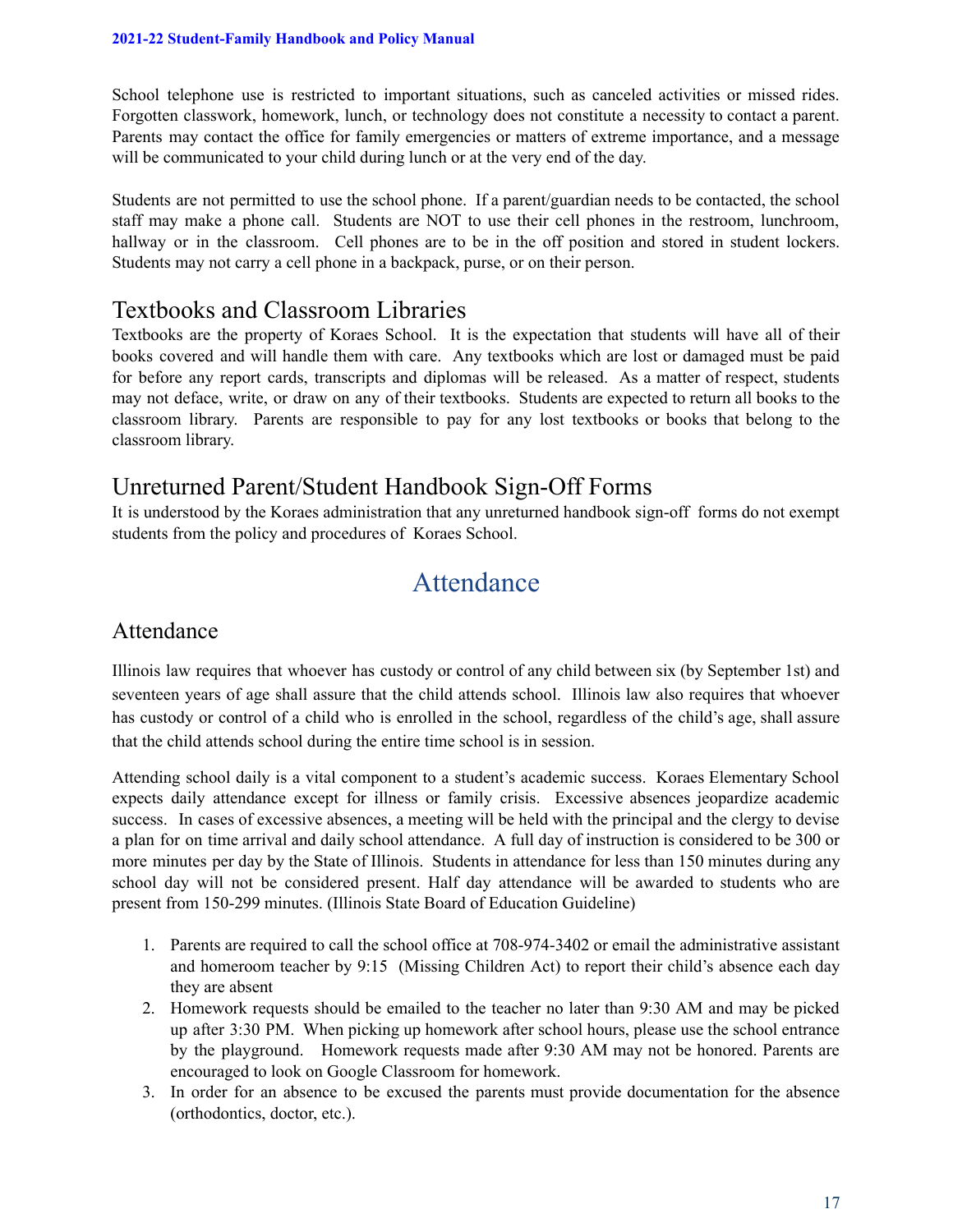School telephone use is restricted to important situations, such as canceled activities or missed rides. Forgotten classwork, homework, lunch, or technology does not constitute a necessity to contact a parent. Parents may contact the office for family emergencies or matters of extreme importance, and a message will be communicated to your child during lunch or at the very end of the day.

Students are not permitted to use the school phone. If a parent/guardian needs to be contacted, the school staff may make a phone call. Students are NOT to use their cell phones in the restroom, lunchroom, hallway or in the classroom. Cell phones are to be in the off position and stored in student lockers. Students may not carry a cell phone in a backpack, purse, or on their person.

## Textbooks and Classroom Libraries

Textbooks are the property of Koraes School. It is the expectation that students will have all of their books covered and will handle them with care. Any textbooks which are lost or damaged must be paid for before any report cards, transcripts and diplomas will be released. As a matter of respect, students may not deface, write, or draw on any of their textbooks. Students are expected to return all books to the classroom library. Parents are responsible to pay for any lost textbooks or books that belong to the classroom library.

## Unreturned Parent/Student Handbook Sign-Off Forms

It is understood by the Koraes administration that any unreturned handbook sign-off forms do not exempt students from the policy and procedures of Koraes School.

# Attendance

## Attendance

Illinois law requires that whoever has custody or control of any child between six (by September 1st) and seventeen years of age shall assure that the child attends school. Illinois law also requires that whoever has custody or control of a child who is enrolled in the school, regardless of the child's age, shall assure that the child attends school during the entire time school is in session.

Attending school daily is a vital component to a student's academic success. Koraes Elementary School expects daily attendance except for illness or family crisis. Excessive absences jeopardize academic success. In cases of excessive absences, a meeting will be held with the principal and the clergy to devise a plan for on time arrival and daily school attendance. A full day of instruction is considered to be 300 or more minutes per day by the State of Illinois. Students in attendance for less than 150 minutes during any school day will not be considered present. Half day attendance will be awarded to students who are present from 150-299 minutes. (Illinois State Board of Education Guideline)

1. Parents are required to call the school office at 708-974-3402 or email the administrative assistant and homeroom teacher by 9:15 (Missing Children Act) to report their child's absence each day they are absent
2. Homework requests should be emailed to the teacher no later than 9:30 AM and may be picked up after 3:30 PM. When picking up homework after school hours, please use the school entrance by the playground. Homework requests made after 9:30 AM may not be honored. Parents are encouraged to look on Google Classroom for homework.
3. In order for an absence to be excused the parents must provide documentation for the absence (orthodontics, doctor, etc.).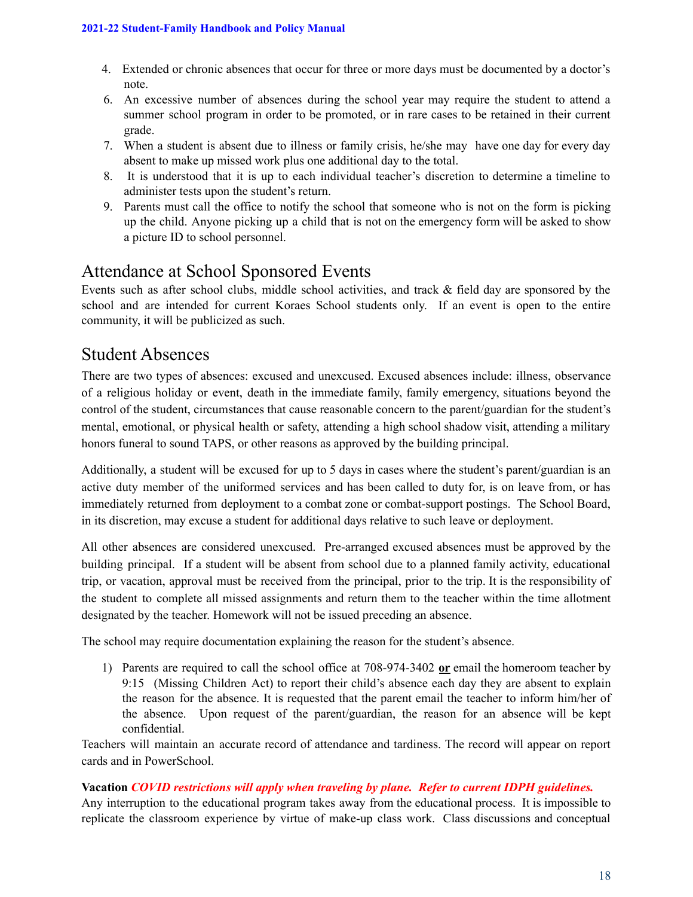4. Extended or chronic absences that occur for three or more days must be documented by a doctor's note.
6. An excessive number of absences during the school year may require the student to attend a summer school program in order to be promoted, or in rare cases to be retained in their current grade.
7. When a student is absent due to illness or family crisis, he/she may have one day for every day absent to make up missed work plus one additional day to the total.
8. It is understood that it is up to each individual teacher's discretion to determine a timeline to administer tests upon the student's return.
9. Parents must call the office to notify the school that someone who is not on the form is picking up the child. Anyone picking up a child that is not on the emergency form will be asked to show a picture ID to school personnel.

## Attendance at School Sponsored Events

Events such as after school clubs, middle school activities, and track & field day are sponsored by the school and are intended for current Koraes School students only. If an event is open to the entire community, it will be publicized as such.

## Student Absences

There are two types of absences: excused and unexcused. Excused absences include: illness, observance of a religious holiday or event, death in the immediate family, family emergency, situations beyond the control of the student, circumstances that cause reasonable concern to the parent/guardian for the student's mental, emotional, or physical health or safety, attending a high school shadow visit, attending a military honors funeral to sound TAPS, or other reasons as approved by the building principal.

Additionally, a student will be excused for up to 5 days in cases where the student's parent/guardian is an active duty member of the uniformed services and has been called to duty for, is on leave from, or has immediately returned from deployment to a combat zone or combat-support postings. The School Board, in its discretion, may excuse a student for additional days relative to such leave or deployment.

All other absences are considered unexcused. Pre-arranged excused absences must be approved by the building principal. If a student will be absent from school due to a planned family activity, educational trip, or vacation, approval must be received from the principal, prior to the trip. It is the responsibility of the student to complete all missed assignments and return them to the teacher within the time allotment designated by the teacher. Homework will not be issued preceding an absence.

The school may require documentation explaining the reason for the student's absence.

1) Parents are required to call the school office at 708-974-3402 **or** email the homeroom teacher by 9:15 (Missing Children Act) to report their child's absence each day they are absent to explain the reason for the absence. It is requested that the parent email the teacher to inform him/her of the absence. Upon request of the parent/guardian, the reason for an absence will be kept confidential.

Teachers will maintain an accurate record of attendance and tardiness. The record will appear on report cards and in PowerSchool.

**Vacation** ***COVID restrictions will apply when traveling by plane. Refer to current IDPH guidelines.***
Any interruption to the educational program takes away from the educational process. It is impossible to replicate the classroom experience by virtue of make-up class work. Class discussions and conceptual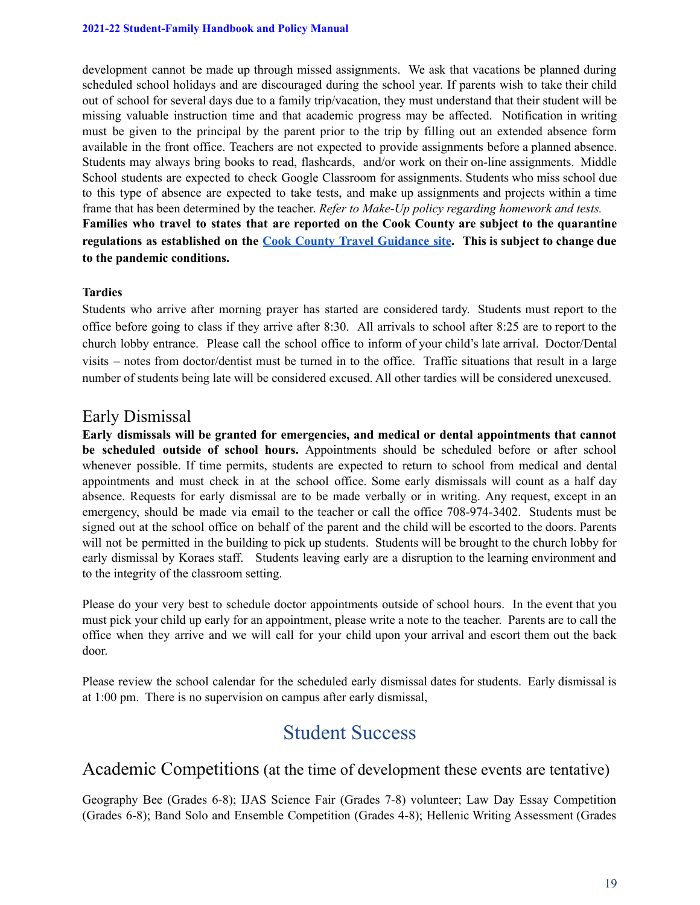development cannot be made up through missed assignments. We ask that vacations be planned during scheduled school holidays and are discouraged during the school year. If parents wish to take their child out of school for several days due to a family trip/vacation, they must understand that their student will be missing valuable instruction time and that academic progress may be affected. Notification in writing must be given to the principal by the parent prior to the trip by filling out an extended absence form available in the front office. Teachers are not expected to provide assignments before a planned absence. Students may always bring books to read, flashcards, and/or work on their on-line assignments. Middle School students are expected to check Google Classroom for assignments. Students who miss school due to this type of absence are expected to take tests, and make up assignments and projects within a time frame that has been determined by the teacher. *Refer to Make-Up policy regarding homework and tests.*
**Families who travel to states that are reported on the Cook County are subject to the quarantine regulations as established on the Cook County Travel Guidance site. This is subject to change due to the pandemic conditions.**

**Tardies**

Students who arrive after morning prayer has started are considered tardy. Students must report to the office before going to class if they arrive after 8:30. All arrivals to school after 8:25 are to report to the church lobby entrance. Please call the school office to inform of your child's late arrival. Doctor/Dental visits – notes from doctor/dentist must be turned in to the office. Traffic situations that result in a large number of students being late will be considered excused. All other tardies will be considered unexcused.

## Early Dismissal

**Early dismissals will be granted for emergencies, and medical or dental appointments that cannot be scheduled outside of school hours.** Appointments should be scheduled before or after school whenever possible. If time permits, students are expected to return to school from medical and dental appointments and must check in at the school office. Some early dismissals will count as a half day absence. Requests for early dismissal are to be made verbally or in writing. Any request, except in an emergency, should be made via email to the teacher or call the office 708-974-3402. Students must be signed out at the school office on behalf of the parent and the child will be escorted to the doors. Parents will not be permitted in the building to pick up students. Students will be brought to the church lobby for early dismissal by Koraes staff. Students leaving early are a disruption to the learning environment and to the integrity of the classroom setting.

Please do your very best to schedule doctor appointments outside of school hours. In the event that you must pick your child up early for an appointment, please write a note to the teacher. Parents are to call the office when they arrive and we will call for your child upon your arrival and escort them out the back door.

Please review the school calendar for the scheduled early dismissal dates for students. Early dismissal is at 1:00 pm. There is no supervision on campus after early dismissal,

# Student Success

## Academic Competitions (at the time of development these events are tentative)

Geography Bee (Grades 6-8); IJAS Science Fair (Grades 7-8) volunteer; Law Day Essay Competition (Grades 6-8); Band Solo and Ensemble Competition (Grades 4-8); Hellenic Writing Assessment (Grades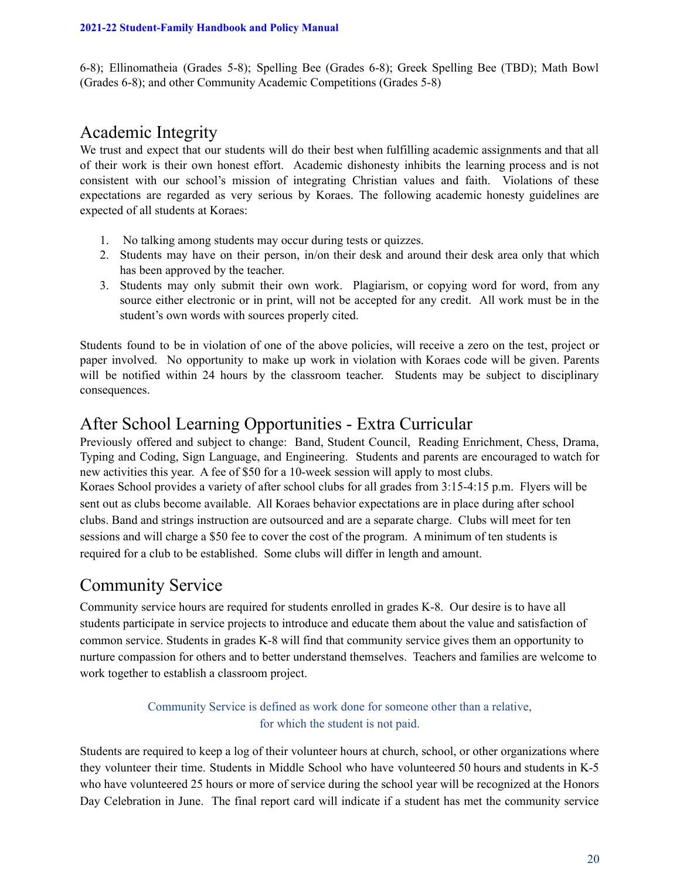6-8); Ellinomatheia (Grades 5-8); Spelling Bee (Grades 6-8); Greek Spelling Bee (TBD); Math Bowl (Grades 6-8); and other Community Academic Competitions (Grades 5-8)

## Academic Integrity

We trust and expect that our students will do their best when fulfilling academic assignments and that all of their work is their own honest effort. Academic dishonesty inhibits the learning process and is not consistent with our school's mission of integrating Christian values and faith. Violations of these expectations are regarded as very serious by Koraes. The following academic honesty guidelines are expected of all students at Koraes:

1. No talking among students may occur during tests or quizzes.
2. Students may have on their person, in/on their desk and around their desk area only that which has been approved by the teacher.
3. Students may only submit their own work. Plagiarism, or copying word for word, from any source either electronic or in print, will not be accepted for any credit. All work must be in the student's own words with sources properly cited.

Students found to be in violation of one of the above policies, will receive a zero on the test, project or paper involved. No opportunity to make up work in violation with Koraes code will be given. Parents will be notified within 24 hours by the classroom teacher. Students may be subject to disciplinary consequences.

## After School Learning Opportunities - Extra Curricular

Previously offered and subject to change: Band, Student Council, Reading Enrichment, Chess, Drama, Typing and Coding, Sign Language, and Engineering. Students and parents are encouraged to watch for new activities this year. A fee of $50 for a 10-week session will apply to most clubs.
Koraes School provides a variety of after school clubs for all grades from 3:15-4:15 p.m. Flyers will be sent out as clubs become available. All Koraes behavior expectations are in place during after school clubs. Band and strings instruction are outsourced and are a separate charge. Clubs will meet for ten sessions and will charge a $50 fee to cover the cost of the program. A minimum of ten students is required for a club to be established. Some clubs will differ in length and amount.

## Community Service

Community service hours are required for students enrolled in grades K-8. Our desire is to have all students participate in service projects to introduce and educate them about the value and satisfaction of common service. Students in grades K-8 will find that community service gives them an opportunity to nurture compassion for others and to better understand themselves. Teachers and families are welcome to work together to establish a classroom project.

Community Service is defined as work done for someone other than a relative, for which the student is not paid.

Students are required to keep a log of their volunteer hours at church, school, or other organizations where they volunteer their time. Students in Middle School who have volunteered 50 hours and students in K-5 who have volunteered 25 hours or more of service during the school year will be recognized at the Honors Day Celebration in June. The final report card will indicate if a student has met the community service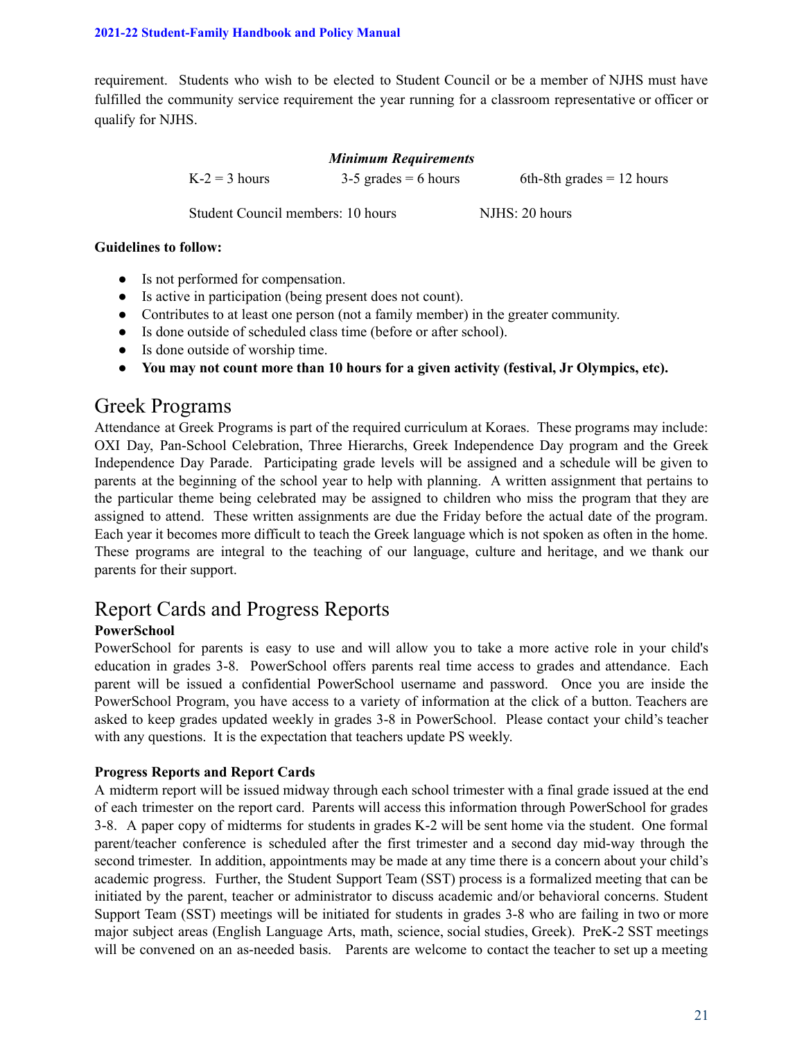requirement. Students who wish to be elected to Student Council or be a member of NJHS must have fulfilled the community service requirement the year running for a classroom representative or officer or qualify for NJHS.

***Minimum Requirements***

K-2 = 3 hours    3-5 grades = 6 hours    6th-8th grades = 12 hours

Student Council members: 10 hours    NJHS: 20 hours

**Guidelines to follow:**

- Is not performed for compensation.
- Is active in participation (being present does not count).
- Contributes to at least one person (not a family member) in the greater community.
- Is done outside of scheduled class time (before or after school).
- Is done outside of worship time.
- **You may not count more than 10 hours for a given activity (festival, Jr Olympics, etc).**

## Greek Programs

Attendance at Greek Programs is part of the required curriculum at Koraes. These programs may include: OXI Day, Pan-School Celebration, Three Hierarchs, Greek Independence Day program and the Greek Independence Day Parade. Participating grade levels will be assigned and a schedule will be given to parents at the beginning of the school year to help with planning. A written assignment that pertains to the particular theme being celebrated may be assigned to children who miss the program that they are assigned to attend. These written assignments are due the Friday before the actual date of the program. Each year it becomes more difficult to teach the Greek language which is not spoken as often in the home. These programs are integral to the teaching of our language, culture and heritage, and we thank our parents for their support.

## Report Cards and Progress Reports

**PowerSchool**

PowerSchool for parents is easy to use and will allow you to take a more active role in your child's education in grades 3-8. PowerSchool offers parents real time access to grades and attendance. Each parent will be issued a confidential PowerSchool username and password. Once you are inside the PowerSchool Program, you have access to a variety of information at the click of a button. Teachers are asked to keep grades updated weekly in grades 3-8 in PowerSchool. Please contact your child's teacher with any questions. It is the expectation that teachers update PS weekly.

**Progress Reports and Report Cards**

A midterm report will be issued midway through each school trimester with a final grade issued at the end of each trimester on the report card. Parents will access this information through PowerSchool for grades 3-8. A paper copy of midterms for students in grades K-2 will be sent home via the student. One formal parent/teacher conference is scheduled after the first trimester and a second day mid-way through the second trimester. In addition, appointments may be made at any time there is a concern about your child's academic progress. Further, the Student Support Team (SST) process is a formalized meeting that can be initiated by the parent, teacher or administrator to discuss academic and/or behavioral concerns. Student Support Team (SST) meetings will be initiated for students in grades 3-8 who are failing in two or more major subject areas (English Language Arts, math, science, social studies, Greek). PreK-2 SST meetings will be convened on an as-needed basis. Parents are welcome to contact the teacher to set up a meeting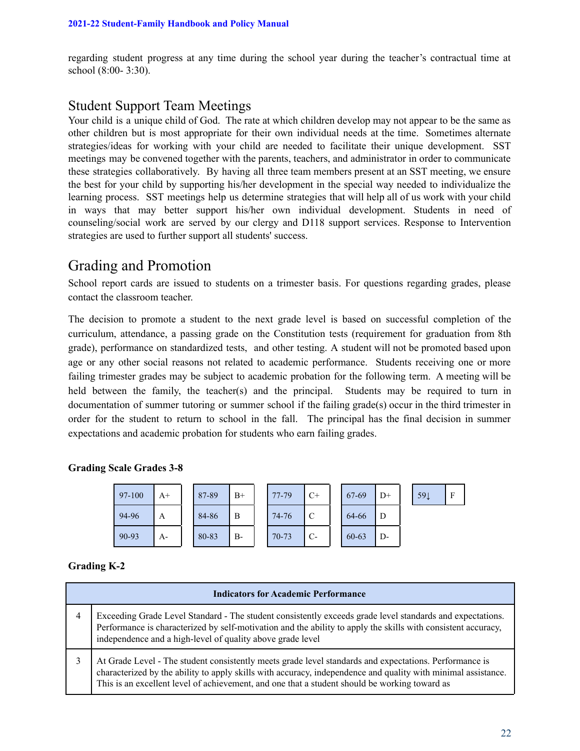regarding student progress at any time during the school year during the teacher's contractual time at school (8:00- 3:30).

## Student Support Team Meetings

Your child is a unique child of God. The rate at which children develop may not appear to be the same as other children but is most appropriate for their own individual needs at the time. Sometimes alternate strategies/ideas for working with your child are needed to facilitate their unique development. SST meetings may be convened together with the parents, teachers, and administrator in order to communicate these strategies collaboratively. By having all three team members present at an SST meeting, we ensure the best for your child by supporting his/her development in the special way needed to individualize the learning process. SST meetings help us determine strategies that will help all of us work with your child in ways that may better support his/her own individual development. Students in need of counseling/social work are served by our clergy and D118 support services. Response to Intervention strategies are used to further support all students' success.

## Grading and Promotion

School report cards are issued to students on a trimester basis. For questions regarding grades, please contact the classroom teacher.

The decision to promote a student to the next grade level is based on successful completion of the curriculum, attendance, a passing grade on the Constitution tests (requirement for graduation from 8th grade), performance on standardized tests, and other testing. A student will not be promoted based upon age or any other social reasons not related to academic performance. Students receiving one or more failing trimester grades may be subject to academic probation for the following term. A meeting will be held between the family, the teacher(s) and the principal. Students may be required to turn in documentation of summer tutoring or summer school if the failing grade(s) occur in the third trimester in order for the student to return to school in the fall. The principal has the final decision in summer expectations and academic probation for students who earn failing grades.

**Grading Scale Grades 3-8**

| 97-100 | A+ | 87-89 | B+ | 77-79 | C+ | 67-69 | D+ | 59↓ | F |
|---|---|---|---|---|---|---|---|---|---|
| 94-96 | A | 84-86 | B | 74-76 | C | 64-66 | D | | |
| 90-93 | A- | 80-83 | B- | 70-73 | C- | 60-63 | D- | | |

**Grading K-2**

| Indicators for Academic Performance | |
|---|---|
| 4 | Exceeding Grade Level Standard - The student consistently exceeds grade level standards and expectations. Performance is characterized by self-motivation and the ability to apply the skills with consistent accuracy, independence and a high-level of quality above grade level |
| 3 | At Grade Level - The student consistently meets grade level standards and expectations. Performance is characterized by the ability to apply skills with accuracy, independence and quality with minimal assistance. This is an excellent level of achievement, and one that a student should be working toward as |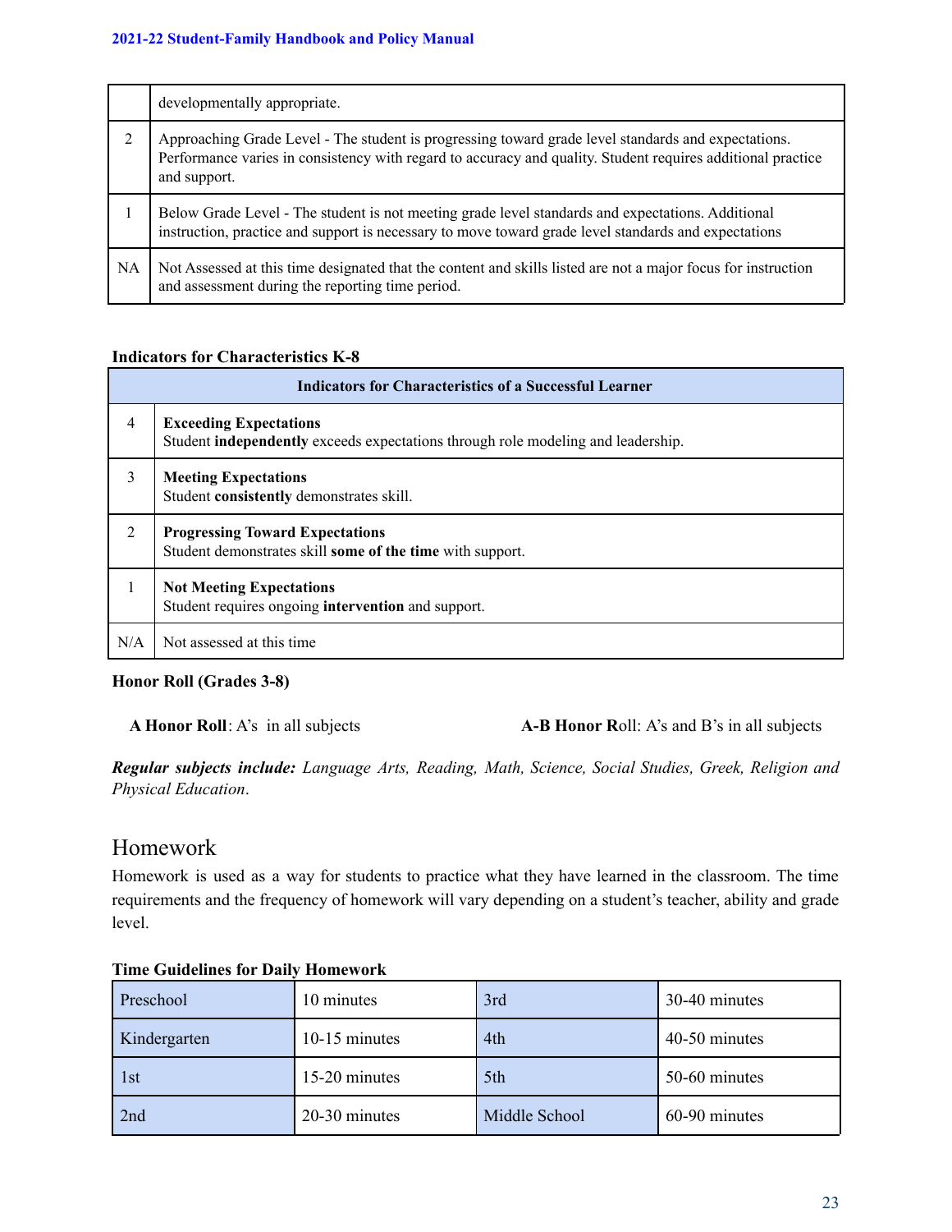| | |
|---|---|
| | developmentally appropriate. |
| 2 | Approaching Grade Level - The student is progressing toward grade level standards and expectations. Performance varies in consistency with regard to accuracy and quality. Student requires additional practice and support. |
| 1 | Below Grade Level - The student is not meeting grade level standards and expectations. Additional instruction, practice and support is necessary to move toward grade level standards and expectations |
| NA | Not Assessed at this time designated that the content and skills listed are not a major focus for instruction and assessment during the reporting time period. |

**Indicators for Characteristics K-8**

| Indicators for Characteristics of a Successful Learner | |
|---|---|
| 4 | **Exceeding Expectations**<br>Student **independently** exceeds expectations through role modeling and leadership. |
| 3 | **Meeting Expectations**<br>Student **consistently** demonstrates skill. |
| 2 | **Progressing Toward Expectations**<br>Student demonstrates skill **some of the time** with support. |
| 1 | **Not Meeting Expectations**<br>Student requires ongoing **intervention** and support. |
| N/A | Not assessed at this time |

**Honor Roll (Grades 3-8)**

**A Honor Roll**: A's in all subjects

**A-B Honor R**oll: A's and B's in all subjects

***Regular subjects include:*** *Language Arts, Reading, Math, Science, Social Studies, Greek, Religion and Physical Education*.

## Homework

Homework is used as a way for students to practice what they have learned in the classroom. The time requirements and the frequency of homework will vary depending on a student's teacher, ability and grade level.

**Time Guidelines for Daily Homework**

| | | | |
|---|---|---|---|
| Preschool | 10 minutes | 3rd | 30-40 minutes |
| Kindergarten | 10-15 minutes | 4th | 40-50 minutes |
| 1st | 15-20 minutes | 5th | 50-60 minutes |
| 2nd | 20-30 minutes | Middle School | 60-90 minutes |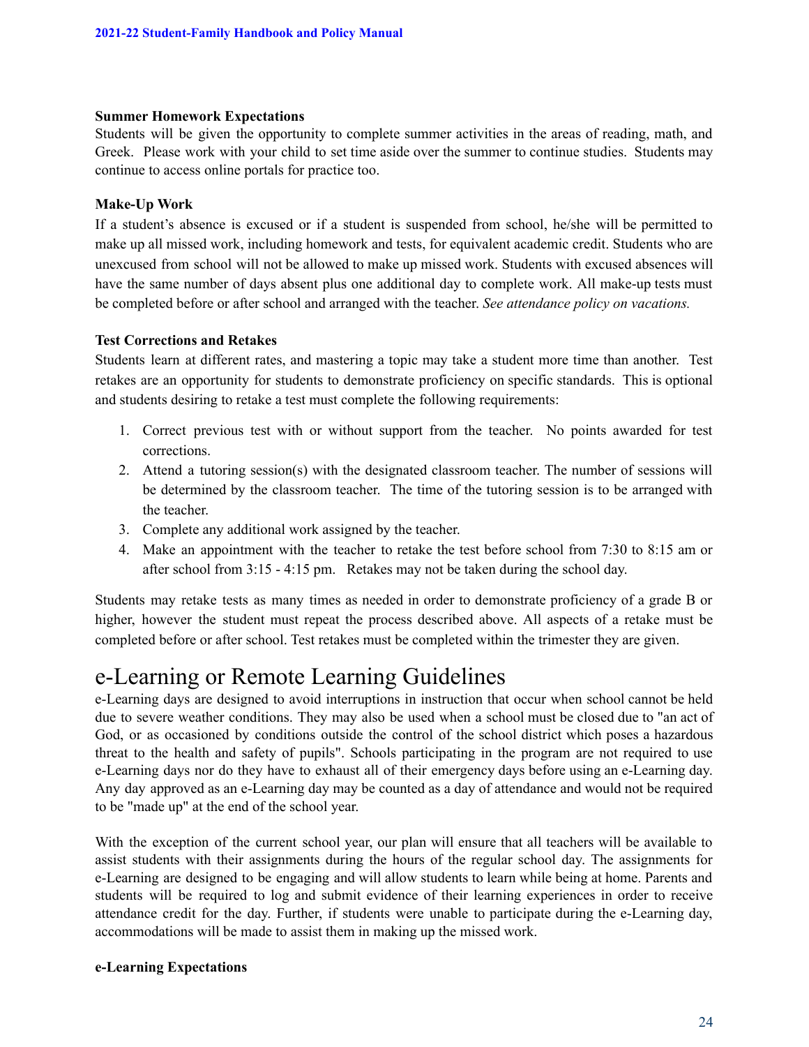**Summer Homework Expectations**

Students will be given the opportunity to complete summer activities in the areas of reading, math, and Greek. Please work with your child to set time aside over the summer to continue studies. Students may continue to access online portals for practice too.

**Make-Up Work**

If a student's absence is excused or if a student is suspended from school, he/she will be permitted to make up all missed work, including homework and tests, for equivalent academic credit. Students who are unexcused from school will not be allowed to make up missed work. Students with excused absences will have the same number of days absent plus one additional day to complete work. All make-up tests must be completed before or after school and arranged with the teacher. *See attendance policy on vacations.*

**Test Corrections and Retakes**

Students learn at different rates, and mastering a topic may take a student more time than another. Test retakes are an opportunity for students to demonstrate proficiency on specific standards. This is optional and students desiring to retake a test must complete the following requirements:

1. Correct previous test with or without support from the teacher. No points awarded for test corrections.
2. Attend a tutoring session(s) with the designated classroom teacher. The number of sessions will be determined by the classroom teacher. The time of the tutoring session is to be arranged with the teacher.
3. Complete any additional work assigned by the teacher.
4. Make an appointment with the teacher to retake the test before school from 7:30 to 8:15 am or after school from 3:15 - 4:15 pm. Retakes may not be taken during the school day.

Students may retake tests as many times as needed in order to demonstrate proficiency of a grade B or higher, however the student must repeat the process described above. All aspects of a retake must be completed before or after school. Test retakes must be completed within the trimester they are given.

# e-Learning or Remote Learning Guidelines

e-Learning days are designed to avoid interruptions in instruction that occur when school cannot be held due to severe weather conditions. They may also be used when a school must be closed due to "an act of God, or as occasioned by conditions outside the control of the school district which poses a hazardous threat to the health and safety of pupils". Schools participating in the program are not required to use e-Learning days nor do they have to exhaust all of their emergency days before using an e-Learning day. Any day approved as an e-Learning day may be counted as a day of attendance and would not be required to be "made up" at the end of the school year.

With the exception of the current school year, our plan will ensure that all teachers will be available to assist students with their assignments during the hours of the regular school day. The assignments for e-Learning are designed to be engaging and will allow students to learn while being at home. Parents and students will be required to log and submit evidence of their learning experiences in order to receive attendance credit for the day. Further, if students were unable to participate during the e-Learning day, accommodations will be made to assist them in making up the missed work.

**e-Learning Expectations**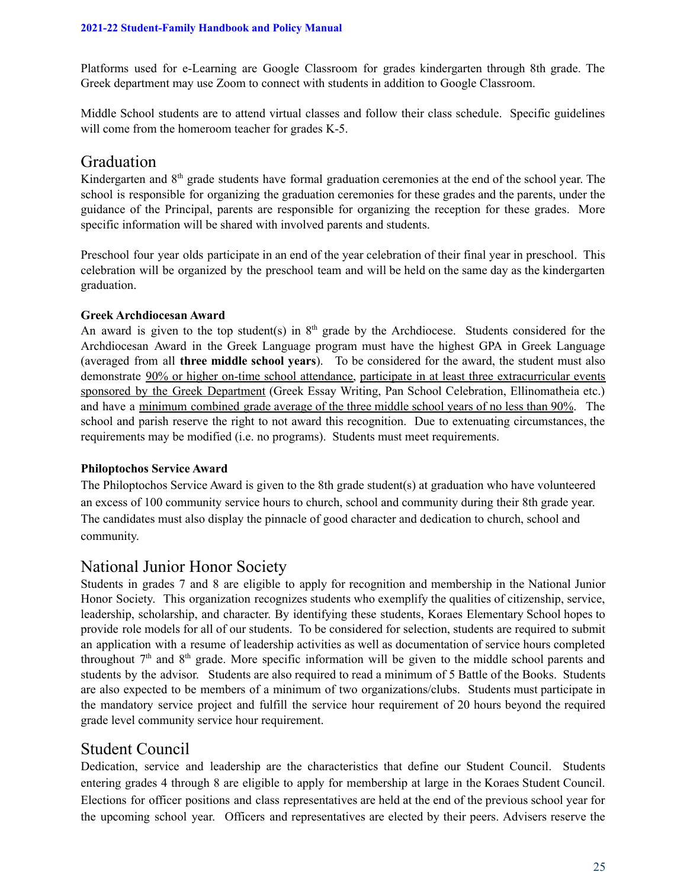Platforms used for e-Learning are Google Classroom for grades kindergarten through 8th grade. The Greek department may use Zoom to connect with students in addition to Google Classroom.

Middle School students are to attend virtual classes and follow their class schedule. Specific guidelines will come from the homeroom teacher for grades K-5.

## Graduation

Kindergarten and 8th grade students have formal graduation ceremonies at the end of the school year. The school is responsible for organizing the graduation ceremonies for these grades and the parents, under the guidance of the Principal, parents are responsible for organizing the reception for these grades. More specific information will be shared with involved parents and students.

Preschool four year olds participate in an end of the year celebration of their final year in preschool. This celebration will be organized by the preschool team and will be held on the same day as the kindergarten graduation.

**Greek Archdiocesan Award**

An award is given to the top student(s) in 8th grade by the Archdiocese. Students considered for the Archdiocesan Award in the Greek Language program must have the highest GPA in Greek Language (averaged from all **three middle school years**). To be considered for the award, the student must also demonstrate 90% or higher on-time school attendance, participate in at least three extracurricular events sponsored by the Greek Department (Greek Essay Writing, Pan School Celebration, Ellinomatheia etc.) and have a minimum combined grade average of the three middle school years of no less than 90%. The school and parish reserve the right to not award this recognition. Due to extenuating circumstances, the requirements may be modified (i.e. no programs). Students must meet requirements.

**Philoptochos Service Award**

The Philoptochos Service Award is given to the 8th grade student(s) at graduation who have volunteered an excess of 100 community service hours to church, school and community during their 8th grade year. The candidates must also display the pinnacle of good character and dedication to church, school and community.

## National Junior Honor Society

Students in grades 7 and 8 are eligible to apply for recognition and membership in the National Junior Honor Society. This organization recognizes students who exemplify the qualities of citizenship, service, leadership, scholarship, and character. By identifying these students, Koraes Elementary School hopes to provide role models for all of our students. To be considered for selection, students are required to submit an application with a resume of leadership activities as well as documentation of service hours completed throughout 7th and 8th grade. More specific information will be given to the middle school parents and students by the advisor. Students are also required to read a minimum of 5 Battle of the Books. Students are also expected to be members of a minimum of two organizations/clubs. Students must participate in the mandatory service project and fulfill the service hour requirement of 20 hours beyond the required grade level community service hour requirement.

## Student Council

Dedication, service and leadership are the characteristics that define our Student Council. Students entering grades 4 through 8 are eligible to apply for membership at large in the Koraes Student Council. Elections for officer positions and class representatives are held at the end of the previous school year for the upcoming school year. Officers and representatives are elected by their peers. Advisers reserve the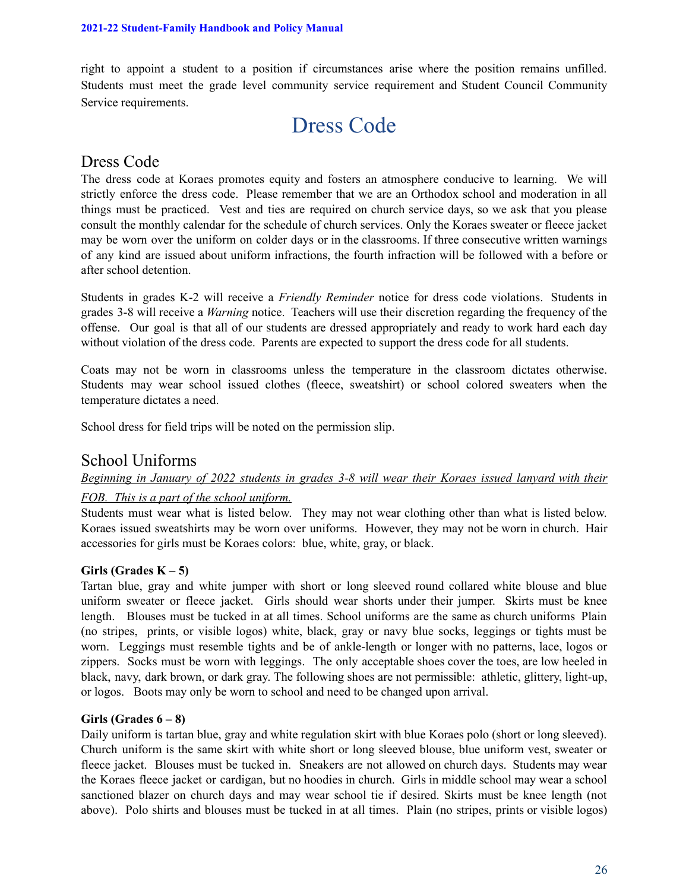right to appoint a student to a position if circumstances arise where the position remains unfilled. Students must meet the grade level community service requirement and Student Council Community Service requirements.

# Dress Code

## Dress Code

The dress code at Koraes promotes equity and fosters an atmosphere conducive to learning. We will strictly enforce the dress code. Please remember that we are an Orthodox school and moderation in all things must be practiced. Vest and ties are required on church service days, so we ask that you please consult the monthly calendar for the schedule of church services. Only the Koraes sweater or fleece jacket may be worn over the uniform on colder days or in the classrooms. If three consecutive written warnings of any kind are issued about uniform infractions, the fourth infraction will be followed with a before or after school detention.

Students in grades K-2 will receive a *Friendly Reminder* notice for dress code violations. Students in grades 3-8 will receive a *Warning* notice. Teachers will use their discretion regarding the frequency of the offense. Our goal is that all of our students are dressed appropriately and ready to work hard each day without violation of the dress code. Parents are expected to support the dress code for all students.

Coats may not be worn in classrooms unless the temperature in the classroom dictates otherwise. Students may wear school issued clothes (fleece, sweatshirt) or school colored sweaters when the temperature dictates a need.

School dress for field trips will be noted on the permission slip.

## School Uniforms

*Beginning in January of 2022 students in grades 3-8 will wear their Koraes issued lanyard with their FOB. This is a part of the school uniform.*

Students must wear what is listed below. They may not wear clothing other than what is listed below. Koraes issued sweatshirts may be worn over uniforms. However, they may not be worn in church. Hair accessories for girls must be Koraes colors: blue, white, gray, or black.

**Girls (Grades K – 5)**

Tartan blue, gray and white jumper with short or long sleeved round collared white blouse and blue uniform sweater or fleece jacket. Girls should wear shorts under their jumper. Skirts must be knee length. Blouses must be tucked in at all times. School uniforms are the same as church uniforms Plain (no stripes, prints, or visible logos) white, black, gray or navy blue socks, leggings or tights must be worn. Leggings must resemble tights and be of ankle-length or longer with no patterns, lace, logos or zippers. Socks must be worn with leggings. The only acceptable shoes cover the toes, are low heeled in black, navy, dark brown, or dark gray. The following shoes are not permissible: athletic, glittery, light-up, or logos. Boots may only be worn to school and need to be changed upon arrival.

**Girls (Grades 6 – 8)**

Daily uniform is tartan blue, gray and white regulation skirt with blue Koraes polo (short or long sleeved). Church uniform is the same skirt with white short or long sleeved blouse, blue uniform vest, sweater or fleece jacket. Blouses must be tucked in. Sneakers are not allowed on church days. Students may wear the Koraes fleece jacket or cardigan, but no hoodies in church. Girls in middle school may wear a school sanctioned blazer on church days and may wear school tie if desired. Skirts must be knee length (not above). Polo shirts and blouses must be tucked in at all times. Plain (no stripes, prints or visible logos)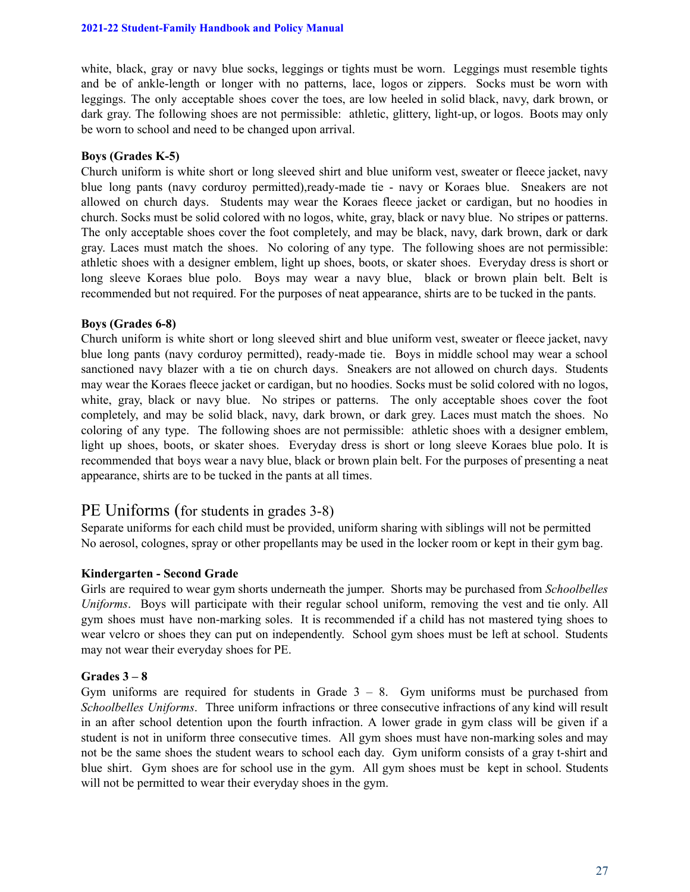white, black, gray or navy blue socks, leggings or tights must be worn. Leggings must resemble tights and be of ankle-length or longer with no patterns, lace, logos or zippers. Socks must be worn with leggings. The only acceptable shoes cover the toes, are low heeled in solid black, navy, dark brown, or dark gray. The following shoes are not permissible: athletic, glittery, light-up, or logos. Boots may only be worn to school and need to be changed upon arrival.

**Boys (Grades K-5)**

Church uniform is white short or long sleeved shirt and blue uniform vest, sweater or fleece jacket, navy blue long pants (navy corduroy permitted),ready-made tie - navy or Koraes blue. Sneakers are not allowed on church days. Students may wear the Koraes fleece jacket or cardigan, but no hoodies in church. Socks must be solid colored with no logos, white, gray, black or navy blue. No stripes or patterns. The only acceptable shoes cover the foot completely, and may be black, navy, dark brown, dark or dark gray. Laces must match the shoes. No coloring of any type. The following shoes are not permissible: athletic shoes with a designer emblem, light up shoes, boots, or skater shoes. Everyday dress is short or long sleeve Koraes blue polo. Boys may wear a navy blue, black or brown plain belt. Belt is recommended but not required. For the purposes of neat appearance, shirts are to be tucked in the pants.

**Boys (Grades 6-8)**

Church uniform is white short or long sleeved shirt and blue uniform vest, sweater or fleece jacket, navy blue long pants (navy corduroy permitted), ready-made tie. Boys in middle school may wear a school sanctioned navy blazer with a tie on church days. Sneakers are not allowed on church days. Students may wear the Koraes fleece jacket or cardigan, but no hoodies. Socks must be solid colored with no logos, white, gray, black or navy blue. No stripes or patterns. The only acceptable shoes cover the foot completely, and may be solid black, navy, dark brown, or dark grey. Laces must match the shoes. No coloring of any type. The following shoes are not permissible: athletic shoes with a designer emblem, light up shoes, boots, or skater shoes. Everyday dress is short or long sleeve Koraes blue polo. It is recommended that boys wear a navy blue, black or brown plain belt. For the purposes of presenting a neat appearance, shirts are to be tucked in the pants at all times.

## PE Uniforms (for students in grades 3-8)

Separate uniforms for each child must be provided, uniform sharing with siblings will not be permitted
No aerosol, colognes, spray or other propellants may be used in the locker room or kept in their gym bag.

**Kindergarten - Second Grade**

Girls are required to wear gym shorts underneath the jumper. Shorts may be purchased from *Schoolbelles Uniforms*. Boys will participate with their regular school uniform, removing the vest and tie only. All gym shoes must have non-marking soles. It is recommended if a child has not mastered tying shoes to wear velcro or shoes they can put on independently. School gym shoes must be left at school. Students may not wear their everyday shoes for PE.

**Grades 3 – 8**

Gym uniforms are required for students in Grade 3 – 8. Gym uniforms must be purchased from *Schoolbelles Uniforms*. Three uniform infractions or three consecutive infractions of any kind will result in an after school detention upon the fourth infraction. A lower grade in gym class will be given if a student is not in uniform three consecutive times. All gym shoes must have non-marking soles and may not be the same shoes the student wears to school each day. Gym uniform consists of a gray t-shirt and blue shirt. Gym shoes are for school use in the gym. All gym shoes must be kept in school. Students will not be permitted to wear their everyday shoes in the gym.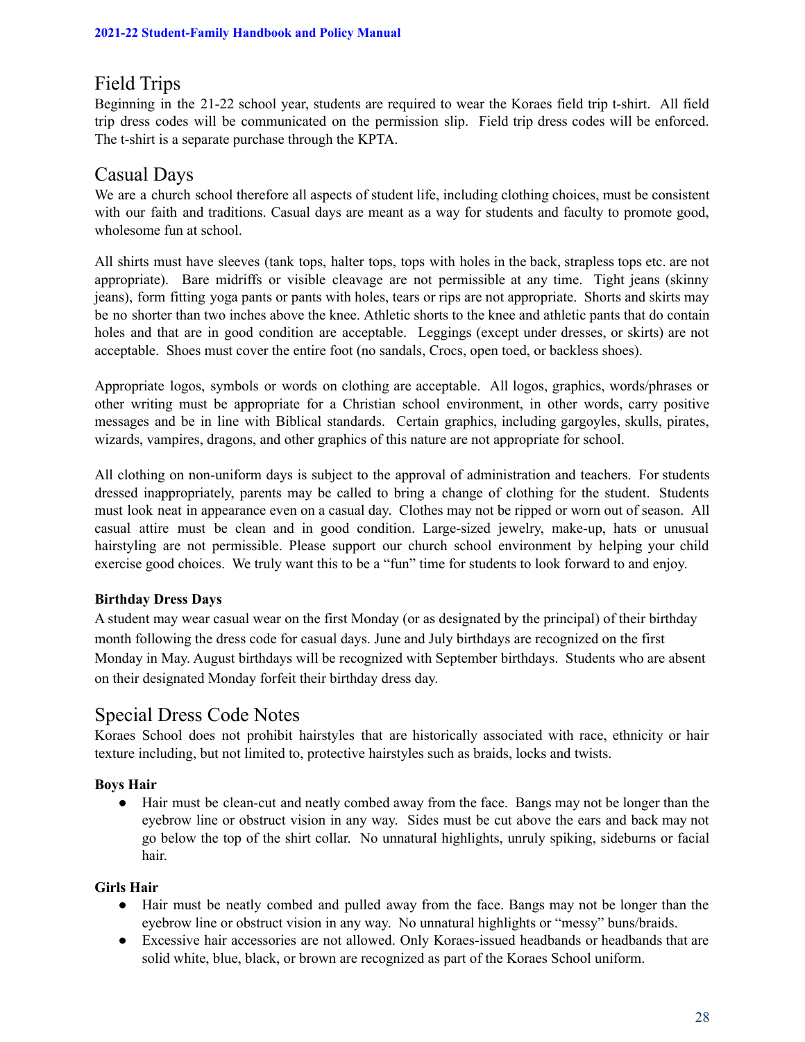## Field Trips

Beginning in the 21-22 school year, students are required to wear the Koraes field trip t-shirt. All field trip dress codes will be communicated on the permission slip. Field trip dress codes will be enforced. The t-shirt is a separate purchase through the KPTA.

## Casual Days

We are a church school therefore all aspects of student life, including clothing choices, must be consistent with our faith and traditions. Casual days are meant as a way for students and faculty to promote good, wholesome fun at school.

All shirts must have sleeves (tank tops, halter tops, tops with holes in the back, strapless tops etc. are not appropriate). Bare midriffs or visible cleavage are not permissible at any time. Tight jeans (skinny jeans), form fitting yoga pants or pants with holes, tears or rips are not appropriate. Shorts and skirts may be no shorter than two inches above the knee. Athletic shorts to the knee and athletic pants that do contain holes and that are in good condition are acceptable. Leggings (except under dresses, or skirts) are not acceptable. Shoes must cover the entire foot (no sandals, Crocs, open toed, or backless shoes).

Appropriate logos, symbols or words on clothing are acceptable. All logos, graphics, words/phrases or other writing must be appropriate for a Christian school environment, in other words, carry positive messages and be in line with Biblical standards. Certain graphics, including gargoyles, skulls, pirates, wizards, vampires, dragons, and other graphics of this nature are not appropriate for school.

All clothing on non-uniform days is subject to the approval of administration and teachers. For students dressed inappropriately, parents may be called to bring a change of clothing for the student. Students must look neat in appearance even on a casual day. Clothes may not be ripped or worn out of season. All casual attire must be clean and in good condition. Large-sized jewelry, make-up, hats or unusual hairstyling are not permissible. Please support our church school environment by helping your child exercise good choices. We truly want this to be a "fun" time for students to look forward to and enjoy.

**Birthday Dress Days**

A student may wear casual wear on the first Monday (or as designated by the principal) of their birthday month following the dress code for casual days. June and July birthdays are recognized on the first Monday in May. August birthdays will be recognized with September birthdays. Students who are absent on their designated Monday forfeit their birthday dress day.

## Special Dress Code Notes

Koraes School does not prohibit hairstyles that are historically associated with race, ethnicity or hair texture including, but not limited to, protective hairstyles such as braids, locks and twists.

**Boys Hair**

- Hair must be clean-cut and neatly combed away from the face. Bangs may not be longer than the eyebrow line or obstruct vision in any way. Sides must be cut above the ears and back may not go below the top of the shirt collar. No unnatural highlights, unruly spiking, sideburns or facial hair.

**Girls Hair**

- Hair must be neatly combed and pulled away from the face. Bangs may not be longer than the eyebrow line or obstruct vision in any way. No unnatural highlights or "messy" buns/braids.
- Excessive hair accessories are not allowed. Only Koraes-issued headbands or headbands that are solid white, blue, black, or brown are recognized as part of the Koraes School uniform.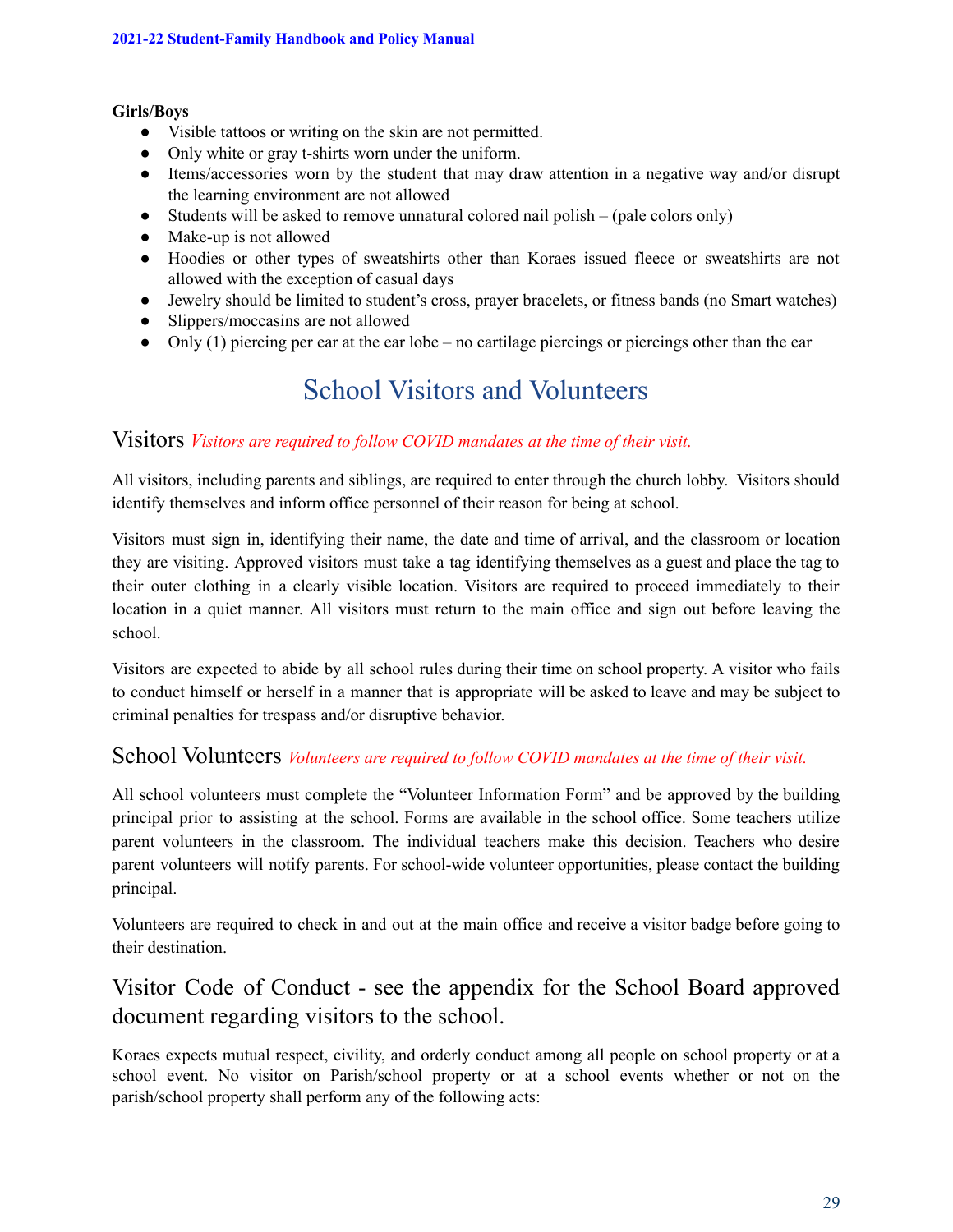**Girls/Boys**

- Visible tattoos or writing on the skin are not permitted.
- Only white or gray t-shirts worn under the uniform.
- Items/accessories worn by the student that may draw attention in a negative way and/or disrupt the learning environment are not allowed
- Students will be asked to remove unnatural colored nail polish – (pale colors only)
- Make-up is not allowed
- Hoodies or other types of sweatshirts other than Koraes issued fleece or sweatshirts are not allowed with the exception of casual days
- Jewelry should be limited to student's cross, prayer bracelets, or fitness bands (no Smart watches)
- Slippers/moccasins are not allowed
- Only (1) piercing per ear at the ear lobe – no cartilage piercings or piercings other than the ear

# School Visitors and Volunteers

## Visitors *Visitors are required to follow COVID mandates at the time of their visit.*

All visitors, including parents and siblings, are required to enter through the church lobby. Visitors should identify themselves and inform office personnel of their reason for being at school.

Visitors must sign in, identifying their name, the date and time of arrival, and the classroom or location they are visiting. Approved visitors must take a tag identifying themselves as a guest and place the tag to their outer clothing in a clearly visible location. Visitors are required to proceed immediately to their location in a quiet manner. All visitors must return to the main office and sign out before leaving the school.

Visitors are expected to abide by all school rules during their time on school property. A visitor who fails to conduct himself or herself in a manner that is appropriate will be asked to leave and may be subject to criminal penalties for trespass and/or disruptive behavior.

## School Volunteers *Volunteers are required to follow COVID mandates at the time of their visit.*

All school volunteers must complete the "Volunteer Information Form" and be approved by the building principal prior to assisting at the school. Forms are available in the school office. Some teachers utilize parent volunteers in the classroom. The individual teachers make this decision. Teachers who desire parent volunteers will notify parents. For school-wide volunteer opportunities, please contact the building principal.

Volunteers are required to check in and out at the main office and receive a visitor badge before going to their destination.

## Visitor Code of Conduct - see the appendix for the School Board approved document regarding visitors to the school.

Koraes expects mutual respect, civility, and orderly conduct among all people on school property or at a school event. No visitor on Parish/school property or at a school events whether or not on the parish/school property shall perform any of the following acts: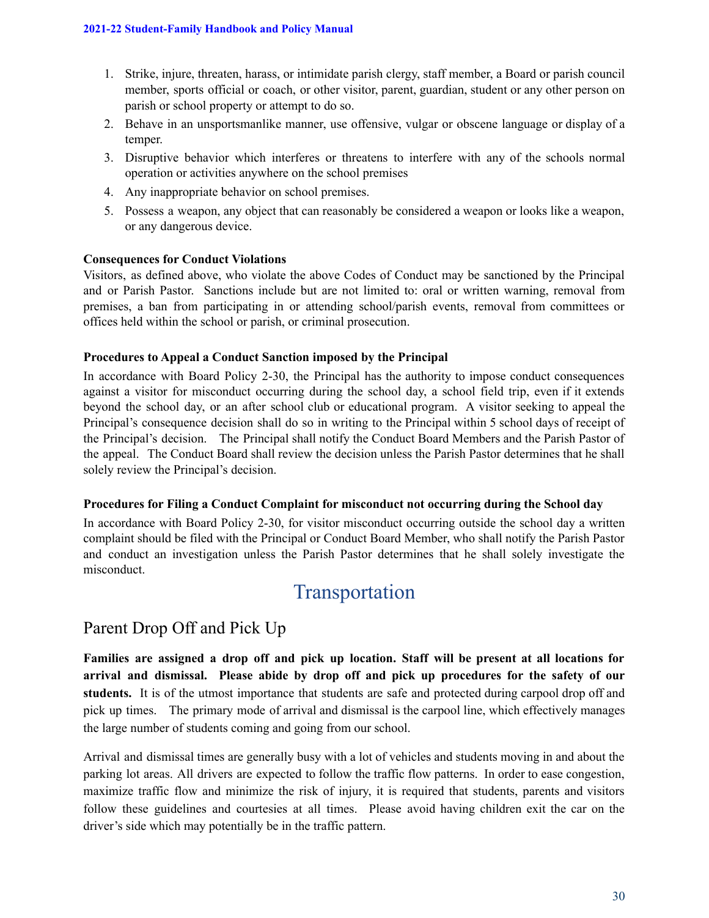1. Strike, injure, threaten, harass, or intimidate parish clergy, staff member, a Board or parish council member, sports official or coach, or other visitor, parent, guardian, student or any other person on parish or school property or attempt to do so.
2. Behave in an unsportsmanlike manner, use offensive, vulgar or obscene language or display of a temper.
3. Disruptive behavior which interferes or threatens to interfere with any of the schools normal operation or activities anywhere on the school premises
4. Any inappropriate behavior on school premises.
5. Possess a weapon, any object that can reasonably be considered a weapon or looks like a weapon, or any dangerous device.

**Consequences for Conduct Violations**

Visitors, as defined above, who violate the above Codes of Conduct may be sanctioned by the Principal and or Parish Pastor. Sanctions include but are not limited to: oral or written warning, removal from premises, a ban from participating in or attending school/parish events, removal from committees or offices held within the school or parish, or criminal prosecution.

**Procedures to Appeal a Conduct Sanction imposed by the Principal**

In accordance with Board Policy 2-30, the Principal has the authority to impose conduct consequences against a visitor for misconduct occurring during the school day, a school field trip, even if it extends beyond the school day, or an after school club or educational program. A visitor seeking to appeal the Principal's consequence decision shall do so in writing to the Principal within 5 school days of receipt of the Principal's decision. The Principal shall notify the Conduct Board Members and the Parish Pastor of the appeal. The Conduct Board shall review the decision unless the Parish Pastor determines that he shall solely review the Principal's decision.

**Procedures for Filing a Conduct Complaint for misconduct not occurring during the School day**

In accordance with Board Policy 2-30, for visitor misconduct occurring outside the school day a written complaint should be filed with the Principal or Conduct Board Member, who shall notify the Parish Pastor and conduct an investigation unless the Parish Pastor determines that he shall solely investigate the misconduct.

# Transportation

## Parent Drop Off and Pick Up

**Families are assigned a drop off and pick up location. Staff will be present at all locations for arrival and dismissal. Please abide by drop off and pick up procedures for the safety of our students.** It is of the utmost importance that students are safe and protected during carpool drop off and pick up times. The primary mode of arrival and dismissal is the carpool line, which effectively manages the large number of students coming and going from our school.

Arrival and dismissal times are generally busy with a lot of vehicles and students moving in and about the parking lot areas. All drivers are expected to follow the traffic flow patterns. In order to ease congestion, maximize traffic flow and minimize the risk of injury, it is required that students, parents and visitors follow these guidelines and courtesies at all times. Please avoid having children exit the car on the driver's side which may potentially be in the traffic pattern.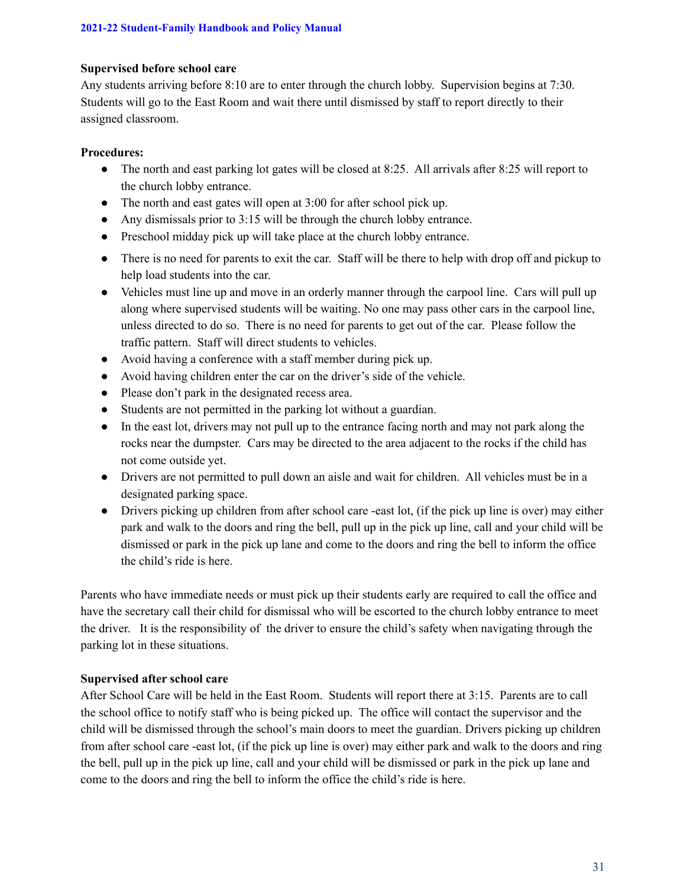**Supervised before school care**

Any students arriving before 8:10 are to enter through the church lobby. Supervision begins at 7:30. Students will go to the East Room and wait there until dismissed by staff to report directly to their assigned classroom.

**Procedures:**

- The north and east parking lot gates will be closed at 8:25. All arrivals after 8:25 will report to the church lobby entrance.
- The north and east gates will open at 3:00 for after school pick up.
- Any dismissals prior to 3:15 will be through the church lobby entrance.
- Preschool midday pick up will take place at the church lobby entrance.
- There is no need for parents to exit the car. Staff will be there to help with drop off and pickup to help load students into the car.
- Vehicles must line up and move in an orderly manner through the carpool line. Cars will pull up along where supervised students will be waiting. No one may pass other cars in the carpool line, unless directed to do so. There is no need for parents to get out of the car. Please follow the traffic pattern. Staff will direct students to vehicles.
- Avoid having a conference with a staff member during pick up.
- Avoid having children enter the car on the driver's side of the vehicle.
- Please don't park in the designated recess area.
- Students are not permitted in the parking lot without a guardian.
- In the east lot, drivers may not pull up to the entrance facing north and may not park along the rocks near the dumpster. Cars may be directed to the area adjacent to the rocks if the child has not come outside yet.
- Drivers are not permitted to pull down an aisle and wait for children. All vehicles must be in a designated parking space.
- Drivers picking up children from after school care -east lot, (if the pick up line is over) may either park and walk to the doors and ring the bell, pull up in the pick up line, call and your child will be dismissed or park in the pick up lane and come to the doors and ring the bell to inform the office the child's ride is here.

Parents who have immediate needs or must pick up their students early are required to call the office and have the secretary call their child for dismissal who will be escorted to the church lobby entrance to meet the driver. It is the responsibility of the driver to ensure the child's safety when navigating through the parking lot in these situations.

**Supervised after school care**

After School Care will be held in the East Room. Students will report there at 3:15. Parents are to call the school office to notify staff who is being picked up. The office will contact the supervisor and the child will be dismissed through the school's main doors to meet the guardian. Drivers picking up children from after school care -east lot, (if the pick up line is over) may either park and walk to the doors and ring the bell, pull up in the pick up line, call and your child will be dismissed or park in the pick up lane and come to the doors and ring the bell to inform the office the child's ride is here.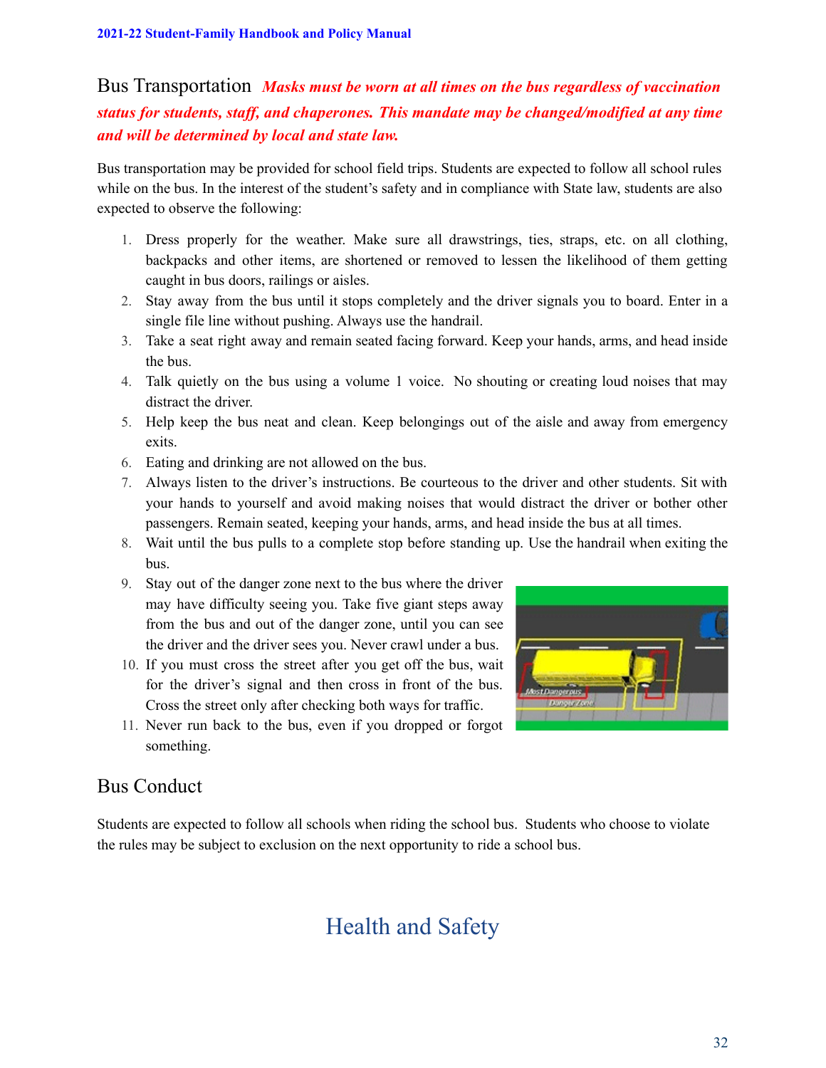## Bus Transportation ***Masks must be worn at all times on the bus regardless of vaccination status for students, staff, and chaperones. This mandate may be changed/modified at any time and will be determined by local and state law.***

Bus transportation may be provided for school field trips. Students are expected to follow all school rules while on the bus. In the interest of the student's safety and in compliance with State law, students are also expected to observe the following:

1. Dress properly for the weather. Make sure all drawstrings, ties, straps, etc. on all clothing, backpacks and other items, are shortened or removed to lessen the likelihood of them getting caught in bus doors, railings or aisles.
2. Stay away from the bus until it stops completely and the driver signals you to board. Enter in a single file line without pushing. Always use the handrail.
3. Take a seat right away and remain seated facing forward. Keep your hands, arms, and head inside the bus.
4. Talk quietly on the bus using a volume 1 voice. No shouting or creating loud noises that may distract the driver.
5. Help keep the bus neat and clean. Keep belongings out of the aisle and away from emergency exits.
6. Eating and drinking are not allowed on the bus.
7. Always listen to the driver's instructions. Be courteous to the driver and other students. Sit with your hands to yourself and avoid making noises that would distract the driver or bother other passengers. Remain seated, keeping your hands, arms, and head inside the bus at all times.
8. Wait until the bus pulls to a complete stop before standing up. Use the handrail when exiting the bus.
9. Stay out of the danger zone next to the bus where the driver may have difficulty seeing you. Take five giant steps away from the bus and out of the danger zone, until you can see the driver and the driver sees you. Never crawl under a bus.
10. If you must cross the street after you get off the bus, wait for the driver's signal and then cross in front of the bus. Cross the street only after checking both ways for traffic.
11. Never run back to the bus, even if you dropped or forgot something.

## Bus Conduct

Students are expected to follow all schools when riding the school bus. Students who choose to violate the rules may be subject to exclusion on the next opportunity to ride a school bus.

# Health and Safety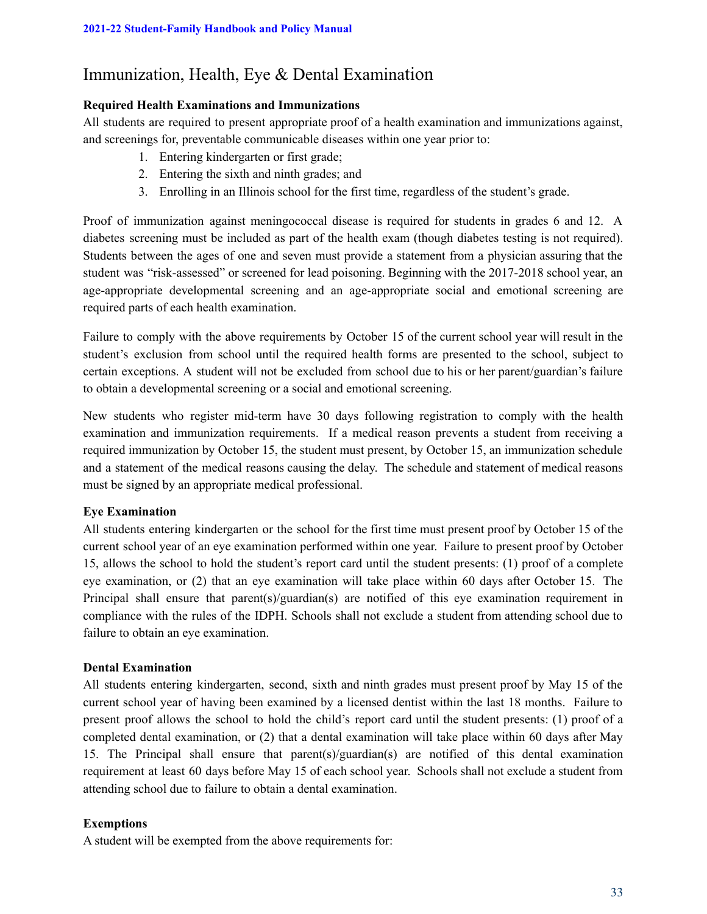## Immunization, Health, Eye & Dental Examination

**Required Health Examinations and Immunizations**

All students are required to present appropriate proof of a health examination and immunizations against, and screenings for, preventable communicable diseases within one year prior to:

1. Entering kindergarten or first grade;
2. Entering the sixth and ninth grades; and
3. Enrolling in an Illinois school for the first time, regardless of the student's grade.

Proof of immunization against meningococcal disease is required for students in grades 6 and 12. A diabetes screening must be included as part of the health exam (though diabetes testing is not required). Students between the ages of one and seven must provide a statement from a physician assuring that the student was "risk-assessed" or screened for lead poisoning. Beginning with the 2017-2018 school year, an age-appropriate developmental screening and an age-appropriate social and emotional screening are required parts of each health examination.

Failure to comply with the above requirements by October 15 of the current school year will result in the student's exclusion from school until the required health forms are presented to the school, subject to certain exceptions. A student will not be excluded from school due to his or her parent/guardian's failure to obtain a developmental screening or a social and emotional screening.

New students who register mid-term have 30 days following registration to comply with the health examination and immunization requirements. If a medical reason prevents a student from receiving a required immunization by October 15, the student must present, by October 15, an immunization schedule and a statement of the medical reasons causing the delay. The schedule and statement of medical reasons must be signed by an appropriate medical professional.

**Eye Examination**

All students entering kindergarten or the school for the first time must present proof by October 15 of the current school year of an eye examination performed within one year. Failure to present proof by October 15, allows the school to hold the student's report card until the student presents: (1) proof of a complete eye examination, or (2) that an eye examination will take place within 60 days after October 15. The Principal shall ensure that parent(s)/guardian(s) are notified of this eye examination requirement in compliance with the rules of the IDPH. Schools shall not exclude a student from attending school due to failure to obtain an eye examination.

**Dental Examination**

All students entering kindergarten, second, sixth and ninth grades must present proof by May 15 of the current school year of having been examined by a licensed dentist within the last 18 months. Failure to present proof allows the school to hold the child's report card until the student presents: (1) proof of a completed dental examination, or (2) that a dental examination will take place within 60 days after May 15. The Principal shall ensure that parent(s)/guardian(s) are notified of this dental examination requirement at least 60 days before May 15 of each school year. Schools shall not exclude a student from attending school due to failure to obtain a dental examination.

**Exemptions**

A student will be exempted from the above requirements for: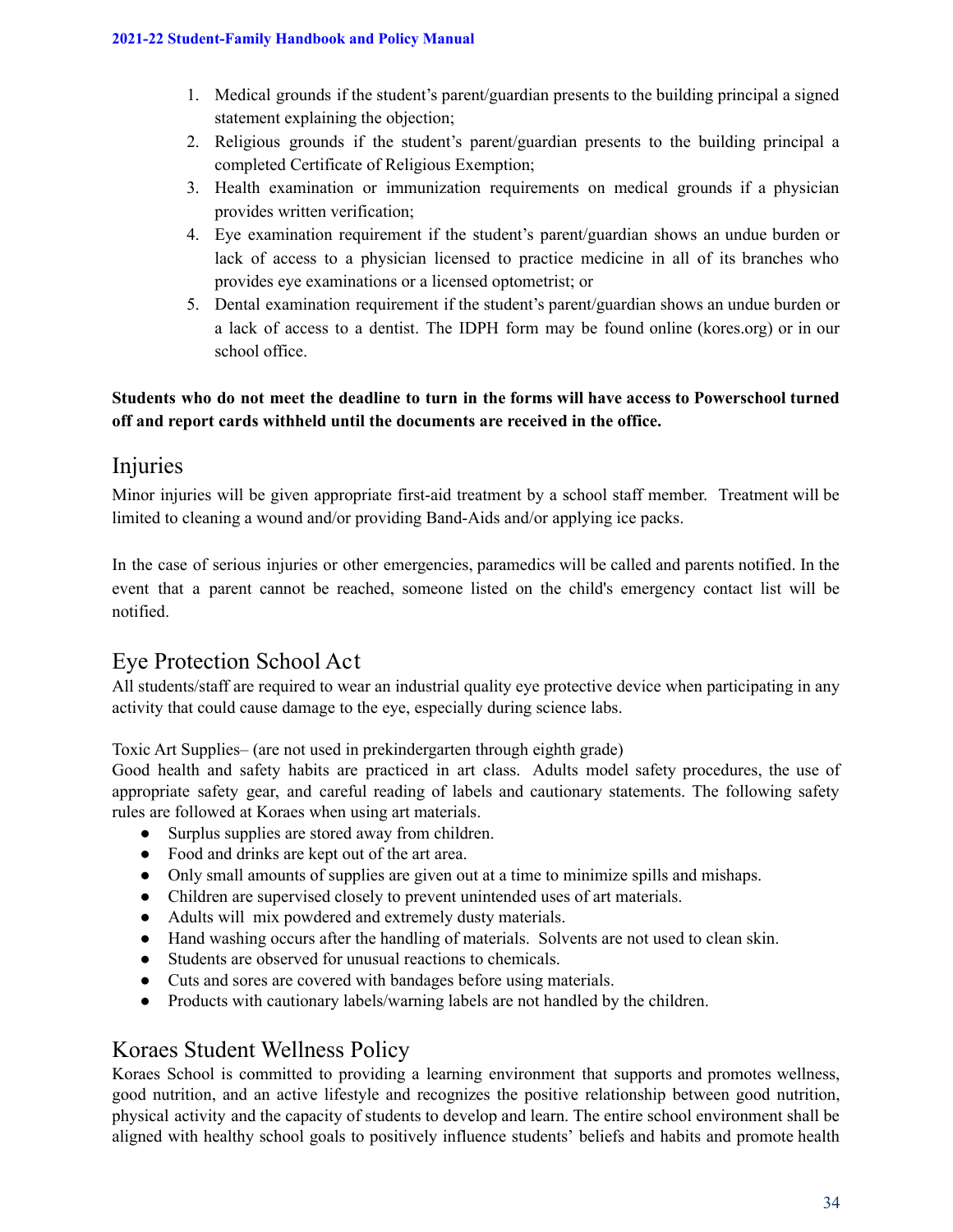1. Medical grounds if the student's parent/guardian presents to the building principal a signed statement explaining the objection;
2. Religious grounds if the student's parent/guardian presents to the building principal a completed Certificate of Religious Exemption;
3. Health examination or immunization requirements on medical grounds if a physician provides written verification;
4. Eye examination requirement if the student's parent/guardian shows an undue burden or lack of access to a physician licensed to practice medicine in all of its branches who provides eye examinations or a licensed optometrist; or
5. Dental examination requirement if the student's parent/guardian shows an undue burden or a lack of access to a dentist. The IDPH form may be found online (kores.org) or in our school office.

**Students who do not meet the deadline to turn in the forms will have access to Powerschool turned off and report cards withheld until the documents are received in the office.**

## Injuries

Minor injuries will be given appropriate first-aid treatment by a school staff member. Treatment will be limited to cleaning a wound and/or providing Band-Aids and/or applying ice packs.

In the case of serious injuries or other emergencies, paramedics will be called and parents notified. In the event that a parent cannot be reached, someone listed on the child's emergency contact list will be notified.

## Eye Protection School Act

All students/staff are required to wear an industrial quality eye protective device when participating in any activity that could cause damage to the eye, especially during science labs.

Toxic Art Supplies– (are not used in prekindergarten through eighth grade)
Good health and safety habits are practiced in art class. Adults model safety procedures, the use of appropriate safety gear, and careful reading of labels and cautionary statements. The following safety rules are followed at Koraes when using art materials.

- Surplus supplies are stored away from children.
- Food and drinks are kept out of the art area.
- Only small amounts of supplies are given out at a time to minimize spills and mishaps.
- Children are supervised closely to prevent unintended uses of art materials.
- Adults will mix powdered and extremely dusty materials.
- Hand washing occurs after the handling of materials. Solvents are not used to clean skin.
- Students are observed for unusual reactions to chemicals.
- Cuts and sores are covered with bandages before using materials.
- Products with cautionary labels/warning labels are not handled by the children.

## Koraes Student Wellness Policy

Koraes School is committed to providing a learning environment that supports and promotes wellness, good nutrition, and an active lifestyle and recognizes the positive relationship between good nutrition, physical activity and the capacity of students to develop and learn. The entire school environment shall be aligned with healthy school goals to positively influence students' beliefs and habits and promote health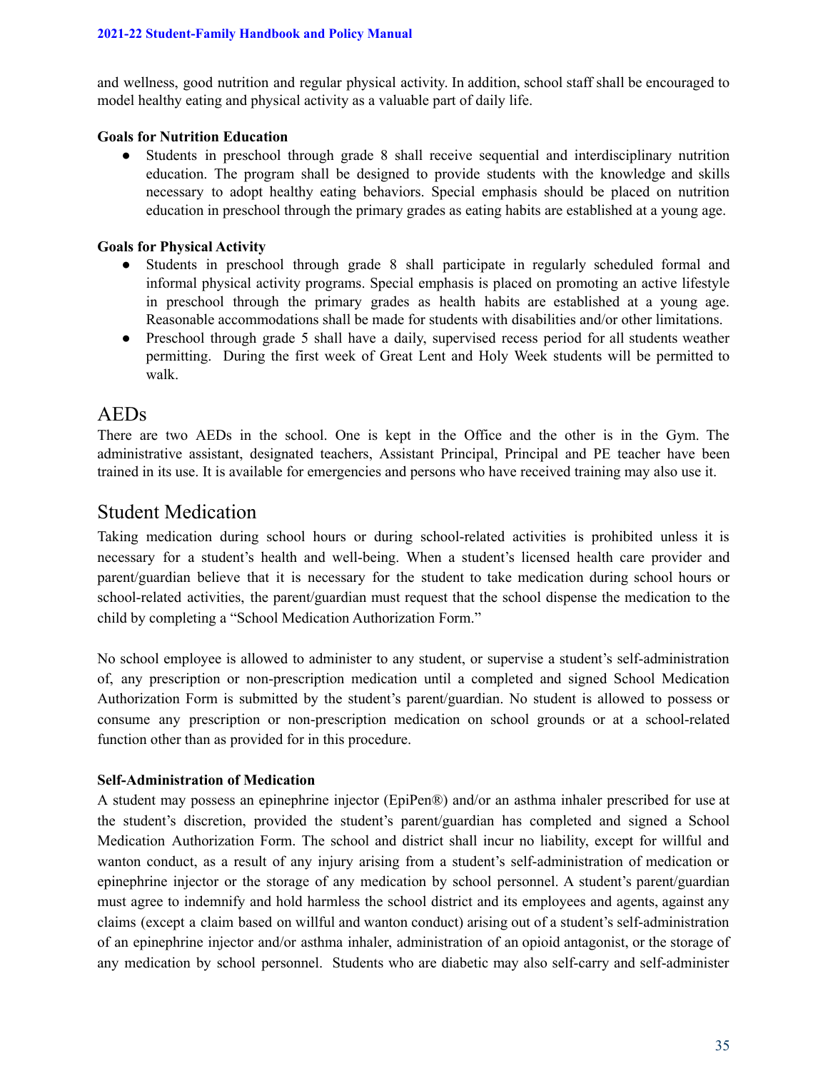and wellness, good nutrition and regular physical activity. In addition, school staff shall be encouraged to model healthy eating and physical activity as a valuable part of daily life.

**Goals for Nutrition Education**

- Students in preschool through grade 8 shall receive sequential and interdisciplinary nutrition education. The program shall be designed to provide students with the knowledge and skills necessary to adopt healthy eating behaviors. Special emphasis should be placed on nutrition education in preschool through the primary grades as eating habits are established at a young age.

**Goals for Physical Activity**

- Students in preschool through grade 8 shall participate in regularly scheduled formal and informal physical activity programs. Special emphasis is placed on promoting an active lifestyle in preschool through the primary grades as health habits are established at a young age. Reasonable accommodations shall be made for students with disabilities and/or other limitations.
- Preschool through grade 5 shall have a daily, supervised recess period for all students weather permitting. During the first week of Great Lent and Holy Week students will be permitted to walk.

## AEDs

There are two AEDs in the school. One is kept in the Office and the other is in the Gym. The administrative assistant, designated teachers, Assistant Principal, Principal and PE teacher have been trained in its use. It is available for emergencies and persons who have received training may also use it.

## Student Medication

Taking medication during school hours or during school-related activities is prohibited unless it is necessary for a student's health and well-being. When a student's licensed health care provider and parent/guardian believe that it is necessary for the student to take medication during school hours or school-related activities, the parent/guardian must request that the school dispense the medication to the child by completing a "School Medication Authorization Form."

No school employee is allowed to administer to any student, or supervise a student's self-administration of, any prescription or non-prescription medication until a completed and signed School Medication Authorization Form is submitted by the student's parent/guardian. No student is allowed to possess or consume any prescription or non-prescription medication on school grounds or at a school-related function other than as provided for in this procedure.

**Self-Administration of Medication**

A student may possess an epinephrine injector (EpiPen®) and/or an asthma inhaler prescribed for use at the student's discretion, provided the student's parent/guardian has completed and signed a School Medication Authorization Form. The school and district shall incur no liability, except for willful and wanton conduct, as a result of any injury arising from a student's self-administration of medication or epinephrine injector or the storage of any medication by school personnel. A student's parent/guardian must agree to indemnify and hold harmless the school district and its employees and agents, against any claims (except a claim based on willful and wanton conduct) arising out of a student's self-administration of an epinephrine injector and/or asthma inhaler, administration of an opioid antagonist, or the storage of any medication by school personnel. Students who are diabetic may also self-carry and self-administer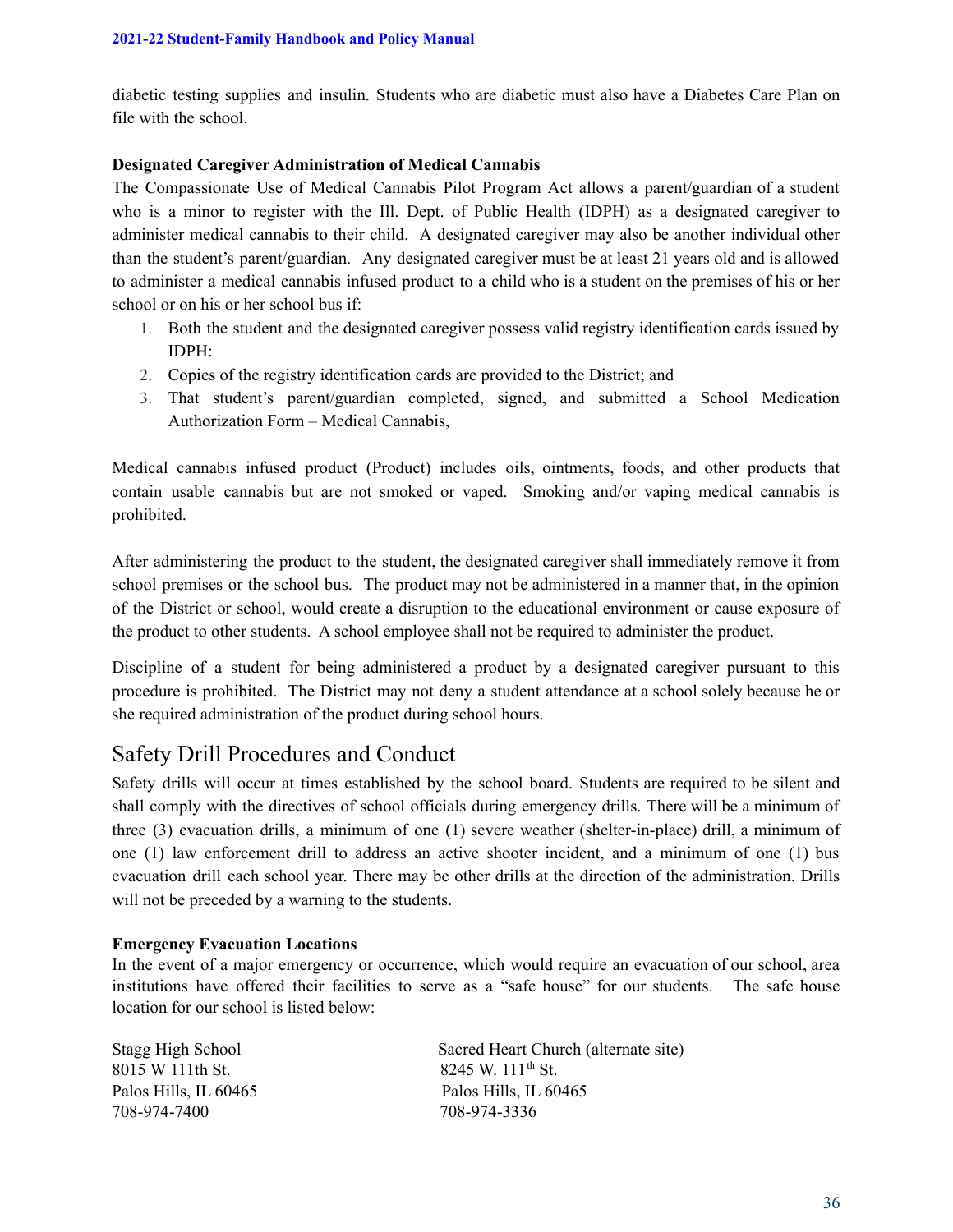diabetic testing supplies and insulin. Students who are diabetic must also have a Diabetes Care Plan on file with the school.

**Designated Caregiver Administration of Medical Cannabis**

The Compassionate Use of Medical Cannabis Pilot Program Act allows a parent/guardian of a student who is a minor to register with the Ill. Dept. of Public Health (IDPH) as a designated caregiver to administer medical cannabis to their child. A designated caregiver may also be another individual other than the student's parent/guardian. Any designated caregiver must be at least 21 years old and is allowed to administer a medical cannabis infused product to a child who is a student on the premises of his or her school or on his or her school bus if:

1. Both the student and the designated caregiver possess valid registry identification cards issued by IDPH:
2. Copies of the registry identification cards are provided to the District; and
3. That student's parent/guardian completed, signed, and submitted a School Medication Authorization Form – Medical Cannabis,

Medical cannabis infused product (Product) includes oils, ointments, foods, and other products that contain usable cannabis but are not smoked or vaped. Smoking and/or vaping medical cannabis is prohibited.

After administering the product to the student, the designated caregiver shall immediately remove it from school premises or the school bus. The product may not be administered in a manner that, in the opinion of the District or school, would create a disruption to the educational environment or cause exposure of the product to other students. A school employee shall not be required to administer the product.

Discipline of a student for being administered a product by a designated caregiver pursuant to this procedure is prohibited. The District may not deny a student attendance at a school solely because he or she required administration of the product during school hours.

## Safety Drill Procedures and Conduct

Safety drills will occur at times established by the school board. Students are required to be silent and shall comply with the directives of school officials during emergency drills. There will be a minimum of three (3) evacuation drills, a minimum of one (1) severe weather (shelter-in-place) drill, a minimum of one (1) law enforcement drill to address an active shooter incident, and a minimum of one (1) bus evacuation drill each school year. There may be other drills at the direction of the administration. Drills will not be preceded by a warning to the students.

**Emergency Evacuation Locations**

In the event of a major emergency or occurrence, which would require an evacuation of our school, area institutions have offered their facilities to serve as a "safe house" for our students. The safe house location for our school is listed below:

Stagg High School
8015 W 111th St.
Palos Hills, IL 60465
708-974-7400

Sacred Heart Church (alternate site)
8245 W. 111th St.
Palos Hills, IL 60465
708-974-3336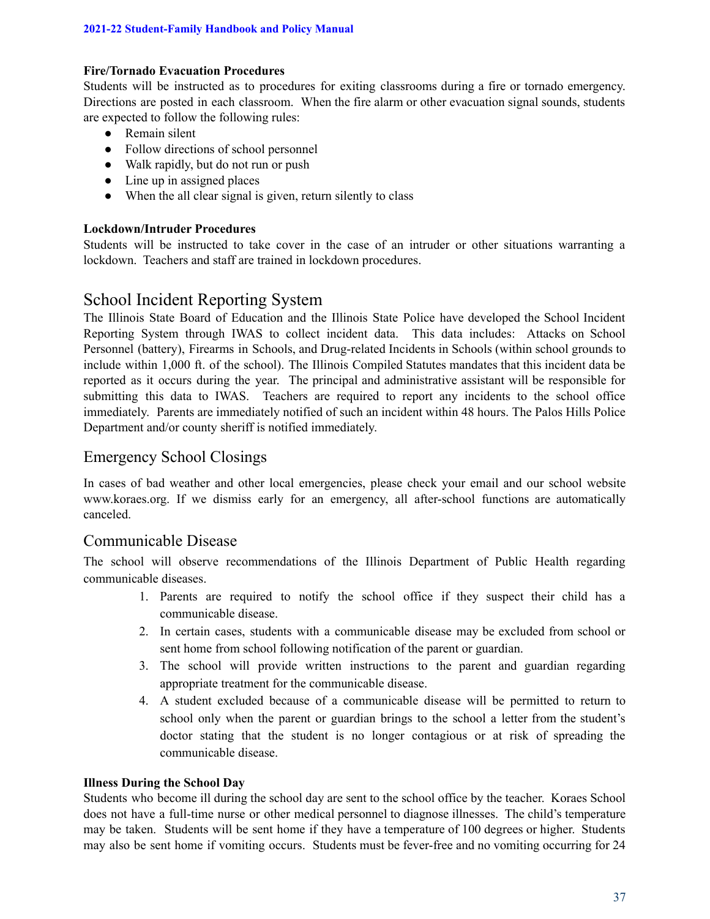#### Fire/Tornado Evacuation Procedures

Students will be instructed as to procedures for exiting classrooms during a fire or tornado emergency. Directions are posted in each classroom. When the fire alarm or other evacuation signal sounds, students are expected to follow the following rules:

- Remain silent
- Follow directions of school personnel
- Walk rapidly, but do not run or push
- Line up in assigned places
- When the all clear signal is given, return silently to class

#### Lockdown/Intruder Procedures

Students will be instructed to take cover in the case of an intruder or other situations warranting a lockdown. Teachers and staff are trained in lockdown procedures.

## School Incident Reporting System

The Illinois State Board of Education and the Illinois State Police have developed the School Incident Reporting System through IWAS to collect incident data. This data includes: Attacks on School Personnel (battery), Firearms in Schools, and Drug-related Incidents in Schools (within school grounds to include within 1,000 ft. of the school). The Illinois Compiled Statutes mandates that this incident data be reported as it occurs during the year. The principal and administrative assistant will be responsible for submitting this data to IWAS. Teachers are required to report any incidents to the school office immediately. Parents are immediately notified of such an incident within 48 hours. The Palos Hills Police Department and/or county sheriff is notified immediately.

## Emergency School Closings

In cases of bad weather and other local emergencies, please check your email and our school website www.koraes.org. If we dismiss early for an emergency, all after-school functions are automatically canceled.

## Communicable Disease

The school will observe recommendations of the Illinois Department of Public Health regarding communicable diseases.

1. Parents are required to notify the school office if they suspect their child has a communicable disease.
2. In certain cases, students with a communicable disease may be excluded from school or sent home from school following notification of the parent or guardian.
3. The school will provide written instructions to the parent and guardian regarding appropriate treatment for the communicable disease.
4. A student excluded because of a communicable disease will be permitted to return to school only when the parent or guardian brings to the school a letter from the student's doctor stating that the student is no longer contagious or at risk of spreading the communicable disease.

#### Illness During the School Day

Students who become ill during the school day are sent to the school office by the teacher. Koraes School does not have a full-time nurse or other medical personnel to diagnose illnesses. The child's temperature may be taken. Students will be sent home if they have a temperature of 100 degrees or higher. Students may also be sent home if vomiting occurs. Students must be fever-free and no vomiting occurring for 24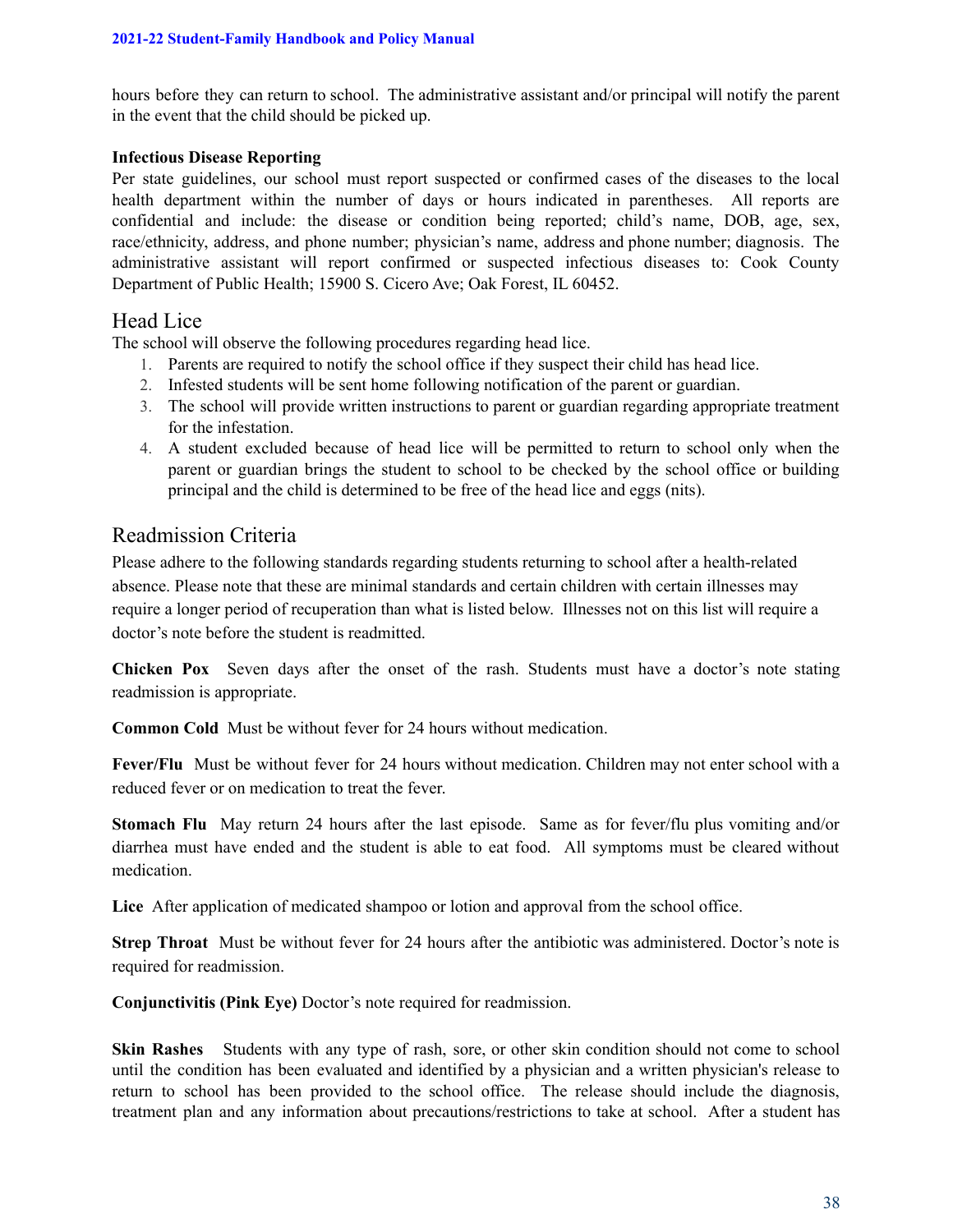hours before they can return to school. The administrative assistant and/or principal will notify the parent in the event that the child should be picked up.

**Infectious Disease Reporting**

Per state guidelines, our school must report suspected or confirmed cases of the diseases to the local health department within the number of days or hours indicated in parentheses. All reports are confidential and include: the disease or condition being reported; child's name, DOB, age, sex, race/ethnicity, address, and phone number; physician's name, address and phone number; diagnosis. The administrative assistant will report confirmed or suspected infectious diseases to: Cook County Department of Public Health; 15900 S. Cicero Ave; Oak Forest, IL 60452.

## Head Lice

The school will observe the following procedures regarding head lice.

1. Parents are required to notify the school office if they suspect their child has head lice.
2. Infested students will be sent home following notification of the parent or guardian.
3. The school will provide written instructions to parent or guardian regarding appropriate treatment for the infestation.
4. A student excluded because of head lice will be permitted to return to school only when the parent or guardian brings the student to school to be checked by the school office or building principal and the child is determined to be free of the head lice and eggs (nits).

## Readmission Criteria

Please adhere to the following standards regarding students returning to school after a health-related absence. Please note that these are minimal standards and certain children with certain illnesses may require a longer period of recuperation than what is listed below. Illnesses not on this list will require a doctor's note before the student is readmitted.

**Chicken Pox** Seven days after the onset of the rash. Students must have a doctor's note stating readmission is appropriate.

**Common Cold** Must be without fever for 24 hours without medication.

**Fever/Flu** Must be without fever for 24 hours without medication. Children may not enter school with a reduced fever or on medication to treat the fever.

**Stomach Flu** May return 24 hours after the last episode. Same as for fever/flu plus vomiting and/or diarrhea must have ended and the student is able to eat food. All symptoms must be cleared without medication.

**Lice** After application of medicated shampoo or lotion and approval from the school office.

**Strep Throat** Must be without fever for 24 hours after the antibiotic was administered. Doctor's note is required for readmission.

**Conjunctivitis (Pink Eye)** Doctor's note required for readmission.

**Skin Rashes** Students with any type of rash, sore, or other skin condition should not come to school until the condition has been evaluated and identified by a physician and a written physician's release to return to school has been provided to the school office. The release should include the diagnosis, treatment plan and any information about precautions/restrictions to take at school. After a student has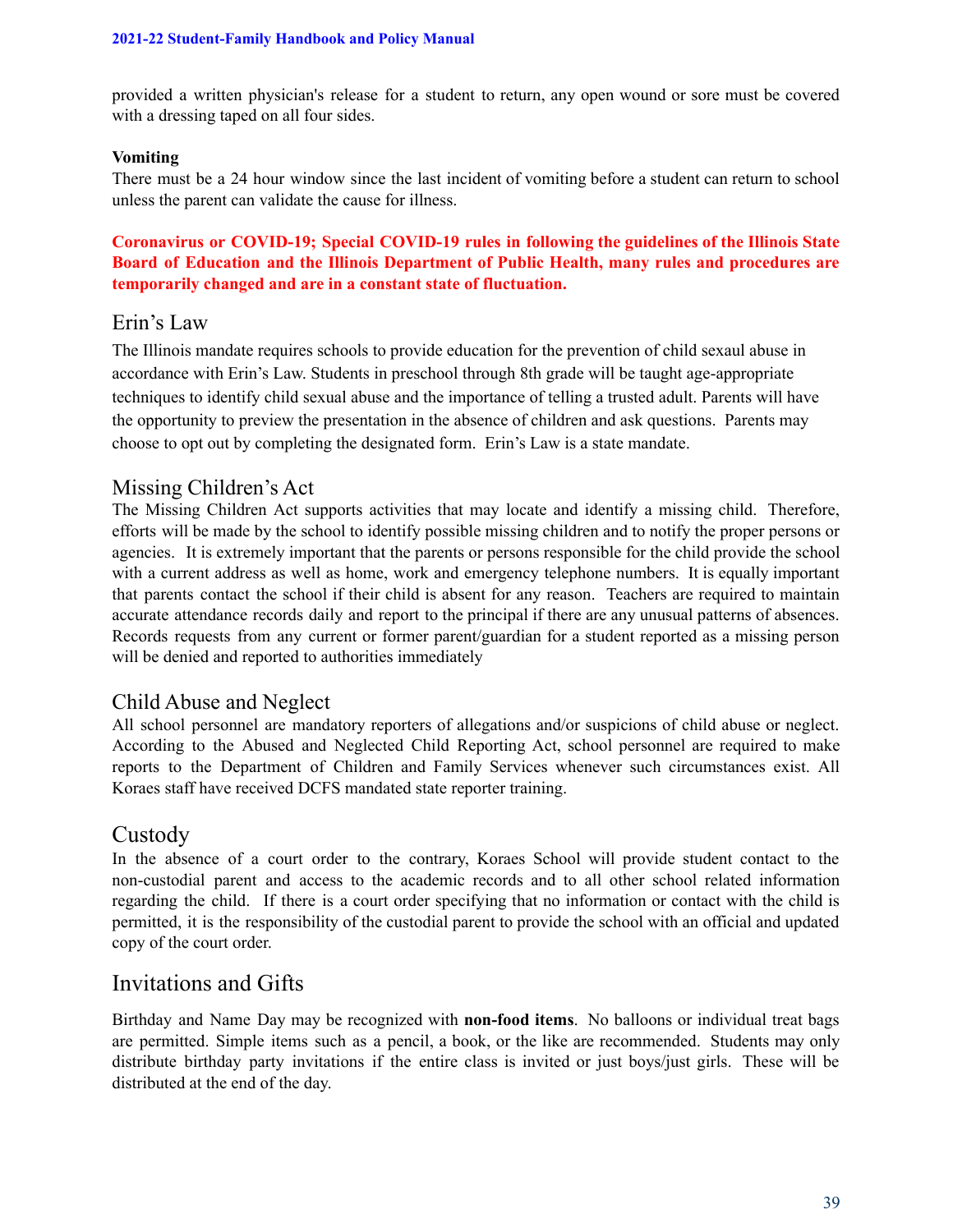provided a written physician's release for a student to return, any open wound or sore must be covered with a dressing taped on all four sides.

**Vomiting**

There must be a 24 hour window since the last incident of vomiting before a student can return to school unless the parent can validate the cause for illness.

**Coronavirus or COVID-19; Special COVID-19 rules in following the guidelines of the Illinois State Board of Education and the Illinois Department of Public Health, many rules and procedures are temporarily changed and are in a constant state of fluctuation.**

## Erin's Law

The Illinois mandate requires schools to provide education for the prevention of child sexaul abuse in accordance with Erin's Law. Students in preschool through 8th grade will be taught age-appropriate techniques to identify child sexual abuse and the importance of telling a trusted adult. Parents will have the opportunity to preview the presentation in the absence of children and ask questions. Parents may choose to opt out by completing the designated form. Erin's Law is a state mandate.

## Missing Children's Act

The Missing Children Act supports activities that may locate and identify a missing child. Therefore, efforts will be made by the school to identify possible missing children and to notify the proper persons or agencies. It is extremely important that the parents or persons responsible for the child provide the school with a current address as well as home, work and emergency telephone numbers. It is equally important that parents contact the school if their child is absent for any reason. Teachers are required to maintain accurate attendance records daily and report to the principal if there are any unusual patterns of absences. Records requests from any current or former parent/guardian for a student reported as a missing person will be denied and reported to authorities immediately

## Child Abuse and Neglect

All school personnel are mandatory reporters of allegations and/or suspicions of child abuse or neglect. According to the Abused and Neglected Child Reporting Act, school personnel are required to make reports to the Department of Children and Family Services whenever such circumstances exist. All Koraes staff have received DCFS mandated state reporter training.

## Custody

In the absence of a court order to the contrary, Koraes School will provide student contact to the non-custodial parent and access to the academic records and to all other school related information regarding the child. If there is a court order specifying that no information or contact with the child is permitted, it is the responsibility of the custodial parent to provide the school with an official and updated copy of the court order.

## Invitations and Gifts

Birthday and Name Day may be recognized with **non-food items**. No balloons or individual treat bags are permitted. Simple items such as a pencil, a book, or the like are recommended. Students may only distribute birthday party invitations if the entire class is invited or just boys/just girls. These will be distributed at the end of the day.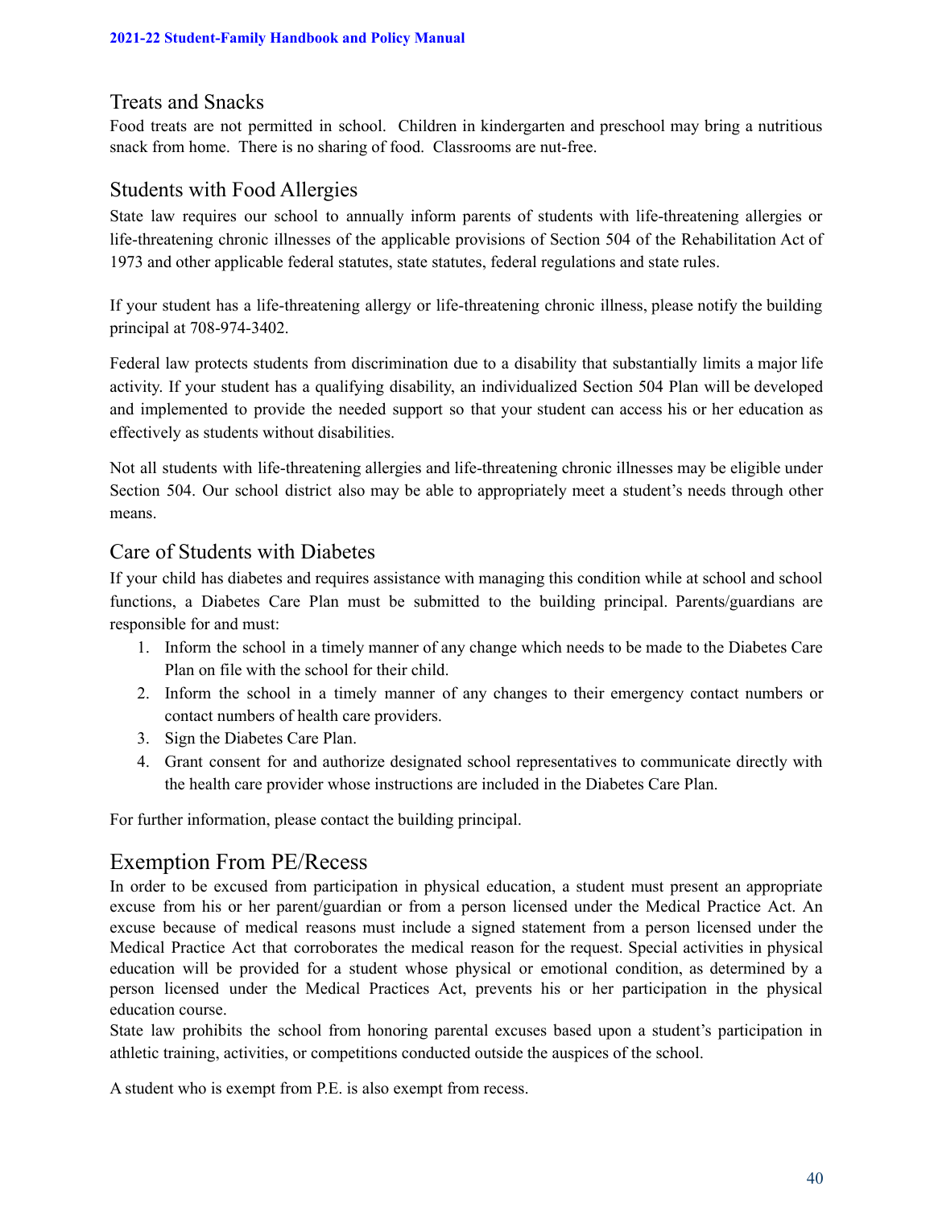## Treats and Snacks

Food treats are not permitted in school. Children in kindergarten and preschool may bring a nutritious snack from home. There is no sharing of food. Classrooms are nut-free.

## Students with Food Allergies

State law requires our school to annually inform parents of students with life-threatening allergies or life-threatening chronic illnesses of the applicable provisions of Section 504 of the Rehabilitation Act of 1973 and other applicable federal statutes, state statutes, federal regulations and state rules.

If your student has a life-threatening allergy or life-threatening chronic illness, please notify the building principal at 708-974-3402.

Federal law protects students from discrimination due to a disability that substantially limits a major life activity. If your student has a qualifying disability, an individualized Section 504 Plan will be developed and implemented to provide the needed support so that your student can access his or her education as effectively as students without disabilities.

Not all students with life-threatening allergies and life-threatening chronic illnesses may be eligible under Section 504. Our school district also may be able to appropriately meet a student's needs through other means.

## Care of Students with Diabetes

If your child has diabetes and requires assistance with managing this condition while at school and school functions, a Diabetes Care Plan must be submitted to the building principal. Parents/guardians are responsible for and must:

1. Inform the school in a timely manner of any change which needs to be made to the Diabetes Care Plan on file with the school for their child.
2. Inform the school in a timely manner of any changes to their emergency contact numbers or contact numbers of health care providers.
3. Sign the Diabetes Care Plan.
4. Grant consent for and authorize designated school representatives to communicate directly with the health care provider whose instructions are included in the Diabetes Care Plan.

For further information, please contact the building principal.

## Exemption From PE/Recess

In order to be excused from participation in physical education, a student must present an appropriate excuse from his or her parent/guardian or from a person licensed under the Medical Practice Act. An excuse because of medical reasons must include a signed statement from a person licensed under the Medical Practice Act that corroborates the medical reason for the request. Special activities in physical education will be provided for a student whose physical or emotional condition, as determined by a person licensed under the Medical Practices Act, prevents his or her participation in the physical education course.

State law prohibits the school from honoring parental excuses based upon a student's participation in athletic training, activities, or competitions conducted outside the auspices of the school.

A student who is exempt from P.E. is also exempt from recess.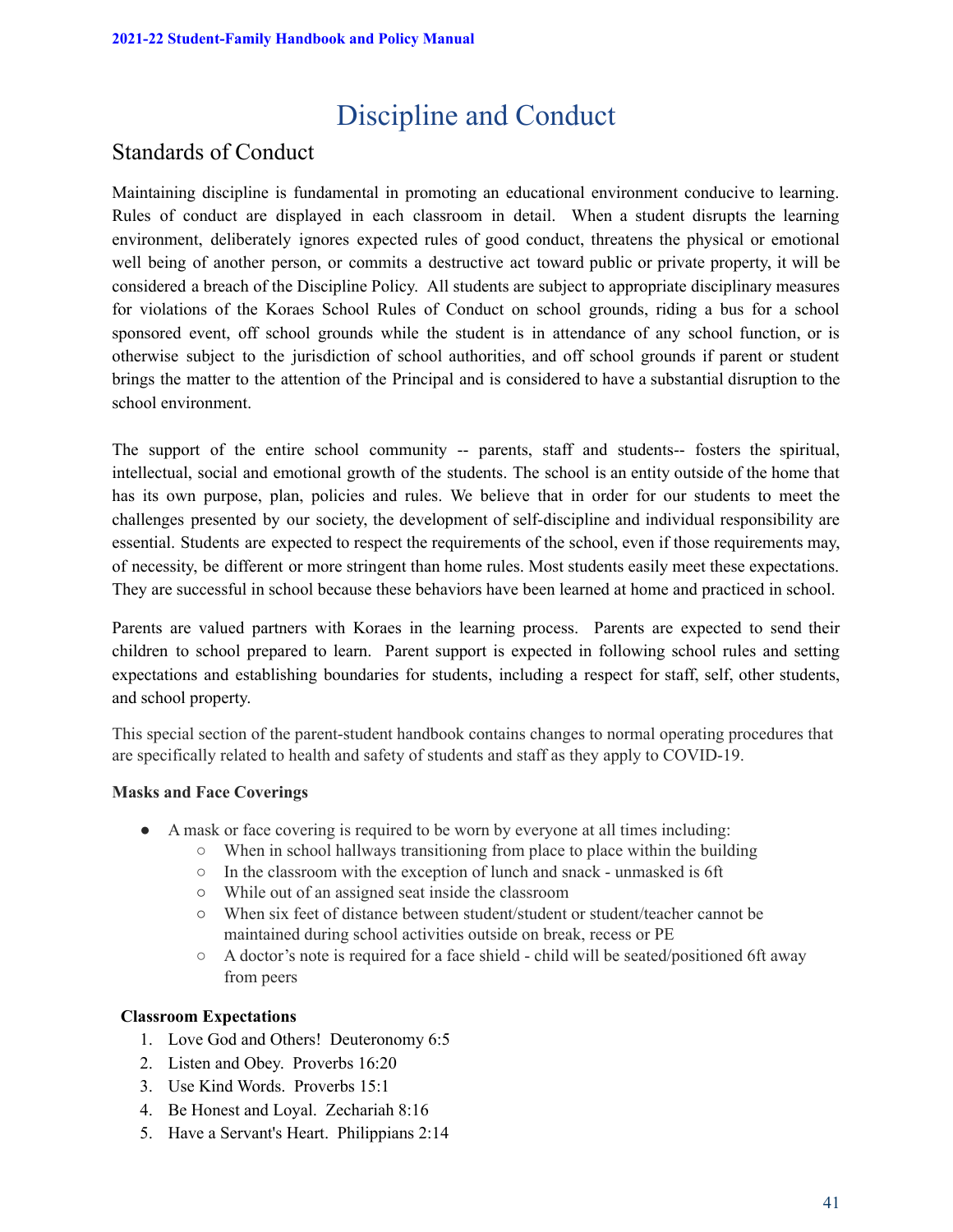# Discipline and Conduct

## Standards of Conduct

Maintaining discipline is fundamental in promoting an educational environment conducive to learning. Rules of conduct are displayed in each classroom in detail. When a student disrupts the learning environment, deliberately ignores expected rules of good conduct, threatens the physical or emotional well being of another person, or commits a destructive act toward public or private property, it will be considered a breach of the Discipline Policy. All students are subject to appropriate disciplinary measures for violations of the Koraes School Rules of Conduct on school grounds, riding a bus for a school sponsored event, off school grounds while the student is in attendance of any school function, or is otherwise subject to the jurisdiction of school authorities, and off school grounds if parent or student brings the matter to the attention of the Principal and is considered to have a substantial disruption to the school environment.

The support of the entire school community -- parents, staff and students-- fosters the spiritual, intellectual, social and emotional growth of the students. The school is an entity outside of the home that has its own purpose, plan, policies and rules. We believe that in order for our students to meet the challenges presented by our society, the development of self-discipline and individual responsibility are essential. Students are expected to respect the requirements of the school, even if those requirements may, of necessity, be different or more stringent than home rules. Most students easily meet these expectations. They are successful in school because these behaviors have been learned at home and practiced in school.

Parents are valued partners with Koraes in the learning process. Parents are expected to send their children to school prepared to learn. Parent support is expected in following school rules and setting expectations and establishing boundaries for students, including a respect for staff, self, other students, and school property.

This special section of the parent-student handbook contains changes to normal operating procedures that are specifically related to health and safety of students and staff as they apply to COVID-19.

**Masks and Face Coverings**

- A mask or face covering is required to be worn by everyone at all times including:
  - When in school hallways transitioning from place to place within the building
  - In the classroom with the exception of lunch and snack - unmasked is 6ft
  - While out of an assigned seat inside the classroom
  - When six feet of distance between student/student or student/teacher cannot be maintained during school activities outside on break, recess or PE
  - A doctor's note is required for a face shield - child will be seated/positioned 6ft away from peers

**Classroom Expectations**

1. Love God and Others! Deuteronomy 6:5
2. Listen and Obey. Proverbs 16:20
3. Use Kind Words. Proverbs 15:1
4. Be Honest and Loyal. Zechariah 8:16
5. Have a Servant's Heart. Philippians 2:14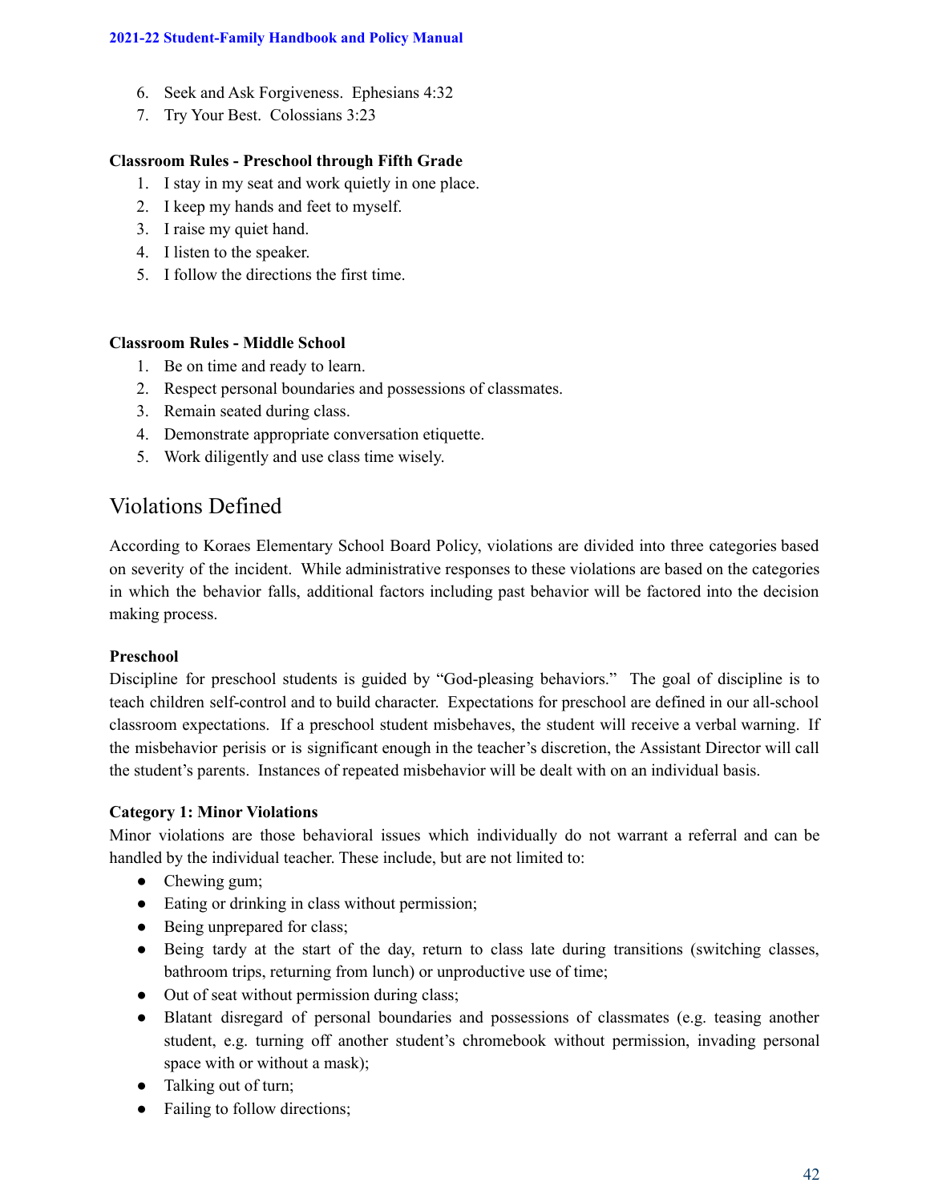6. Seek and Ask Forgiveness. Ephesians 4:32
7. Try Your Best. Colossians 3:23

**Classroom Rules - Preschool through Fifth Grade**

1. I stay in my seat and work quietly in one place.
2. I keep my hands and feet to myself.
3. I raise my quiet hand.
4. I listen to the speaker.
5. I follow the directions the first time.

**Classroom Rules - Middle School**

1. Be on time and ready to learn.
2. Respect personal boundaries and possessions of classmates.
3. Remain seated during class.
4. Demonstrate appropriate conversation etiquette.
5. Work diligently and use class time wisely.

## Violations Defined

According to Koraes Elementary School Board Policy, violations are divided into three categories based on severity of the incident. While administrative responses to these violations are based on the categories in which the behavior falls, additional factors including past behavior will be factored into the decision making process.

**Preschool**

Discipline for preschool students is guided by "God-pleasing behaviors." The goal of discipline is to teach children self-control and to build character. Expectations for preschool are defined in our all-school classroom expectations. If a preschool student misbehaves, the student will receive a verbal warning. If the misbehavior perisis or is significant enough in the teacher's discretion, the Assistant Director will call the student's parents. Instances of repeated misbehavior will be dealt with on an individual basis.

**Category 1: Minor Violations**

Minor violations are those behavioral issues which individually do not warrant a referral and can be handled by the individual teacher. These include, but are not limited to:

- Chewing gum;
- Eating or drinking in class without permission;
- Being unprepared for class;
- Being tardy at the start of the day, return to class late during transitions (switching classes, bathroom trips, returning from lunch) or unproductive use of time;
- Out of seat without permission during class;
- Blatant disregard of personal boundaries and possessions of classmates (e.g. teasing another student, e.g. turning off another student's chromebook without permission, invading personal space with or without a mask);
- Talking out of turn;
- Failing to follow directions;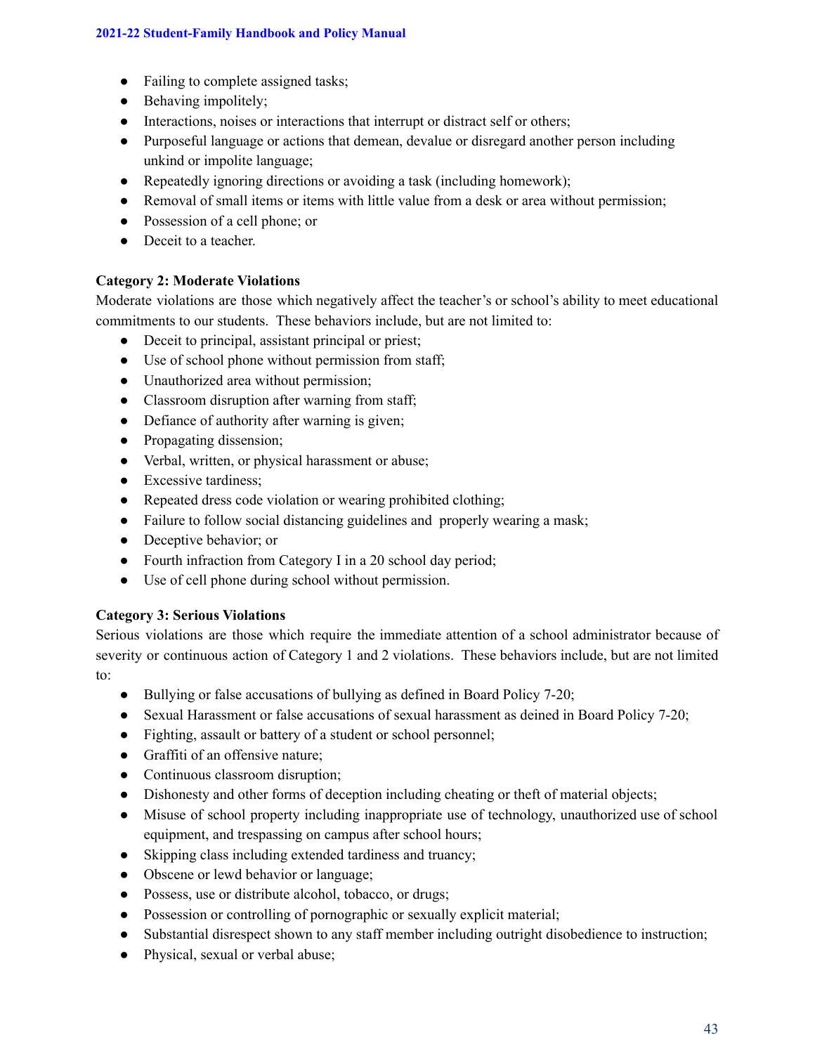- Failing to complete assigned tasks;
- Behaving impolitely;
- Interactions, noises or interactions that interrupt or distract self or others;
- Purposeful language or actions that demean, devalue or disregard another person including unkind or impolite language;
- Repeatedly ignoring directions or avoiding a task (including homework);
- Removal of small items or items with little value from a desk or area without permission;
- Possession of a cell phone; or
- Deceit to a teacher.

**Category 2: Moderate Violations**

Moderate violations are those which negatively affect the teacher's or school's ability to meet educational commitments to our students. These behaviors include, but are not limited to:

- Deceit to principal, assistant principal or priest;
- Use of school phone without permission from staff;
- Unauthorized area without permission;
- Classroom disruption after warning from staff;
- Defiance of authority after warning is given;
- Propagating dissension;
- Verbal, written, or physical harassment or abuse;
- Excessive tardiness;
- Repeated dress code violation or wearing prohibited clothing;
- Failure to follow social distancing guidelines and properly wearing a mask;
- Deceptive behavior; or
- Fourth infraction from Category I in a 20 school day period;
- Use of cell phone during school without permission.

**Category 3: Serious Violations**

Serious violations are those which require the immediate attention of a school administrator because of severity or continuous action of Category 1 and 2 violations. These behaviors include, but are not limited to:

- Bullying or false accusations of bullying as defined in Board Policy 7-20;
- Sexual Harassment or false accusations of sexual harassment as deined in Board Policy 7-20;
- Fighting, assault or battery of a student or school personnel;
- Graffiti of an offensive nature;
- Continuous classroom disruption;
- Dishonesty and other forms of deception including cheating or theft of material objects;
- Misuse of school property including inappropriate use of technology, unauthorized use of school equipment, and trespassing on campus after school hours;
- Skipping class including extended tardiness and truancy;
- Obscene or lewd behavior or language;
- Possess, use or distribute alcohol, tobacco, or drugs;
- Possession or controlling of pornographic or sexually explicit material;
- Substantial disrespect shown to any staff member including outright disobedience to instruction;
- Physical, sexual or verbal abuse;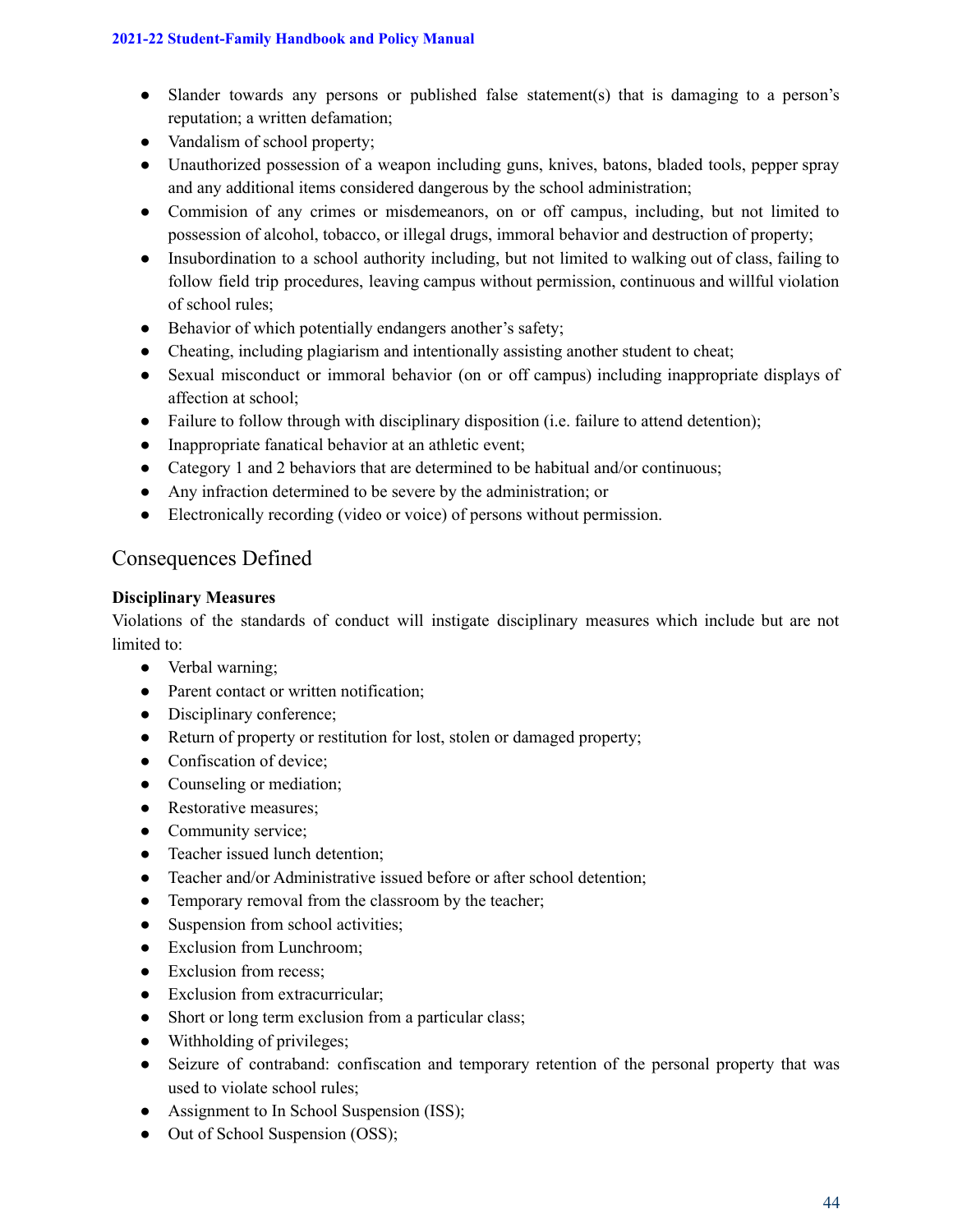- Slander towards any persons or published false statement(s) that is damaging to a person's reputation; a written defamation;
- Vandalism of school property;
- Unauthorized possession of a weapon including guns, knives, batons, bladed tools, pepper spray and any additional items considered dangerous by the school administration;
- Commision of any crimes or misdemeanors, on or off campus, including, but not limited to possession of alcohol, tobacco, or illegal drugs, immoral behavior and destruction of property;
- Insubordination to a school authority including, but not limited to walking out of class, failing to follow field trip procedures, leaving campus without permission, continuous and willful violation of school rules;
- Behavior of which potentially endangers another's safety;
- Cheating, including plagiarism and intentionally assisting another student to cheat;
- Sexual misconduct or immoral behavior (on or off campus) including inappropriate displays of affection at school;
- Failure to follow through with disciplinary disposition (i.e. failure to attend detention);
- Inappropriate fanatical behavior at an athletic event;
- Category 1 and 2 behaviors that are determined to be habitual and/or continuous;
- Any infraction determined to be severe by the administration; or
- Electronically recording (video or voice) of persons without permission.

## Consequences Defined

**Disciplinary Measures**

Violations of the standards of conduct will instigate disciplinary measures which include but are not limited to:

- Verbal warning;
- Parent contact or written notification;
- Disciplinary conference;
- Return of property or restitution for lost, stolen or damaged property;
- Confiscation of device;
- Counseling or mediation;
- Restorative measures;
- Community service;
- Teacher issued lunch detention;
- Teacher and/or Administrative issued before or after school detention;
- Temporary removal from the classroom by the teacher;
- Suspension from school activities;
- Exclusion from Lunchroom;
- Exclusion from recess;
- Exclusion from extracurricular;
- Short or long term exclusion from a particular class;
- Withholding of privileges;
- Seizure of contraband: confiscation and temporary retention of the personal property that was used to violate school rules;
- Assignment to In School Suspension (ISS);
- Out of School Suspension (OSS);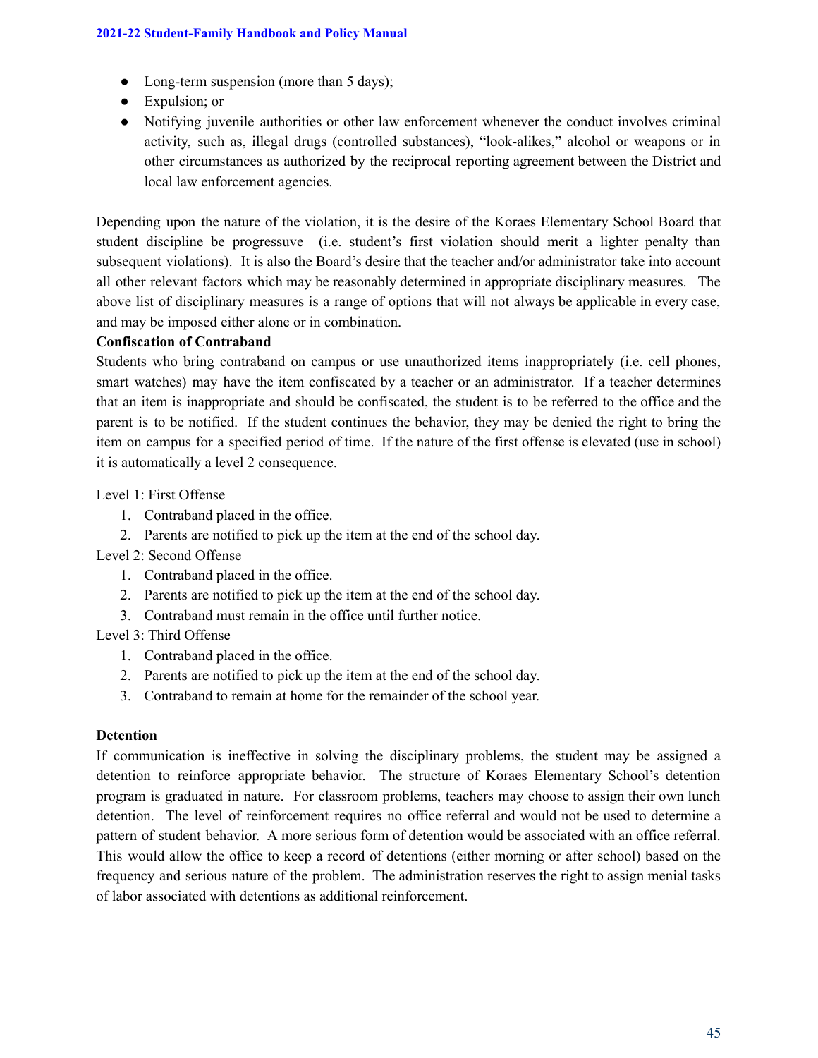- Long-term suspension (more than 5 days);
- Expulsion; or
- Notifying juvenile authorities or other law enforcement whenever the conduct involves criminal activity, such as, illegal drugs (controlled substances), "look-alikes," alcohol or weapons or in other circumstances as authorized by the reciprocal reporting agreement between the District and local law enforcement agencies.

Depending upon the nature of the violation, it is the desire of the Koraes Elementary School Board that student discipline be progressuve (i.e. student's first violation should merit a lighter penalty than subsequent violations). It is also the Board's desire that the teacher and/or administrator take into account all other relevant factors which may be reasonably determined in appropriate disciplinary measures. The above list of disciplinary measures is a range of options that will not always be applicable in every case, and may be imposed either alone or in combination.

**Confiscation of Contraband**

Students who bring contraband on campus or use unauthorized items inappropriately (i.e. cell phones, smart watches) may have the item confiscated by a teacher or an administrator. If a teacher determines that an item is inappropriate and should be confiscated, the student is to be referred to the office and the parent is to be notified. If the student continues the behavior, they may be denied the right to bring the item on campus for a specified period of time. If the nature of the first offense is elevated (use in school) it is automatically a level 2 consequence.

Level 1: First Offense

1. Contraband placed in the office.
2. Parents are notified to pick up the item at the end of the school day.

Level 2: Second Offense

1. Contraband placed in the office.
2. Parents are notified to pick up the item at the end of the school day.
3. Contraband must remain in the office until further notice.

Level 3: Third Offense

1. Contraband placed in the office.
2. Parents are notified to pick up the item at the end of the school day.
3. Contraband to remain at home for the remainder of the school year.

**Detention**

If communication is ineffective in solving the disciplinary problems, the student may be assigned a detention to reinforce appropriate behavior. The structure of Koraes Elementary School's detention program is graduated in nature. For classroom problems, teachers may choose to assign their own lunch detention. The level of reinforcement requires no office referral and would not be used to determine a pattern of student behavior. A more serious form of detention would be associated with an office referral. This would allow the office to keep a record of detentions (either morning or after school) based on the frequency and serious nature of the problem. The administration reserves the right to assign menial tasks of labor associated with detentions as additional reinforcement.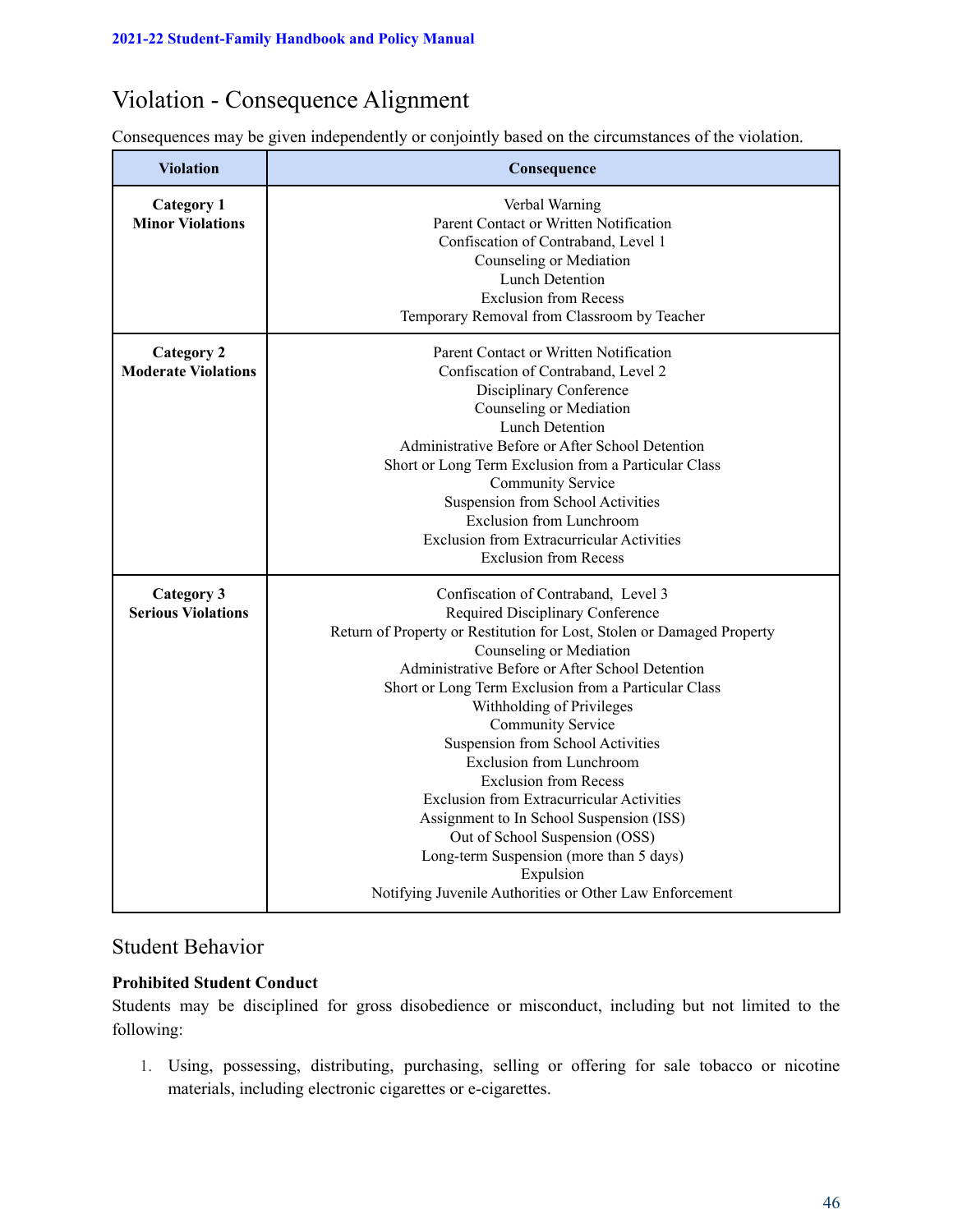## Violation - Consequence Alignment

Consequences may be given independently or conjointly based on the circumstances of the violation.

| Violation | Consequence |
|---|---|
| **Category 1**<br>**Minor Violations** | Verbal Warning<br>Parent Contact or Written Notification<br>Confiscation of Contraband, Level 1<br>Counseling or Mediation<br>Lunch Detention<br>Exclusion from Recess<br>Temporary Removal from Classroom by Teacher |
| **Category 2**<br>**Moderate Violations** | Parent Contact or Written Notification<br>Confiscation of Contraband, Level 2<br>Disciplinary Conference<br>Counseling or Mediation<br>Lunch Detention<br>Administrative Before or After School Detention<br>Short or Long Term Exclusion from a Particular Class<br>Community Service<br>Suspension from School Activities<br>Exclusion from Lunchroom<br>Exclusion from Extracurricular Activities<br>Exclusion from Recess |
| **Category 3**<br>**Serious Violations** | Confiscation of Contraband, Level 3<br>Required Disciplinary Conference<br>Return of Property or Restitution for Lost, Stolen or Damaged Property<br>Counseling or Mediation<br>Administrative Before or After School Detention<br>Short or Long Term Exclusion from a Particular Class<br>Withholding of Privileges<br>Community Service<br>Suspension from School Activities<br>Exclusion from Lunchroom<br>Exclusion from Recess<br>Exclusion from Extracurricular Activities<br>Assignment to In School Suspension (ISS)<br>Out of School Suspension (OSS)<br>Long-term Suspension (more than 5 days)<br>Expulsion<br>Notifying Juvenile Authorities or Other Law Enforcement |

## Student Behavior

**Prohibited Student Conduct**

Students may be disciplined for gross disobedience or misconduct, including but not limited to the following:

1. Using, possessing, distributing, purchasing, selling or offering for sale tobacco or nicotine materials, including electronic cigarettes or e-cigarettes.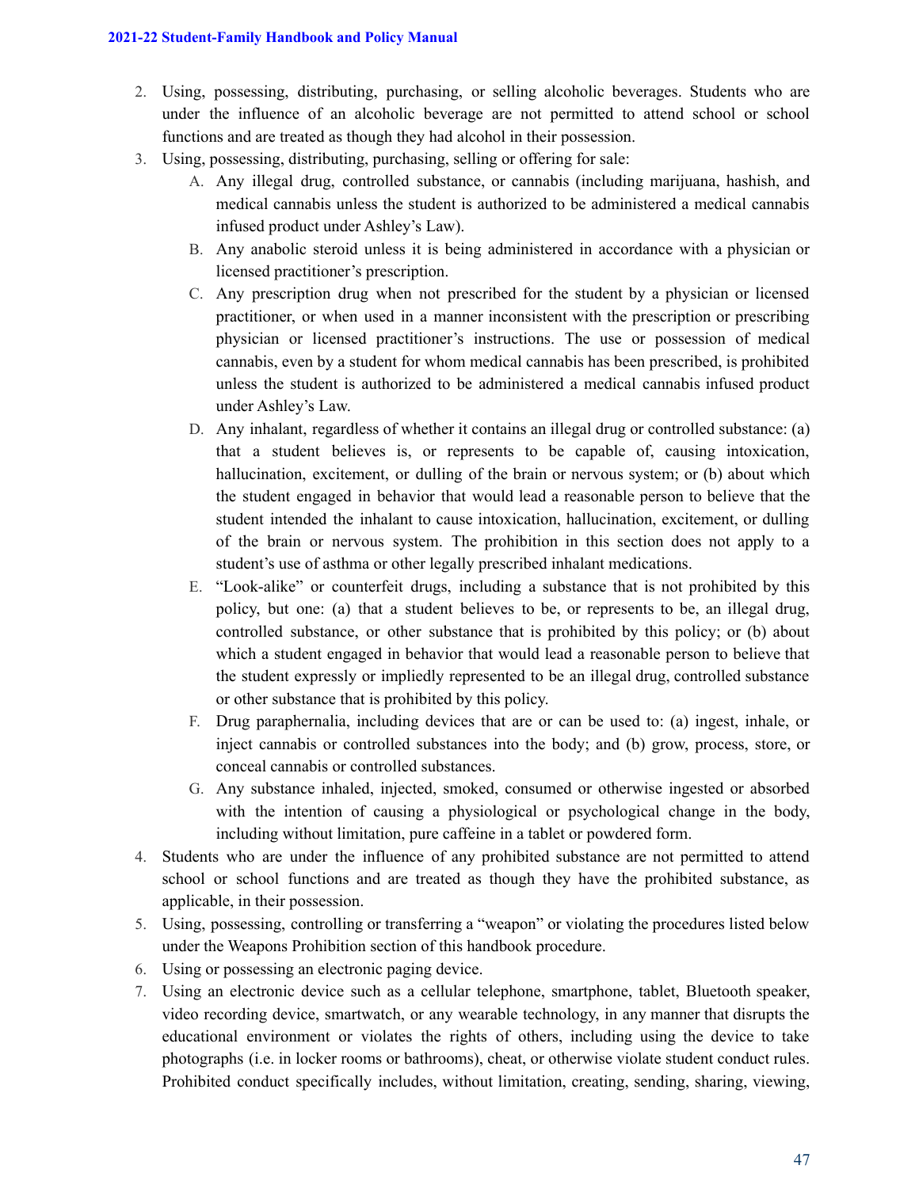2. Using, possessing, distributing, purchasing, or selling alcoholic beverages. Students who are under the influence of an alcoholic beverage are not permitted to attend school or school functions and are treated as though they had alcohol in their possession.
3. Using, possessing, distributing, purchasing, selling or offering for sale:
   A. Any illegal drug, controlled substance, or cannabis (including marijuana, hashish, and medical cannabis unless the student is authorized to be administered a medical cannabis infused product under Ashley's Law).
   B. Any anabolic steroid unless it is being administered in accordance with a physician or licensed practitioner's prescription.
   C. Any prescription drug when not prescribed for the student by a physician or licensed practitioner, or when used in a manner inconsistent with the prescription or prescribing physician or licensed practitioner's instructions. The use or possession of medical cannabis, even by a student for whom medical cannabis has been prescribed, is prohibited unless the student is authorized to be administered a medical cannabis infused product under Ashley's Law.
   D. Any inhalant, regardless of whether it contains an illegal drug or controlled substance: (a) that a student believes is, or represents to be capable of, causing intoxication, hallucination, excitement, or dulling of the brain or nervous system; or (b) about which the student engaged in behavior that would lead a reasonable person to believe that the student intended the inhalant to cause intoxication, hallucination, excitement, or dulling of the brain or nervous system. The prohibition in this section does not apply to a student's use of asthma or other legally prescribed inhalant medications.
   E. "Look-alike" or counterfeit drugs, including a substance that is not prohibited by this policy, but one: (a) that a student believes to be, or represents to be, an illegal drug, controlled substance, or other substance that is prohibited by this policy; or (b) about which a student engaged in behavior that would lead a reasonable person to believe that the student expressly or impliedly represented to be an illegal drug, controlled substance or other substance that is prohibited by this policy.
   F. Drug paraphernalia, including devices that are or can be used to: (a) ingest, inhale, or inject cannabis or controlled substances into the body; and (b) grow, process, store, or conceal cannabis or controlled substances.
   G. Any substance inhaled, injected, smoked, consumed or otherwise ingested or absorbed with the intention of causing a physiological or psychological change in the body, including without limitation, pure caffeine in a tablet or powdered form.
4. Students who are under the influence of any prohibited substance are not permitted to attend school or school functions and are treated as though they have the prohibited substance, as applicable, in their possession.
5. Using, possessing, controlling or transferring a "weapon" or violating the procedures listed below under the Weapons Prohibition section of this handbook procedure.
6. Using or possessing an electronic paging device.
7. Using an electronic device such as a cellular telephone, smartphone, tablet, Bluetooth speaker, video recording device, smartwatch, or any wearable technology, in any manner that disrupts the educational environment or violates the rights of others, including using the device to take photographs (i.e. in locker rooms or bathrooms), cheat, or otherwise violate student conduct rules. Prohibited conduct specifically includes, without limitation, creating, sending, sharing, viewing,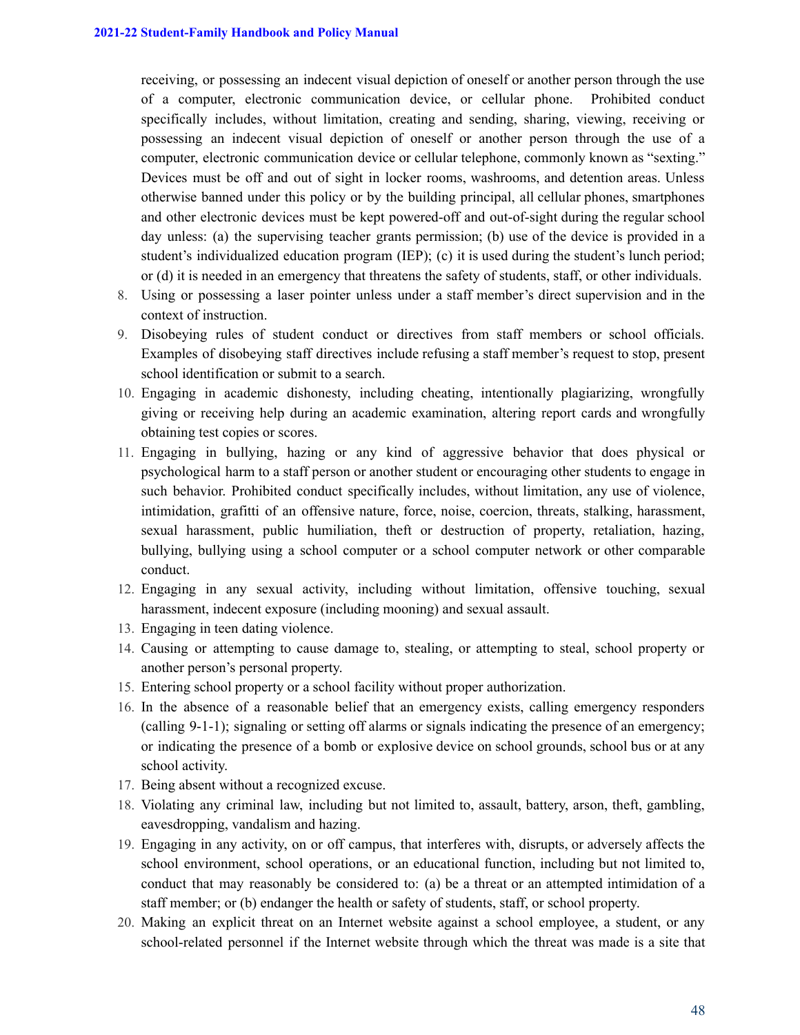receiving, or possessing an indecent visual depiction of oneself or another person through the use of a computer, electronic communication device, or cellular phone. Prohibited conduct specifically includes, without limitation, creating and sending, sharing, viewing, receiving or possessing an indecent visual depiction of oneself or another person through the use of a computer, electronic communication device or cellular telephone, commonly known as "sexting." Devices must be off and out of sight in locker rooms, washrooms, and detention areas. Unless otherwise banned under this policy or by the building principal, all cellular phones, smartphones and other electronic devices must be kept powered-off and out-of-sight during the regular school day unless: (a) the supervising teacher grants permission; (b) use of the device is provided in a student's individualized education program (IEP); (c) it is used during the student's lunch period; or (d) it is needed in an emergency that threatens the safety of students, staff, or other individuals.

8. Using or possessing a laser pointer unless under a staff member's direct supervision and in the context of instruction.
9. Disobeying rules of student conduct or directives from staff members or school officials. Examples of disobeying staff directives include refusing a staff member's request to stop, present school identification or submit to a search.
10. Engaging in academic dishonesty, including cheating, intentionally plagiarizing, wrongfully giving or receiving help during an academic examination, altering report cards and wrongfully obtaining test copies or scores.
11. Engaging in bullying, hazing or any kind of aggressive behavior that does physical or psychological harm to a staff person or another student or encouraging other students to engage in such behavior. Prohibited conduct specifically includes, without limitation, any use of violence, intimidation, grafitti of an offensive nature, force, noise, coercion, threats, stalking, harassment, sexual harassment, public humiliation, theft or destruction of property, retaliation, hazing, bullying, bullying using a school computer or a school computer network or other comparable conduct.
12. Engaging in any sexual activity, including without limitation, offensive touching, sexual harassment, indecent exposure (including mooning) and sexual assault.
13. Engaging in teen dating violence.
14. Causing or attempting to cause damage to, stealing, or attempting to steal, school property or another person's personal property.
15. Entering school property or a school facility without proper authorization.
16. In the absence of a reasonable belief that an emergency exists, calling emergency responders (calling 9-1-1); signaling or setting off alarms or signals indicating the presence of an emergency; or indicating the presence of a bomb or explosive device on school grounds, school bus or at any school activity.
17. Being absent without a recognized excuse.
18. Violating any criminal law, including but not limited to, assault, battery, arson, theft, gambling, eavesdropping, vandalism and hazing.
19. Engaging in any activity, on or off campus, that interferes with, disrupts, or adversely affects the school environment, school operations, or an educational function, including but not limited to, conduct that may reasonably be considered to: (a) be a threat or an attempted intimidation of a staff member; or (b) endanger the health or safety of students, staff, or school property.
20. Making an explicit threat on an Internet website against a school employee, a student, or any school-related personnel if the Internet website through which the threat was made is a site that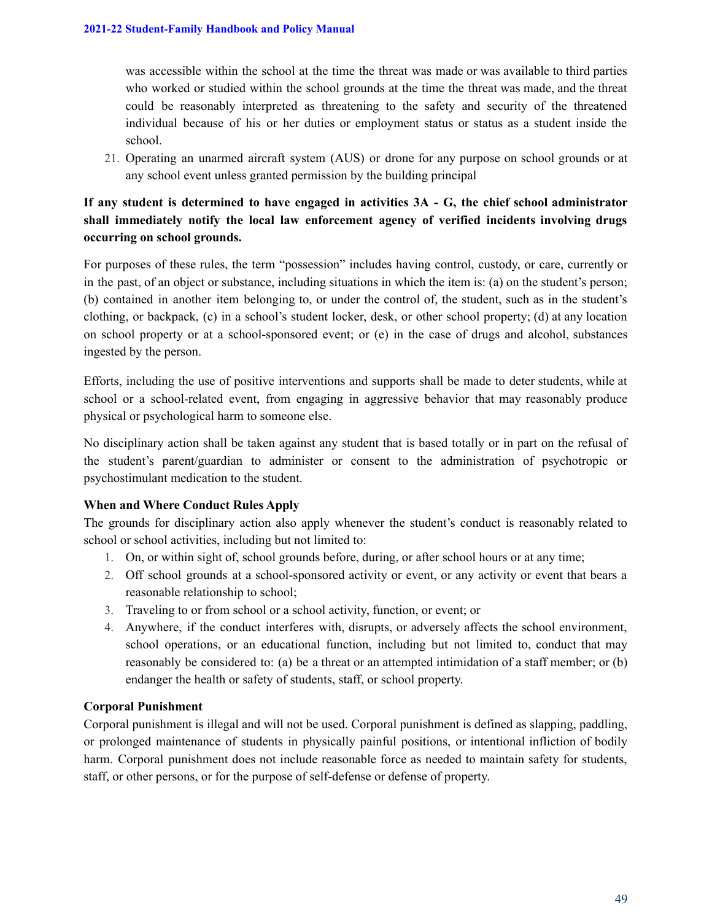was accessible within the school at the time the threat was made or was available to third parties who worked or studied within the school grounds at the time the threat was made, and the threat could be reasonably interpreted as threatening to the safety and security of the threatened individual because of his or her duties or employment status or status as a student inside the school.

21. Operating an unarmed aircraft system (AUS) or drone for any purpose on school grounds or at any school event unless granted permission by the building principal

**If any student is determined to have engaged in activities 3A - G, the chief school administrator shall immediately notify the local law enforcement agency of verified incidents involving drugs occurring on school grounds.**

For purposes of these rules, the term "possession" includes having control, custody, or care, currently or in the past, of an object or substance, including situations in which the item is: (a) on the student's person; (b) contained in another item belonging to, or under the control of, the student, such as in the student's clothing, or backpack, (c) in a school's student locker, desk, or other school property; (d) at any location on school property or at a school-sponsored event; or (e) in the case of drugs and alcohol, substances ingested by the person.

Efforts, including the use of positive interventions and supports shall be made to deter students, while at school or a school-related event, from engaging in aggressive behavior that may reasonably produce physical or psychological harm to someone else.

No disciplinary action shall be taken against any student that is based totally or in part on the refusal of the student's parent/guardian to administer or consent to the administration of psychotropic or psychostimulant medication to the student.

**When and Where Conduct Rules Apply**

The grounds for disciplinary action also apply whenever the student's conduct is reasonably related to school or school activities, including but not limited to:

1. On, or within sight of, school grounds before, during, or after school hours or at any time;
2. Off school grounds at a school-sponsored activity or event, or any activity or event that bears a reasonable relationship to school;
3. Traveling to or from school or a school activity, function, or event; or
4. Anywhere, if the conduct interferes with, disrupts, or adversely affects the school environment, school operations, or an educational function, including but not limited to, conduct that may reasonably be considered to: (a) be a threat or an attempted intimidation of a staff member; or (b) endanger the health or safety of students, staff, or school property.

**Corporal Punishment**

Corporal punishment is illegal and will not be used. Corporal punishment is defined as slapping, paddling, or prolonged maintenance of students in physically painful positions, or intentional infliction of bodily harm. Corporal punishment does not include reasonable force as needed to maintain safety for students, staff, or other persons, or for the purpose of self-defense or defense of property.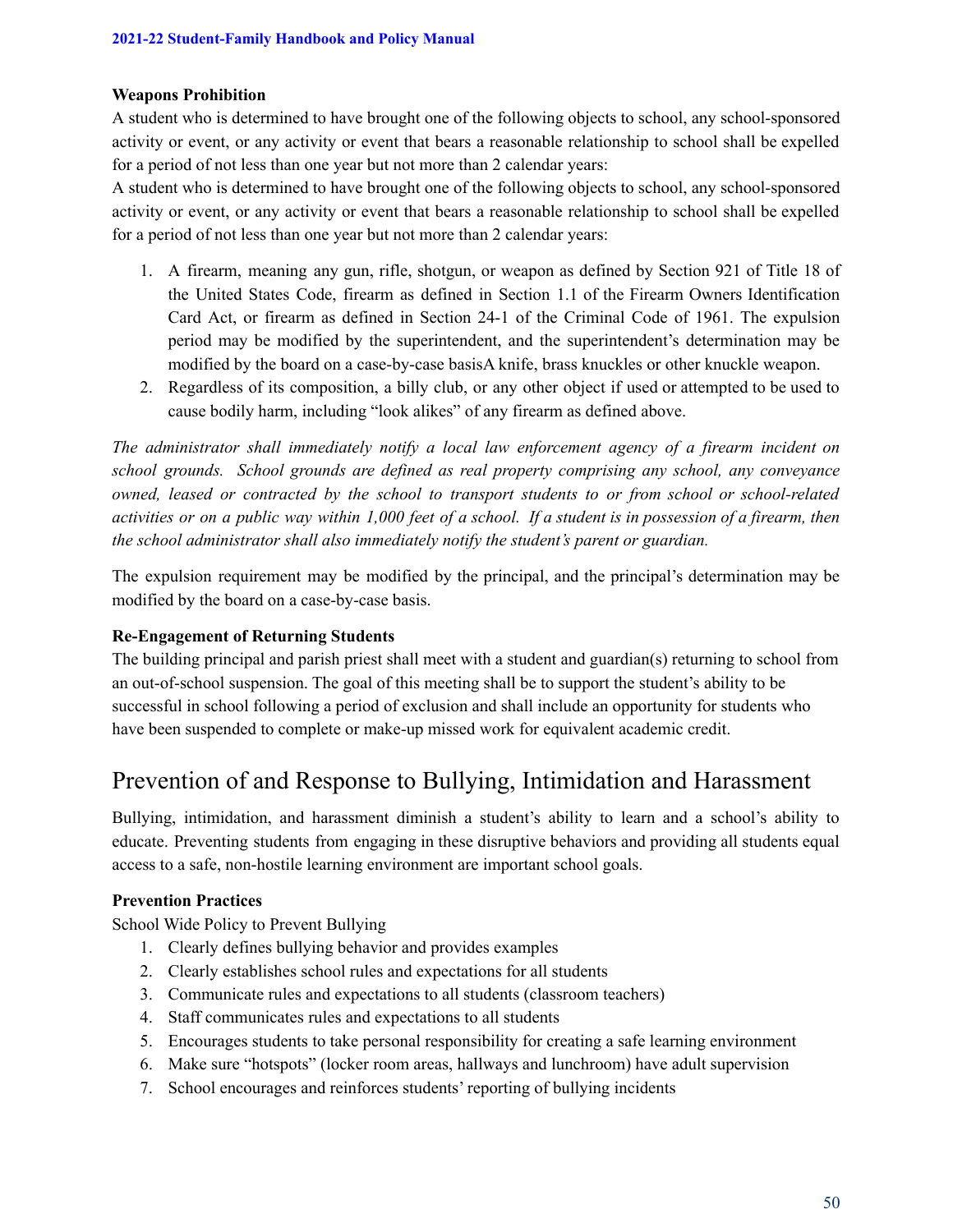**Weapons Prohibition**

A student who is determined to have brought one of the following objects to school, any school-sponsored activity or event, or any activity or event that bears a reasonable relationship to school shall be expelled for a period of not less than one year but not more than 2 calendar years:

A student who is determined to have brought one of the following objects to school, any school-sponsored activity or event, or any activity or event that bears a reasonable relationship to school shall be expelled for a period of not less than one year but not more than 2 calendar years:

1. A firearm, meaning any gun, rifle, shotgun, or weapon as defined by Section 921 of Title 18 of the United States Code, firearm as defined in Section 1.1 of the Firearm Owners Identification Card Act, or firearm as defined in Section 24-1 of the Criminal Code of 1961. The expulsion period may be modified by the superintendent, and the superintendent's determination may be modified by the board on a case-by-case basisA knife, brass knuckles or other knuckle weapon.
2. Regardless of its composition, a billy club, or any other object if used or attempted to be used to cause bodily harm, including "look alikes" of any firearm as defined above.

*The administrator shall immediately notify a local law enforcement agency of a firearm incident on school grounds. School grounds are defined as real property comprising any school, any conveyance owned, leased or contracted by the school to transport students to or from school or school-related activities or on a public way within 1,000 feet of a school. If a student is in possession of a firearm, then the school administrator shall also immediately notify the student's parent or guardian.*

The expulsion requirement may be modified by the principal, and the principal's determination may be modified by the board on a case-by-case basis.

**Re-Engagement of Returning Students**

The building principal and parish priest shall meet with a student and guardian(s) returning to school from an out-of-school suspension. The goal of this meeting shall be to support the student's ability to be successful in school following a period of exclusion and shall include an opportunity for students who have been suspended to complete or make-up missed work for equivalent academic credit.

## Prevention of and Response to Bullying, Intimidation and Harassment

Bullying, intimidation, and harassment diminish a student's ability to learn and a school's ability to educate. Preventing students from engaging in these disruptive behaviors and providing all students equal access to a safe, non-hostile learning environment are important school goals.

**Prevention Practices**

School Wide Policy to Prevent Bullying

1. Clearly defines bullying behavior and provides examples
2. Clearly establishes school rules and expectations for all students
3. Communicate rules and expectations to all students (classroom teachers)
4. Staff communicates rules and expectations to all students
5. Encourages students to take personal responsibility for creating a safe learning environment
6. Make sure "hotspots" (locker room areas, hallways and lunchroom) have adult supervision
7. School encourages and reinforces students' reporting of bullying incidents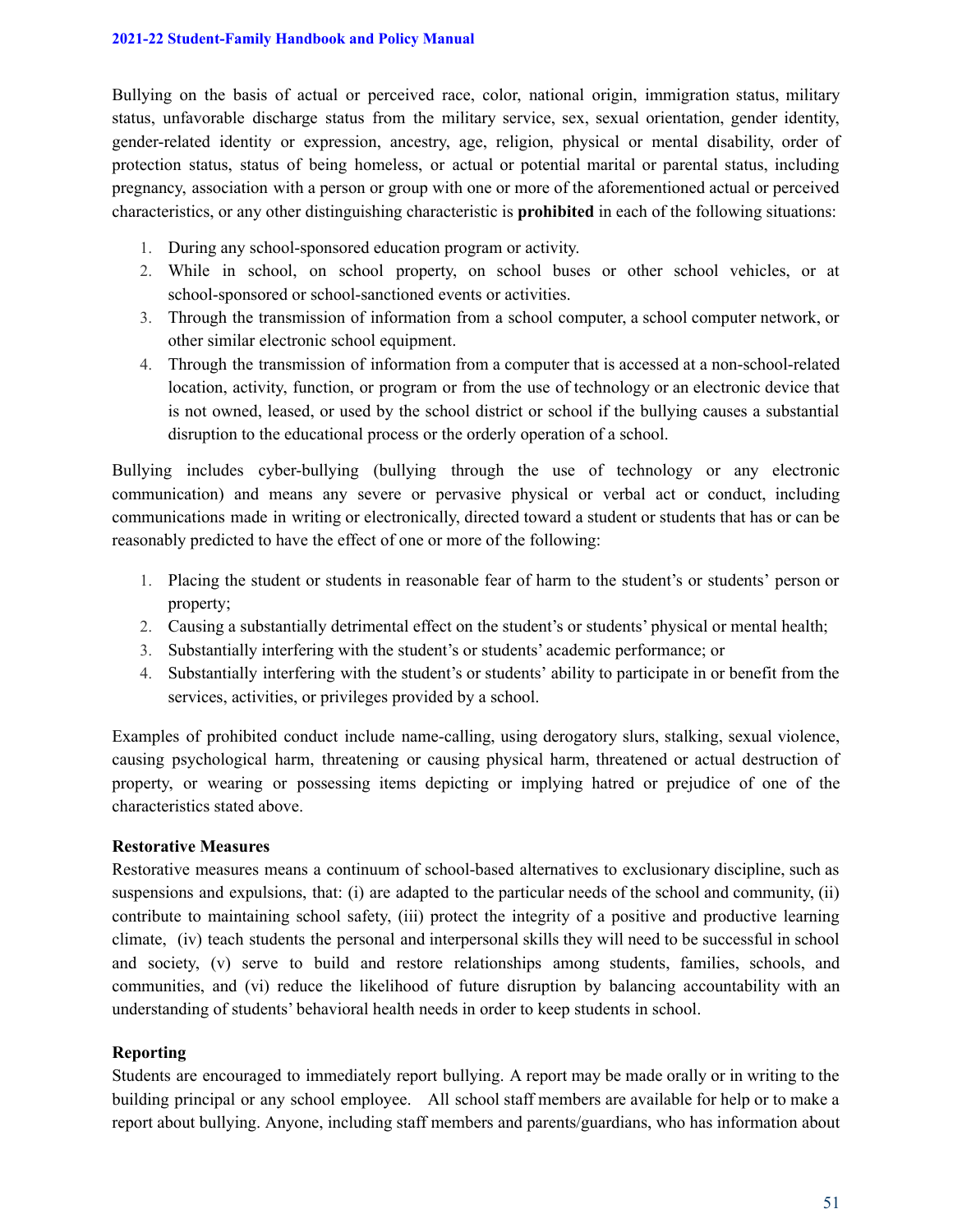Bullying on the basis of actual or perceived race, color, national origin, immigration status, military status, unfavorable discharge status from the military service, sex, sexual orientation, gender identity, gender-related identity or expression, ancestry, age, religion, physical or mental disability, order of protection status, status of being homeless, or actual or potential marital or parental status, including pregnancy, association with a person or group with one or more of the aforementioned actual or perceived characteristics, or any other distinguishing characteristic is **prohibited** in each of the following situations:

1. During any school-sponsored education program or activity.
2. While in school, on school property, on school buses or other school vehicles, or at school-sponsored or school-sanctioned events or activities.
3. Through the transmission of information from a school computer, a school computer network, or other similar electronic school equipment.
4. Through the transmission of information from a computer that is accessed at a non-school-related location, activity, function, or program or from the use of technology or an electronic device that is not owned, leased, or used by the school district or school if the bullying causes a substantial disruption to the educational process or the orderly operation of a school.

Bullying includes cyber-bullying (bullying through the use of technology or any electronic communication) and means any severe or pervasive physical or verbal act or conduct, including communications made in writing or electronically, directed toward a student or students that has or can be reasonably predicted to have the effect of one or more of the following:

1. Placing the student or students in reasonable fear of harm to the student's or students' person or property;
2. Causing a substantially detrimental effect on the student's or students' physical or mental health;
3. Substantially interfering with the student's or students' academic performance; or
4. Substantially interfering with the student's or students' ability to participate in or benefit from the services, activities, or privileges provided by a school.

Examples of prohibited conduct include name-calling, using derogatory slurs, stalking, sexual violence, causing psychological harm, threatening or causing physical harm, threatened or actual destruction of property, or wearing or possessing items depicting or implying hatred or prejudice of one of the characteristics stated above.

**Restorative Measures**

Restorative measures means a continuum of school-based alternatives to exclusionary discipline, such as suspensions and expulsions, that: (i) are adapted to the particular needs of the school and community, (ii) contribute to maintaining school safety, (iii) protect the integrity of a positive and productive learning climate, (iv) teach students the personal and interpersonal skills they will need to be successful in school and society, (v) serve to build and restore relationships among students, families, schools, and communities, and (vi) reduce the likelihood of future disruption by balancing accountability with an understanding of students' behavioral health needs in order to keep students in school.

**Reporting**

Students are encouraged to immediately report bullying. A report may be made orally or in writing to the building principal or any school employee. All school staff members are available for help or to make a report about bullying. Anyone, including staff members and parents/guardians, who has information about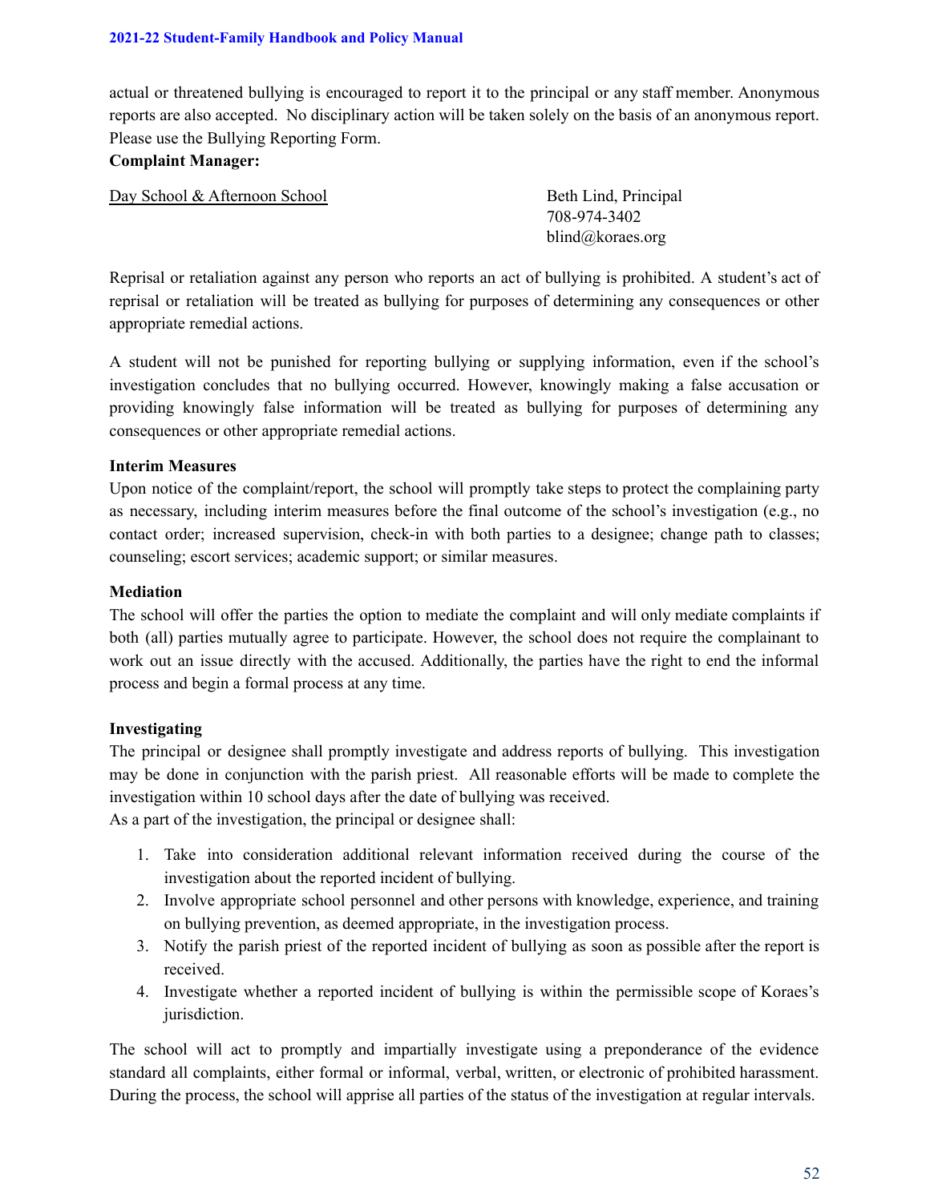actual or threatened bullying is encouraged to report it to the principal or any staff member. Anonymous reports are also accepted. No disciplinary action will be taken solely on the basis of an anonymous report. Please use the Bullying Reporting Form.

**Complaint Manager:**

| Day School & Afternoon School | Beth Lind, Principal<br>708-974-3402<br>blind@koraes.org |
|---|---|

Reprisal or retaliation against any person who reports an act of bullying is prohibited. A student's act of reprisal or retaliation will be treated as bullying for purposes of determining any consequences or other appropriate remedial actions.

A student will not be punished for reporting bullying or supplying information, even if the school's investigation concludes that no bullying occurred. However, knowingly making a false accusation or providing knowingly false information will be treated as bullying for purposes of determining any consequences or other appropriate remedial actions.

**Interim Measures**

Upon notice of the complaint/report, the school will promptly take steps to protect the complaining party as necessary, including interim measures before the final outcome of the school's investigation (e.g., no contact order; increased supervision, check-in with both parties to a designee; change path to classes; counseling; escort services; academic support; or similar measures.

**Mediation**

The school will offer the parties the option to mediate the complaint and will only mediate complaints if both (all) parties mutually agree to participate. However, the school does not require the complainant to work out an issue directly with the accused. Additionally, the parties have the right to end the informal process and begin a formal process at any time.

**Investigating**

The principal or designee shall promptly investigate and address reports of bullying. This investigation may be done in conjunction with the parish priest. All reasonable efforts will be made to complete the investigation within 10 school days after the date of bullying was received.
As a part of the investigation, the principal or designee shall:

1. Take into consideration additional relevant information received during the course of the investigation about the reported incident of bullying.
2. Involve appropriate school personnel and other persons with knowledge, experience, and training on bullying prevention, as deemed appropriate, in the investigation process.
3. Notify the parish priest of the reported incident of bullying as soon as possible after the report is received.
4. Investigate whether a reported incident of bullying is within the permissible scope of Koraes's jurisdiction.

The school will act to promptly and impartially investigate using a preponderance of the evidence standard all complaints, either formal or informal, verbal, written, or electronic of prohibited harassment. During the process, the school will apprise all parties of the status of the investigation at regular intervals.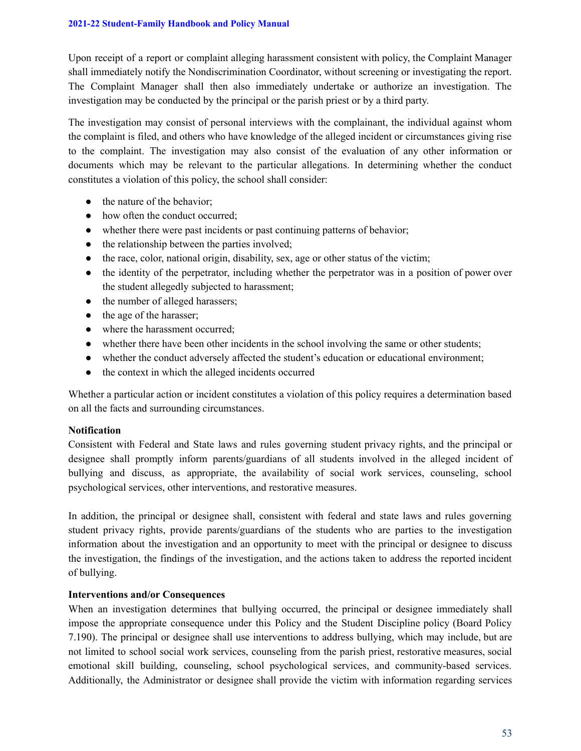Upon receipt of a report or complaint alleging harassment consistent with policy, the Complaint Manager shall immediately notify the Nondiscrimination Coordinator, without screening or investigating the report. The Complaint Manager shall then also immediately undertake or authorize an investigation. The investigation may be conducted by the principal or the parish priest or by a third party.

The investigation may consist of personal interviews with the complainant, the individual against whom the complaint is filed, and others who have knowledge of the alleged incident or circumstances giving rise to the complaint. The investigation may also consist of the evaluation of any other information or documents which may be relevant to the particular allegations. In determining whether the conduct constitutes a violation of this policy, the school shall consider:

- the nature of the behavior;
- how often the conduct occurred;
- whether there were past incidents or past continuing patterns of behavior;
- the relationship between the parties involved;
- the race, color, national origin, disability, sex, age or other status of the victim;
- the identity of the perpetrator, including whether the perpetrator was in a position of power over the student allegedly subjected to harassment;
- the number of alleged harassers;
- the age of the harasser;
- where the harassment occurred;
- whether there have been other incidents in the school involving the same or other students;
- whether the conduct adversely affected the student's education or educational environment;
- the context in which the alleged incidents occurred

Whether a particular action or incident constitutes a violation of this policy requires a determination based on all the facts and surrounding circumstances.

**Notification**

Consistent with Federal and State laws and rules governing student privacy rights, and the principal or designee shall promptly inform parents/guardians of all students involved in the alleged incident of bullying and discuss, as appropriate, the availability of social work services, counseling, school psychological services, other interventions, and restorative measures.

In addition, the principal or designee shall, consistent with federal and state laws and rules governing student privacy rights, provide parents/guardians of the students who are parties to the investigation information about the investigation and an opportunity to meet with the principal or designee to discuss the investigation, the findings of the investigation, and the actions taken to address the reported incident of bullying.

**Interventions and/or Consequences**

When an investigation determines that bullying occurred, the principal or designee immediately shall impose the appropriate consequence under this Policy and the Student Discipline policy (Board Policy 7.190). The principal or designee shall use interventions to address bullying, which may include, but are not limited to school social work services, counseling from the parish priest, restorative measures, social emotional skill building, counseling, school psychological services, and community-based services. Additionally, the Administrator or designee shall provide the victim with information regarding services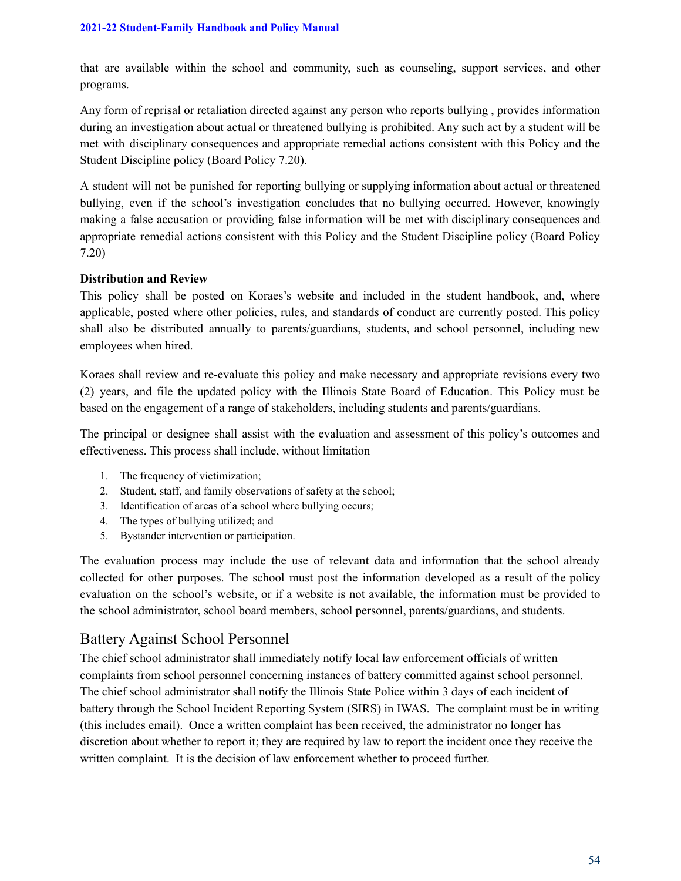that are available within the school and community, such as counseling, support services, and other programs.

Any form of reprisal or retaliation directed against any person who reports bullying , provides information during an investigation about actual or threatened bullying is prohibited. Any such act by a student will be met with disciplinary consequences and appropriate remedial actions consistent with this Policy and the Student Discipline policy (Board Policy 7.20).

A student will not be punished for reporting bullying or supplying information about actual or threatened bullying, even if the school's investigation concludes that no bullying occurred. However, knowingly making a false accusation or providing false information will be met with disciplinary consequences and appropriate remedial actions consistent with this Policy and the Student Discipline policy (Board Policy 7.20)

**Distribution and Review**

This policy shall be posted on Koraes's website and included in the student handbook, and, where applicable, posted where other policies, rules, and standards of conduct are currently posted. This policy shall also be distributed annually to parents/guardians, students, and school personnel, including new employees when hired.

Koraes shall review and re-evaluate this policy and make necessary and appropriate revisions every two (2) years, and file the updated policy with the Illinois State Board of Education. This Policy must be based on the engagement of a range of stakeholders, including students and parents/guardians.

The principal or designee shall assist with the evaluation and assessment of this policy's outcomes and effectiveness. This process shall include, without limitation

1. The frequency of victimization;
2. Student, staff, and family observations of safety at the school;
3. Identification of areas of a school where bullying occurs;
4. The types of bullying utilized; and
5. Bystander intervention or participation.

The evaluation process may include the use of relevant data and information that the school already collected for other purposes. The school must post the information developed as a result of the policy evaluation on the school's website, or if a website is not available, the information must be provided to the school administrator, school board members, school personnel, parents/guardians, and students.

## Battery Against School Personnel

The chief school administrator shall immediately notify local law enforcement officials of written complaints from school personnel concerning instances of battery committed against school personnel. The chief school administrator shall notify the Illinois State Police within 3 days of each incident of battery through the School Incident Reporting System (SIRS) in IWAS. The complaint must be in writing (this includes email). Once a written complaint has been received, the administrator no longer has discretion about whether to report it; they are required by law to report the incident once they receive the written complaint. It is the decision of law enforcement whether to proceed further.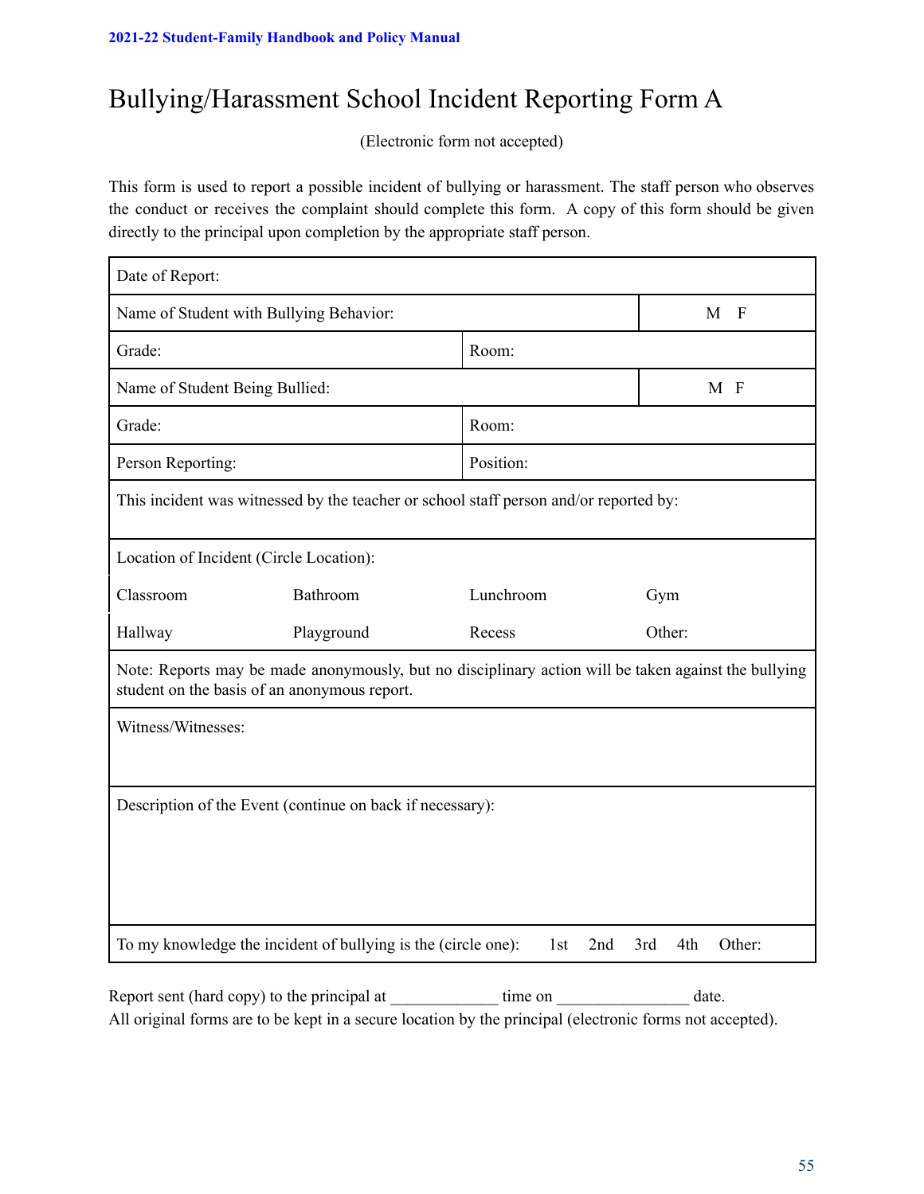# Bullying/Harassment School Incident Reporting Form A

(Electronic form not accepted)

This form is used to report a possible incident of bullying or harassment. The staff person who observes the conduct or receives the complaint should complete this form. A copy of this form should be given directly to the principal upon completion by the appropriate staff person.

| Date of Report: | | | |
|---|---|---|---|
| Name of Student with Bullying Behavior: | | | M F |
| Grade: | | Room: | |
| Name of Student Being Bullied: | | | M F |
| Grade: | | Room: | |
| Person Reporting: | | Position: | |
| This incident was witnessed by the teacher or school staff person and/or reported by: | | | |
| Location of Incident (Circle Location): | | | |
| Classroom | Bathroom | Lunchroom | Gym |
| Hallway | Playground | Recess | Other: |
| Note: Reports may be made anonymously, but no disciplinary action will be taken against the bullying student on the basis of an anonymous report. | | | |
| Witness/Witnesses: | | | |
| Description of the Event (continue on back if necessary): | | | |
| To my knowledge the incident of bullying is the (circle one): 1st 2nd 3rd 4th Other: | | | |

Report sent (hard copy) to the principal at _____________ time on ________________ date.
All original forms are to be kept in a secure location by the principal (electronic forms not accepted).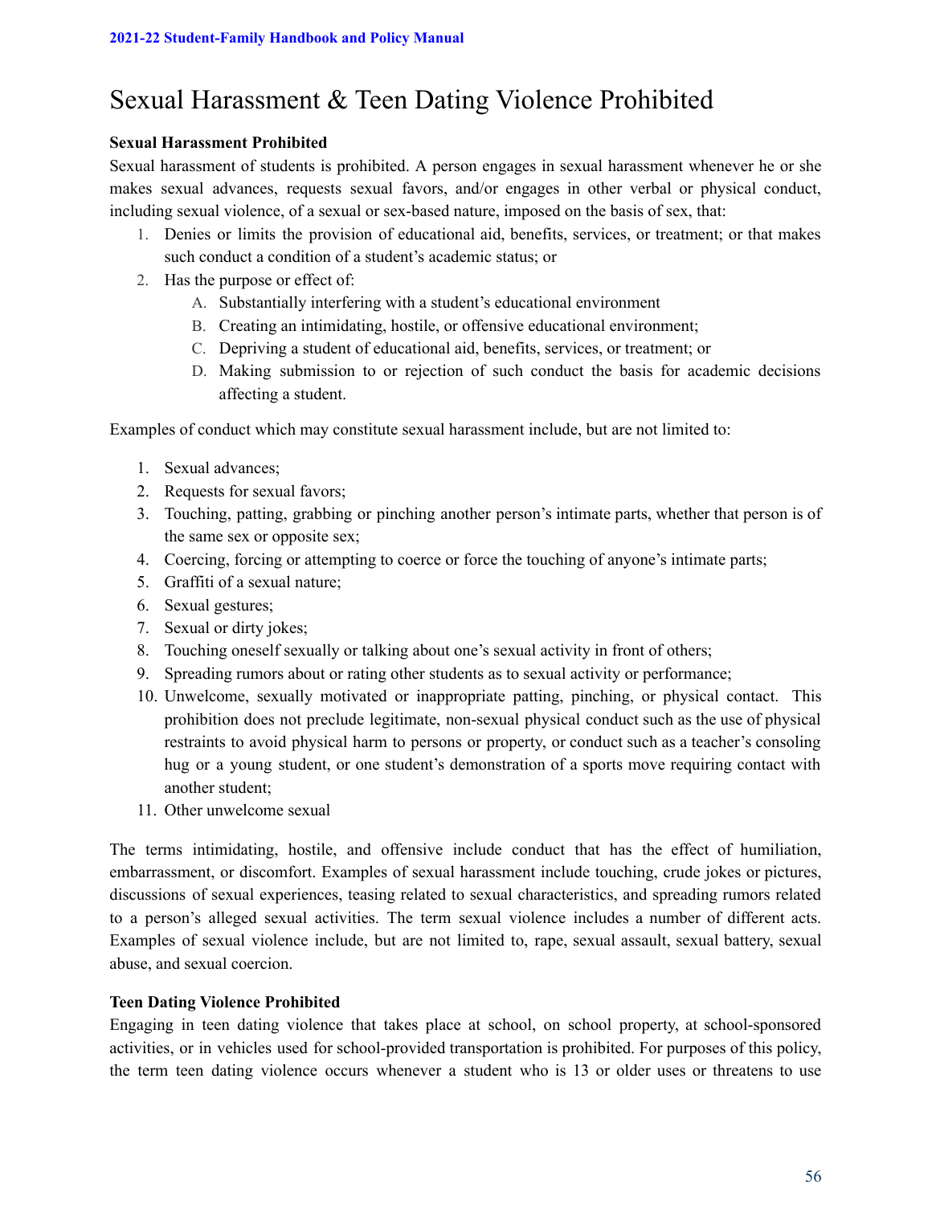# Sexual Harassment & Teen Dating Violence Prohibited

**Sexual Harassment Prohibited**

Sexual harassment of students is prohibited. A person engages in sexual harassment whenever he or she makes sexual advances, requests sexual favors, and/or engages in other verbal or physical conduct, including sexual violence, of a sexual or sex-based nature, imposed on the basis of sex, that:

1. Denies or limits the provision of educational aid, benefits, services, or treatment; or that makes such conduct a condition of a student's academic status; or
2. Has the purpose or effect of:
   A. Substantially interfering with a student's educational environment
   B. Creating an intimidating, hostile, or offensive educational environment;
   C. Depriving a student of educational aid, benefits, services, or treatment; or
   D. Making submission to or rejection of such conduct the basis for academic decisions affecting a student.

Examples of conduct which may constitute sexual harassment include, but are not limited to:

1. Sexual advances;
2. Requests for sexual favors;
3. Touching, patting, grabbing or pinching another person's intimate parts, whether that person is of the same sex or opposite sex;
4. Coercing, forcing or attempting to coerce or force the touching of anyone's intimate parts;
5. Graffiti of a sexual nature;
6. Sexual gestures;
7. Sexual or dirty jokes;
8. Touching oneself sexually or talking about one's sexual activity in front of others;
9. Spreading rumors about or rating other students as to sexual activity or performance;
10. Unwelcome, sexually motivated or inappropriate patting, pinching, or physical contact. This prohibition does not preclude legitimate, non-sexual physical conduct such as the use of physical restraints to avoid physical harm to persons or property, or conduct such as a teacher's consoling hug or a young student, or one student's demonstration of a sports move requiring contact with another student;
11. Other unwelcome sexual

The terms intimidating, hostile, and offensive include conduct that has the effect of humiliation, embarrassment, or discomfort. Examples of sexual harassment include touching, crude jokes or pictures, discussions of sexual experiences, teasing related to sexual characteristics, and spreading rumors related to a person's alleged sexual activities. The term sexual violence includes a number of different acts. Examples of sexual violence include, but are not limited to, rape, sexual assault, sexual battery, sexual abuse, and sexual coercion.

**Teen Dating Violence Prohibited**

Engaging in teen dating violence that takes place at school, on school property, at school-sponsored activities, or in vehicles used for school-provided transportation is prohibited. For purposes of this policy, the term teen dating violence occurs whenever a student who is 13 or older uses or threatens to use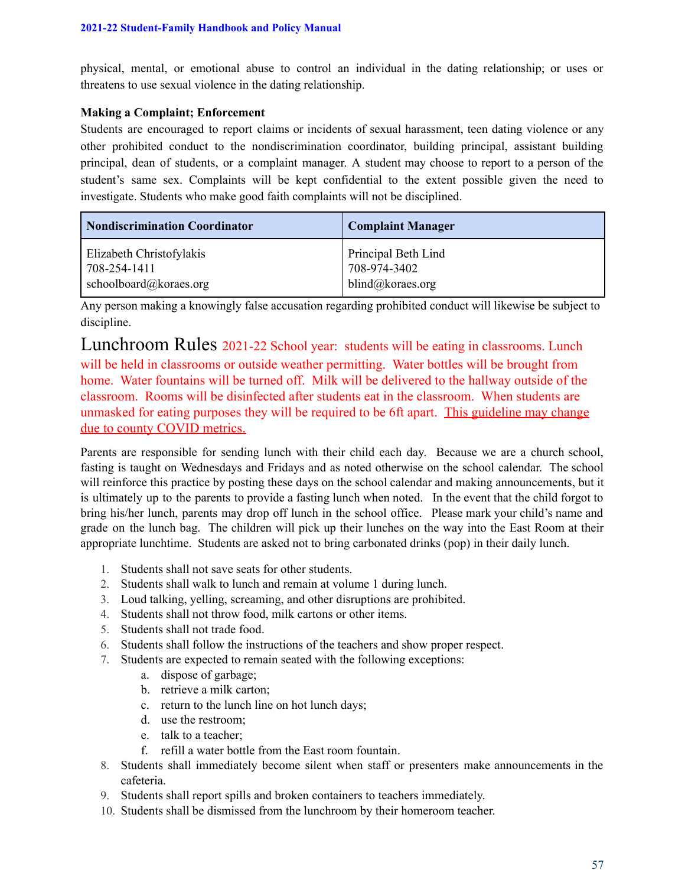physical, mental, or emotional abuse to control an individual in the dating relationship; or uses or threatens to use sexual violence in the dating relationship.

**Making a Complaint; Enforcement**

Students are encouraged to report claims or incidents of sexual harassment, teen dating violence or any other prohibited conduct to the nondiscrimination coordinator, building principal, assistant building principal, dean of students, or a complaint manager. A student may choose to report to a person of the student's same sex. Complaints will be kept confidential to the extent possible given the need to investigate. Students who make good faith complaints will not be disciplined.

| Nondiscrimination Coordinator | Complaint Manager |
|---|---|
| Elizabeth Christofylakis<br>708-254-1411<br>schoolboard@koraes.org | Principal Beth Lind<br>708-974-3402<br>blind@koraes.org |

Any person making a knowingly false accusation regarding prohibited conduct will likewise be subject to discipline.

## Lunchroom Rules

2021-22 School year: students will be eating in classrooms. Lunch will be held in classrooms or outside weather permitting. Water bottles will be brought from home. Water fountains will be turned off. Milk will be delivered to the hallway outside of the classroom. Rooms will be disinfected after students eat in the classroom. When students are unmasked for eating purposes they will be required to be 6ft apart. This guideline may change due to county COVID metrics.

Parents are responsible for sending lunch with their child each day. Because we are a church school, fasting is taught on Wednesdays and Fridays and as noted otherwise on the school calendar. The school will reinforce this practice by posting these days on the school calendar and making announcements, but it is ultimately up to the parents to provide a fasting lunch when noted. In the event that the child forgot to bring his/her lunch, parents may drop off lunch in the school office. Please mark your child's name and grade on the lunch bag. The children will pick up their lunches on the way into the East Room at their appropriate lunchtime. Students are asked not to bring carbonated drinks (pop) in their daily lunch.

1. Students shall not save seats for other students.
2. Students shall walk to lunch and remain at volume 1 during lunch.
3. Loud talking, yelling, screaming, and other disruptions are prohibited.
4. Students shall not throw food, milk cartons or other items.
5. Students shall not trade food.
6. Students shall follow the instructions of the teachers and show proper respect.
7. Students are expected to remain seated with the following exceptions:
   a. dispose of garbage;
   b. retrieve a milk carton;
   c. return to the lunch line on hot lunch days;
   d. use the restroom;
   e. talk to a teacher;
   f. refill a water bottle from the East room fountain.
8. Students shall immediately become silent when staff or presenters make announcements in the cafeteria.
9. Students shall report spills and broken containers to teachers immediately.
10. Students shall be dismissed from the lunchroom by their homeroom teacher.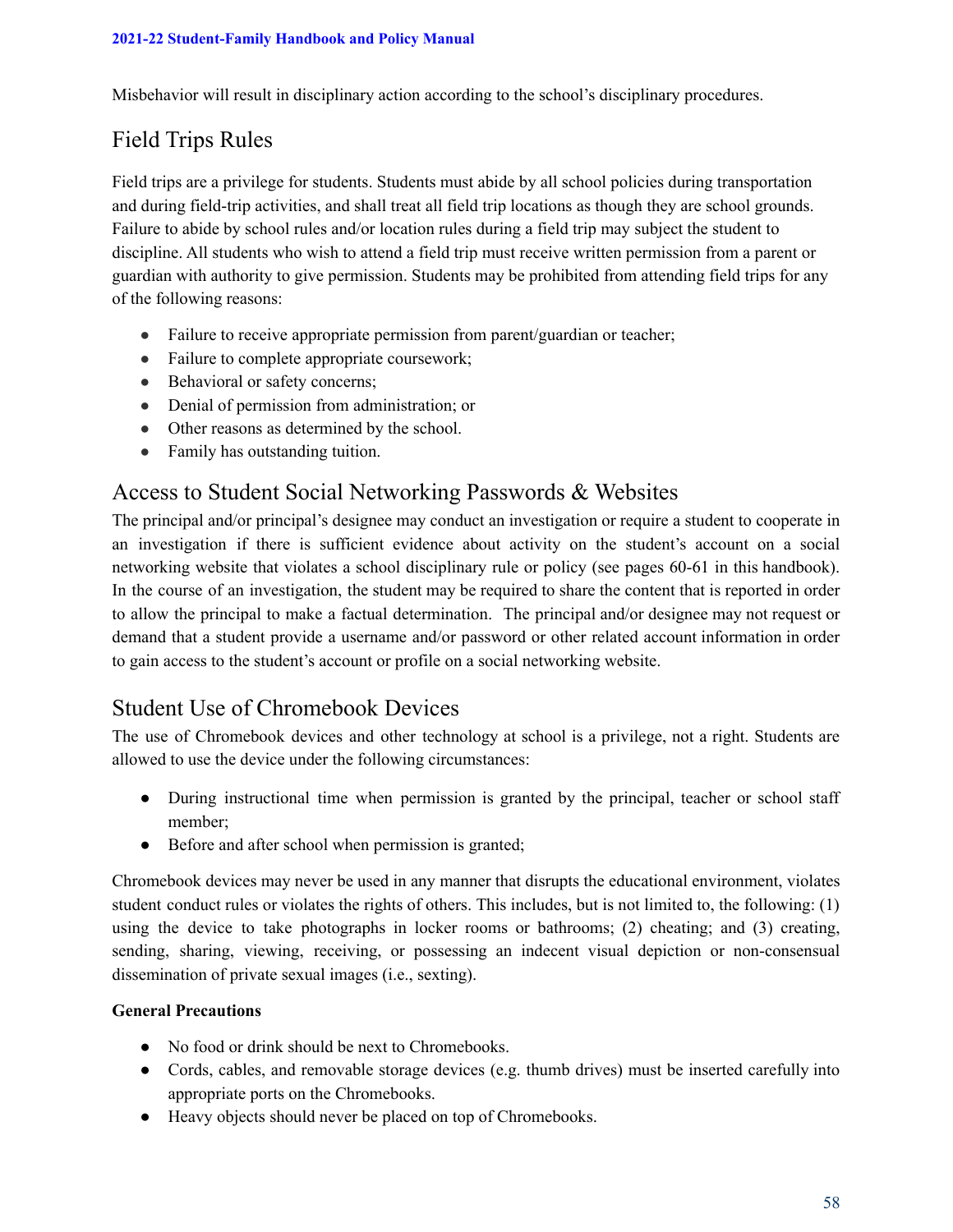Misbehavior will result in disciplinary action according to the school's disciplinary procedures.

## Field Trips Rules

Field trips are a privilege for students. Students must abide by all school policies during transportation and during field-trip activities, and shall treat all field trip locations as though they are school grounds. Failure to abide by school rules and/or location rules during a field trip may subject the student to discipline. All students who wish to attend a field trip must receive written permission from a parent or guardian with authority to give permission. Students may be prohibited from attending field trips for any of the following reasons:

- Failure to receive appropriate permission from parent/guardian or teacher;
- Failure to complete appropriate coursework;
- Behavioral or safety concerns;
- Denial of permission from administration; or
- Other reasons as determined by the school.
- Family has outstanding tuition.

## Access to Student Social Networking Passwords & Websites

The principal and/or principal's designee may conduct an investigation or require a student to cooperate in an investigation if there is sufficient evidence about activity on the student's account on a social networking website that violates a school disciplinary rule or policy (see pages 60-61 in this handbook). In the course of an investigation, the student may be required to share the content that is reported in order to allow the principal to make a factual determination. The principal and/or designee may not request or demand that a student provide a username and/or password or other related account information in order to gain access to the student's account or profile on a social networking website.

## Student Use of Chromebook Devices

The use of Chromebook devices and other technology at school is a privilege, not a right. Students are allowed to use the device under the following circumstances:

- During instructional time when permission is granted by the principal, teacher or school staff member;
- Before and after school when permission is granted;

Chromebook devices may never be used in any manner that disrupts the educational environment, violates student conduct rules or violates the rights of others. This includes, but is not limited to, the following: (1) using the device to take photographs in locker rooms or bathrooms; (2) cheating; and (3) creating, sending, sharing, viewing, receiving, or possessing an indecent visual depiction or non-consensual dissemination of private sexual images (i.e., sexting).

**General Precautions**

- No food or drink should be next to Chromebooks.
- Cords, cables, and removable storage devices (e.g. thumb drives) must be inserted carefully into appropriate ports on the Chromebooks.
- Heavy objects should never be placed on top of Chromebooks.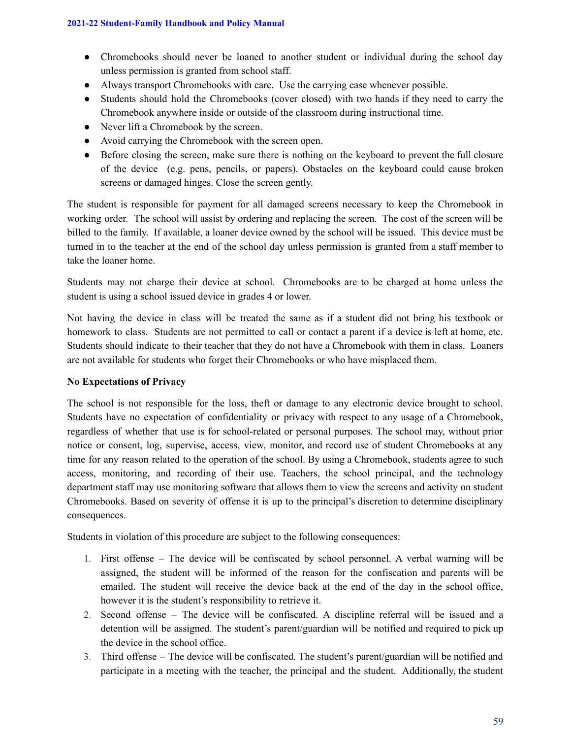- Chromebooks should never be loaned to another student or individual during the school day unless permission is granted from school staff.
- Always transport Chromebooks with care. Use the carrying case whenever possible.
- Students should hold the Chromebooks (cover closed) with two hands if they need to carry the Chromebook anywhere inside or outside of the classroom during instructional time.
- Never lift a Chromebook by the screen.
- Avoid carrying the Chromebook with the screen open.
- Before closing the screen, make sure there is nothing on the keyboard to prevent the full closure of the device (e.g. pens, pencils, or papers). Obstacles on the keyboard could cause broken screens or damaged hinges. Close the screen gently.

The student is responsible for payment for all damaged screens necessary to keep the Chromebook in working order. The school will assist by ordering and replacing the screen. The cost of the screen will be billed to the family. If available, a loaner device owned by the school will be issued. This device must be turned in to the teacher at the end of the school day unless permission is granted from a staff member to take the loaner home.

Students may not charge their device at school. Chromebooks are to be charged at home unless the student is using a school issued device in grades 4 or lower.

Not having the device in class will be treated the same as if a student did not bring his textbook or homework to class. Students are not permitted to call or contact a parent if a device is left at home, etc. Students should indicate to their teacher that they do not have a Chromebook with them in class. Loaners are not available for students who forget their Chromebooks or who have misplaced them.

**No Expectations of Privacy**

The school is not responsible for the loss, theft or damage to any electronic device brought to school. Students have no expectation of confidentiality or privacy with respect to any usage of a Chromebook, regardless of whether that use is for school-related or personal purposes. The school may, without prior notice or consent, log, supervise, access, view, monitor, and record use of student Chromebooks at any time for any reason related to the operation of the school. By using a Chromebook, students agree to such access, monitoring, and recording of their use. Teachers, the school principal, and the technology department staff may use monitoring software that allows them to view the screens and activity on student Chromebooks. Based on severity of offense it is up to the principal's discretion to determine disciplinary consequences.

Students in violation of this procedure are subject to the following consequences:

1. First offense – The device will be confiscated by school personnel. A verbal warning will be assigned, the student will be informed of the reason for the confiscation and parents will be emailed. The student will receive the device back at the end of the day in the school office, however it is the student's responsibility to retrieve it.
2. Second offense – The device will be confiscated. A discipline referral will be issued and a detention will be assigned. The student's parent/guardian will be notified and required to pick up the device in the school office.
3. Third offense – The device will be confiscated. The student's parent/guardian will be notified and participate in a meeting with the teacher, the principal and the student. Additionally, the student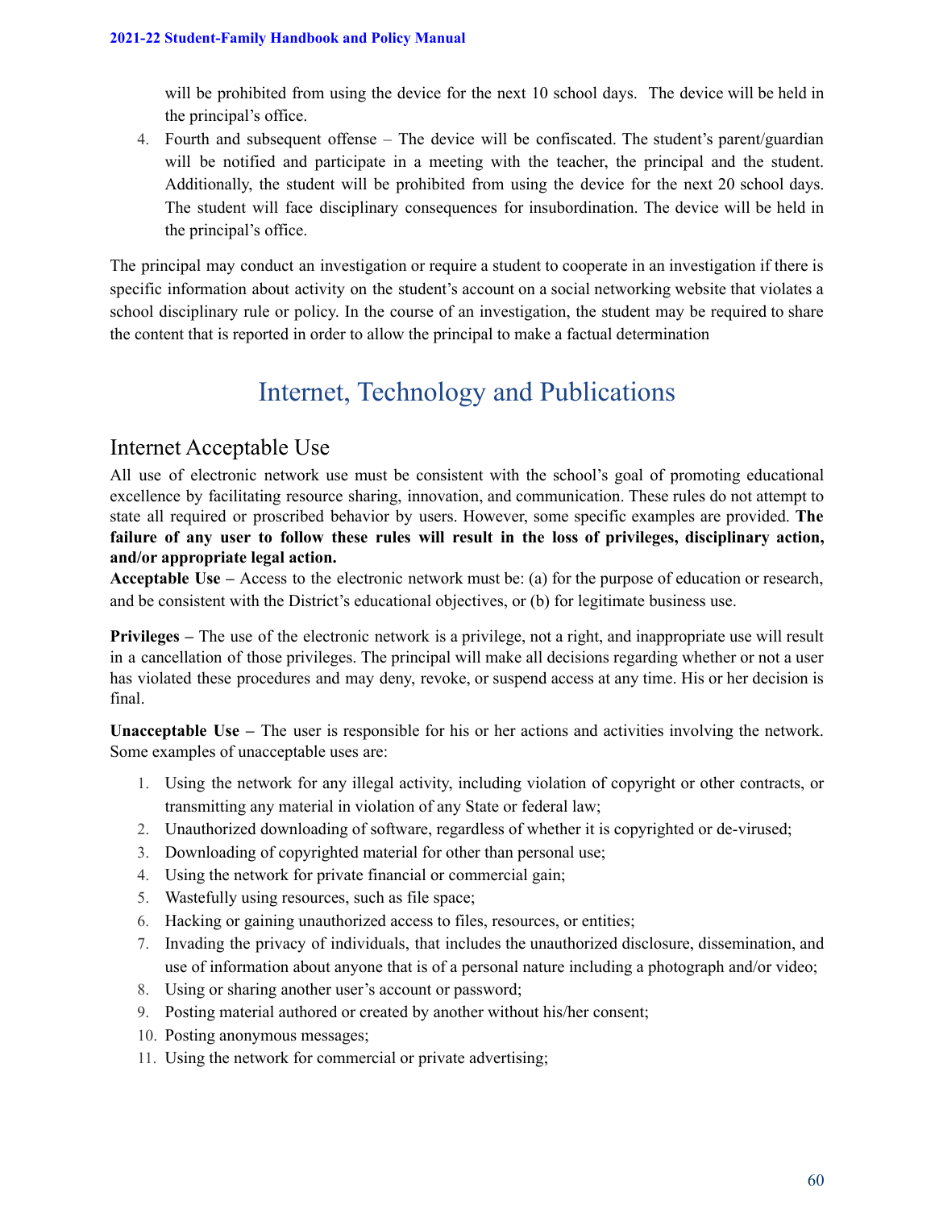will be prohibited from using the device for the next 10 school days. The device will be held in the principal's office.

4. Fourth and subsequent offense – The device will be confiscated. The student's parent/guardian will be notified and participate in a meeting with the teacher, the principal and the student. Additionally, the student will be prohibited from using the device for the next 20 school days. The student will face disciplinary consequences for insubordination. The device will be held in the principal's office.

The principal may conduct an investigation or require a student to cooperate in an investigation if there is specific information about activity on the student's account on a social networking website that violates a school disciplinary rule or policy. In the course of an investigation, the student may be required to share the content that is reported in order to allow the principal to make a factual determination

# Internet, Technology and Publications

## Internet Acceptable Use

All use of electronic network use must be consistent with the school's goal of promoting educational excellence by facilitating resource sharing, innovation, and communication. These rules do not attempt to state all required or proscribed behavior by users. However, some specific examples are provided. **The failure of any user to follow these rules will result in the loss of privileges, disciplinary action, and/or appropriate legal action.**

**Acceptable Use –** Access to the electronic network must be: (a) for the purpose of education or research, and be consistent with the District's educational objectives, or (b) for legitimate business use.

**Privileges –** The use of the electronic network is a privilege, not a right, and inappropriate use will result in a cancellation of those privileges. The principal will make all decisions regarding whether or not a user has violated these procedures and may deny, revoke, or suspend access at any time. His or her decision is final.

**Unacceptable Use –** The user is responsible for his or her actions and activities involving the network. Some examples of unacceptable uses are:

1. Using the network for any illegal activity, including violation of copyright or other contracts, or transmitting any material in violation of any State or federal law;
2. Unauthorized downloading of software, regardless of whether it is copyrighted or de-virused;
3. Downloading of copyrighted material for other than personal use;
4. Using the network for private financial or commercial gain;
5. Wastefully using resources, such as file space;
6. Hacking or gaining unauthorized access to files, resources, or entities;
7. Invading the privacy of individuals, that includes the unauthorized disclosure, dissemination, and use of information about anyone that is of a personal nature including a photograph and/or video;
8. Using or sharing another user's account or password;
9. Posting material authored or created by another without his/her consent;
10. Posting anonymous messages;
11. Using the network for commercial or private advertising;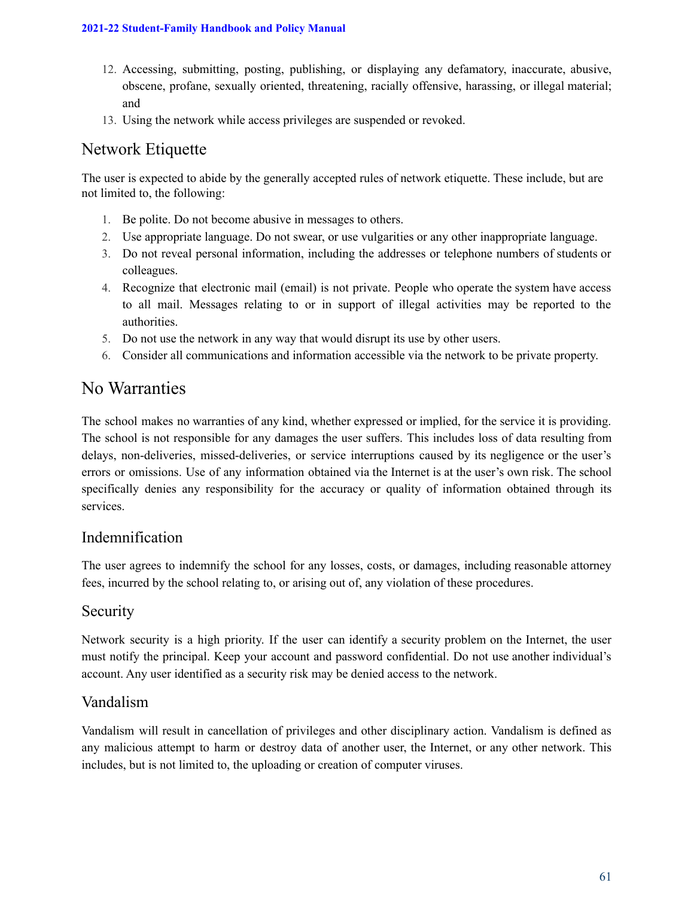12. Accessing, submitting, posting, publishing, or displaying any defamatory, inaccurate, abusive, obscene, profane, sexually oriented, threatening, racially offensive, harassing, or illegal material; and
13. Using the network while access privileges are suspended or revoked.

## Network Etiquette

The user is expected to abide by the generally accepted rules of network etiquette. These include, but are not limited to, the following:

1. Be polite. Do not become abusive in messages to others.
2. Use appropriate language. Do not swear, or use vulgarities or any other inappropriate language.
3. Do not reveal personal information, including the addresses or telephone numbers of students or colleagues.
4. Recognize that electronic mail (email) is not private. People who operate the system have access to all mail. Messages relating to or in support of illegal activities may be reported to the authorities.
5. Do not use the network in any way that would disrupt its use by other users.
6. Consider all communications and information accessible via the network to be private property.

# No Warranties

The school makes no warranties of any kind, whether expressed or implied, for the service it is providing. The school is not responsible for any damages the user suffers. This includes loss of data resulting from delays, non-deliveries, missed-deliveries, or service interruptions caused by its negligence or the user's errors or omissions. Use of any information obtained via the Internet is at the user's own risk. The school specifically denies any responsibility for the accuracy or quality of information obtained through its services.

## Indemnification

The user agrees to indemnify the school for any losses, costs, or damages, including reasonable attorney fees, incurred by the school relating to, or arising out of, any violation of these procedures.

## Security

Network security is a high priority. If the user can identify a security problem on the Internet, the user must notify the principal. Keep your account and password confidential. Do not use another individual's account. Any user identified as a security risk may be denied access to the network.

## Vandalism

Vandalism will result in cancellation of privileges and other disciplinary action. Vandalism is defined as any malicious attempt to harm or destroy data of another user, the Internet, or any other network. This includes, but is not limited to, the uploading or creation of computer viruses.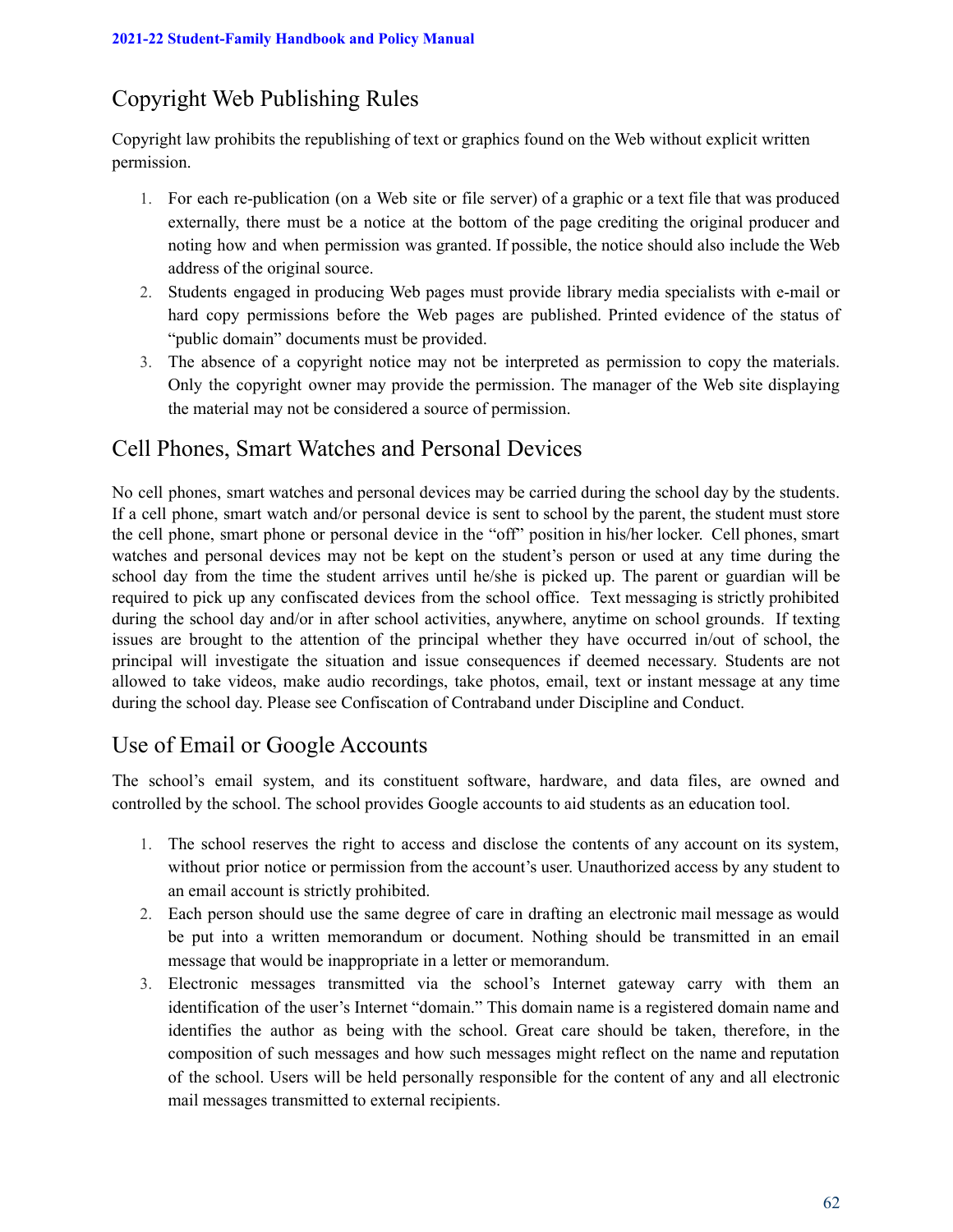## Copyright Web Publishing Rules

Copyright law prohibits the republishing of text or graphics found on the Web without explicit written permission.

1. For each re-publication (on a Web site or file server) of a graphic or a text file that was produced externally, there must be a notice at the bottom of the page crediting the original producer and noting how and when permission was granted. If possible, the notice should also include the Web address of the original source.
2. Students engaged in producing Web pages must provide library media specialists with e-mail or hard copy permissions before the Web pages are published. Printed evidence of the status of "public domain" documents must be provided.
3. The absence of a copyright notice may not be interpreted as permission to copy the materials. Only the copyright owner may provide the permission. The manager of the Web site displaying the material may not be considered a source of permission.

## Cell Phones, Smart Watches and Personal Devices

No cell phones, smart watches and personal devices may be carried during the school day by the students. If a cell phone, smart watch and/or personal device is sent to school by the parent, the student must store the cell phone, smart phone or personal device in the "off" position in his/her locker. Cell phones, smart watches and personal devices may not be kept on the student's person or used at any time during the school day from the time the student arrives until he/she is picked up. The parent or guardian will be required to pick up any confiscated devices from the school office. Text messaging is strictly prohibited during the school day and/or in after school activities, anywhere, anytime on school grounds. If texting issues are brought to the attention of the principal whether they have occurred in/out of school, the principal will investigate the situation and issue consequences if deemed necessary. Students are not allowed to take videos, make audio recordings, take photos, email, text or instant message at any time during the school day. Please see Confiscation of Contraband under Discipline and Conduct.

## Use of Email or Google Accounts

The school's email system, and its constituent software, hardware, and data files, are owned and controlled by the school. The school provides Google accounts to aid students as an education tool.

1. The school reserves the right to access and disclose the contents of any account on its system, without prior notice or permission from the account's user. Unauthorized access by any student to an email account is strictly prohibited.
2. Each person should use the same degree of care in drafting an electronic mail message as would be put into a written memorandum or document. Nothing should be transmitted in an email message that would be inappropriate in a letter or memorandum.
3. Electronic messages transmitted via the school's Internet gateway carry with them an identification of the user's Internet "domain." This domain name is a registered domain name and identifies the author as being with the school. Great care should be taken, therefore, in the composition of such messages and how such messages might reflect on the name and reputation of the school. Users will be held personally responsible for the content of any and all electronic mail messages transmitted to external recipients.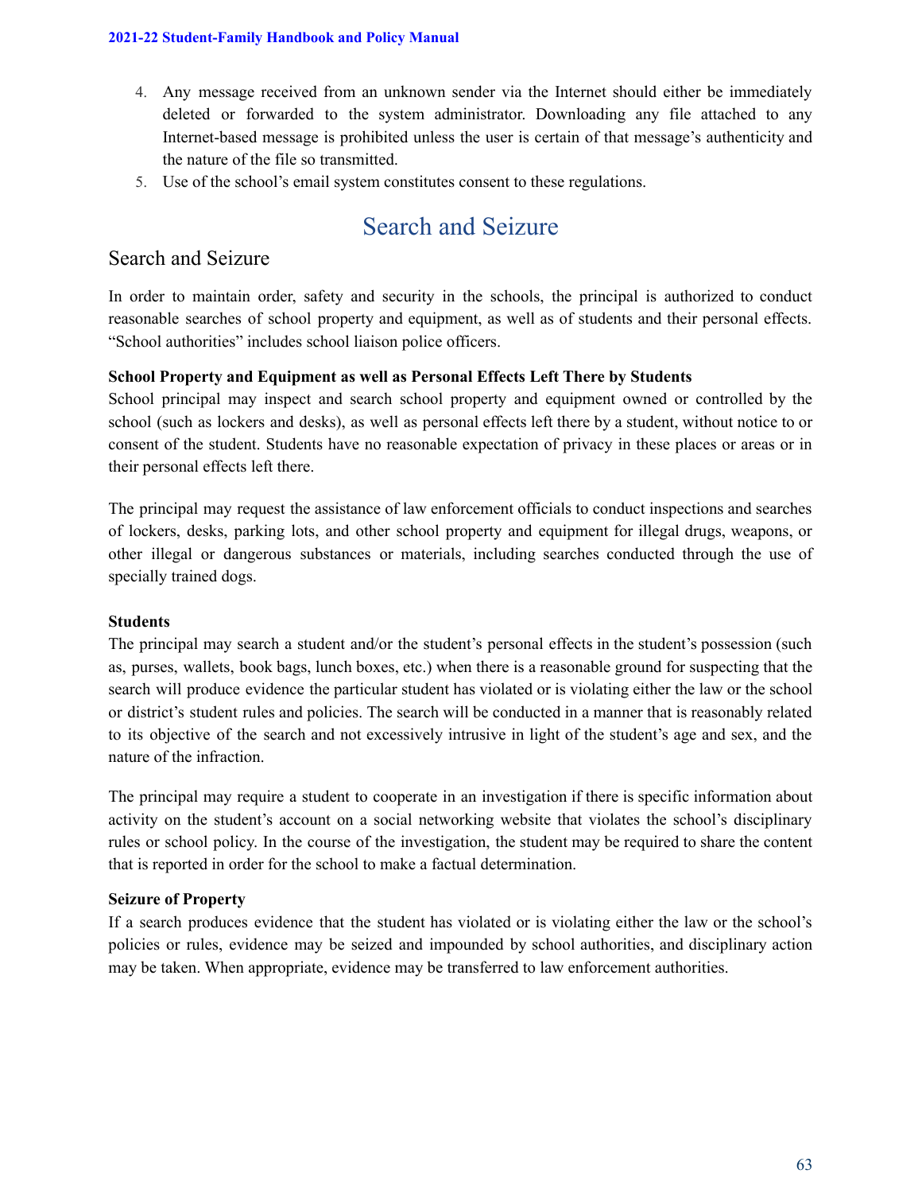4. Any message received from an unknown sender via the Internet should either be immediately deleted or forwarded to the system administrator. Downloading any file attached to any Internet-based message is prohibited unless the user is certain of that message's authenticity and the nature of the file so transmitted.
5. Use of the school's email system constitutes consent to these regulations.

# Search and Seizure

## Search and Seizure

In order to maintain order, safety and security in the schools, the principal is authorized to conduct reasonable searches of school property and equipment, as well as of students and their personal effects. "School authorities" includes school liaison police officers.

**School Property and Equipment as well as Personal Effects Left There by Students**

School principal may inspect and search school property and equipment owned or controlled by the school (such as lockers and desks), as well as personal effects left there by a student, without notice to or consent of the student. Students have no reasonable expectation of privacy in these places or areas or in their personal effects left there.

The principal may request the assistance of law enforcement officials to conduct inspections and searches of lockers, desks, parking lots, and other school property and equipment for illegal drugs, weapons, or other illegal or dangerous substances or materials, including searches conducted through the use of specially trained dogs.

**Students**

The principal may search a student and/or the student's personal effects in the student's possession (such as, purses, wallets, book bags, lunch boxes, etc.) when there is a reasonable ground for suspecting that the search will produce evidence the particular student has violated or is violating either the law or the school or district's student rules and policies. The search will be conducted in a manner that is reasonably related to its objective of the search and not excessively intrusive in light of the student's age and sex, and the nature of the infraction.

The principal may require a student to cooperate in an investigation if there is specific information about activity on the student's account on a social networking website that violates the school's disciplinary rules or school policy. In the course of the investigation, the student may be required to share the content that is reported in order for the school to make a factual determination.

**Seizure of Property**

If a search produces evidence that the student has violated or is violating either the law or the school's policies or rules, evidence may be seized and impounded by school authorities, and disciplinary action may be taken. When appropriate, evidence may be transferred to law enforcement authorities.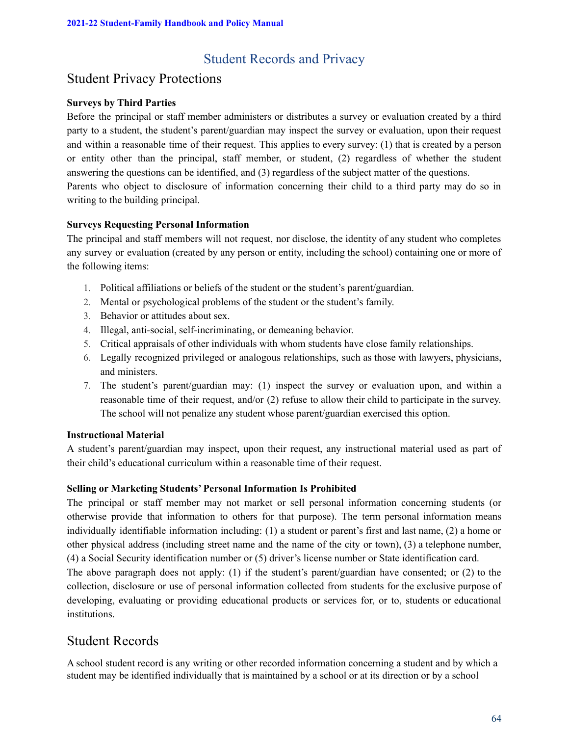# Student Records and Privacy

## Student Privacy Protections

**Surveys by Third Parties**

Before the principal or staff member administers or distributes a survey or evaluation created by a third party to a student, the student's parent/guardian may inspect the survey or evaluation, upon their request and within a reasonable time of their request. This applies to every survey: (1) that is created by a person or entity other than the principal, staff member, or student, (2) regardless of whether the student answering the questions can be identified, and (3) regardless of the subject matter of the questions.

Parents who object to disclosure of information concerning their child to a third party may do so in writing to the building principal.

**Surveys Requesting Personal Information**

The principal and staff members will not request, nor disclose, the identity of any student who completes any survey or evaluation (created by any person or entity, including the school) containing one or more of the following items:

1. Political affiliations or beliefs of the student or the student's parent/guardian.
2. Mental or psychological problems of the student or the student's family.
3. Behavior or attitudes about sex.
4. Illegal, anti-social, self-incriminating, or demeaning behavior.
5. Critical appraisals of other individuals with whom students have close family relationships.
6. Legally recognized privileged or analogous relationships, such as those with lawyers, physicians, and ministers.
7. The student's parent/guardian may: (1) inspect the survey or evaluation upon, and within a reasonable time of their request, and/or (2) refuse to allow their child to participate in the survey. The school will not penalize any student whose parent/guardian exercised this option.

**Instructional Material**

A student's parent/guardian may inspect, upon their request, any instructional material used as part of their child's educational curriculum within a reasonable time of their request.

**Selling or Marketing Students' Personal Information Is Prohibited**

The principal or staff member may not market or sell personal information concerning students (or otherwise provide that information to others for that purpose). The term personal information means individually identifiable information including: (1) a student or parent's first and last name, (2) a home or other physical address (including street name and the name of the city or town), (3) a telephone number, (4) a Social Security identification number or (5) driver's license number or State identification card.

The above paragraph does not apply: (1) if the student's parent/guardian have consented; or (2) to the collection, disclosure or use of personal information collected from students for the exclusive purpose of developing, evaluating or providing educational products or services for, or to, students or educational institutions.

## Student Records

A school student record is any writing or other recorded information concerning a student and by which a student may be identified individually that is maintained by a school or at its direction or by a school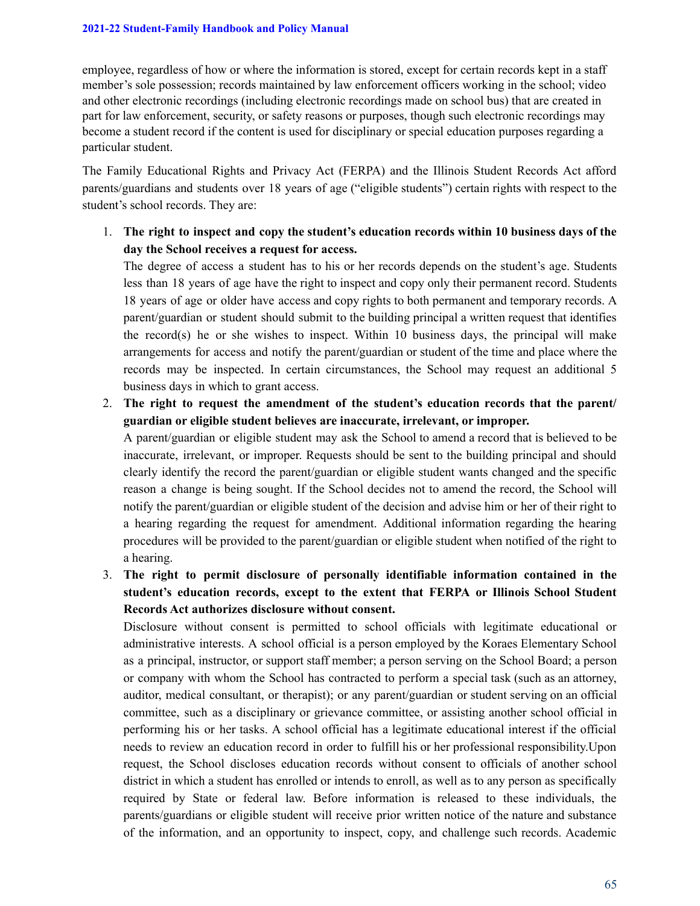employee, regardless of how or where the information is stored, except for certain records kept in a staff member's sole possession; records maintained by law enforcement officers working in the school; video and other electronic recordings (including electronic recordings made on school bus) that are created in part for law enforcement, security, or safety reasons or purposes, though such electronic recordings may become a student record if the content is used for disciplinary or special education purposes regarding a particular student.

The Family Educational Rights and Privacy Act (FERPA) and the Illinois Student Records Act afford parents/guardians and students over 18 years of age ("eligible students") certain rights with respect to the student's school records. They are:

1. **The right to inspect and copy the student's education records within 10 business days of the day the School receives a request for access.**
   The degree of access a student has to his or her records depends on the student's age. Students less than 18 years of age have the right to inspect and copy only their permanent record. Students 18 years of age or older have access and copy rights to both permanent and temporary records. A parent/guardian or student should submit to the building principal a written request that identifies the record(s) he or she wishes to inspect. Within 10 business days, the principal will make arrangements for access and notify the parent/guardian or student of the time and place where the records may be inspected. In certain circumstances, the School may request an additional 5 business days in which to grant access.
2. **The right to request the amendment of the student's education records that the parent/ guardian or eligible student believes are inaccurate, irrelevant, or improper.**
   A parent/guardian or eligible student may ask the School to amend a record that is believed to be inaccurate, irrelevant, or improper. Requests should be sent to the building principal and should clearly identify the record the parent/guardian or eligible student wants changed and the specific reason a change is being sought. If the School decides not to amend the record, the School will notify the parent/guardian or eligible student of the decision and advise him or her of their right to a hearing regarding the request for amendment. Additional information regarding the hearing procedures will be provided to the parent/guardian or eligible student when notified of the right to a hearing.
3. **The right to permit disclosure of personally identifiable information contained in the student's education records, except to the extent that FERPA or Illinois School Student Records Act authorizes disclosure without consent.**
   Disclosure without consent is permitted to school officials with legitimate educational or administrative interests. A school official is a person employed by the Koraes Elementary School as a principal, instructor, or support staff member; a person serving on the School Board; a person or company with whom the School has contracted to perform a special task (such as an attorney, auditor, medical consultant, or therapist); or any parent/guardian or student serving on an official committee, such as a disciplinary or grievance committee, or assisting another school official in performing his or her tasks. A school official has a legitimate educational interest if the official needs to review an education record in order to fulfill his or her professional responsibility.Upon request, the School discloses education records without consent to officials of another school district in which a student has enrolled or intends to enroll, as well as to any person as specifically required by State or federal law. Before information is released to these individuals, the parents/guardians or eligible student will receive prior written notice of the nature and substance of the information, and an opportunity to inspect, copy, and challenge such records. Academic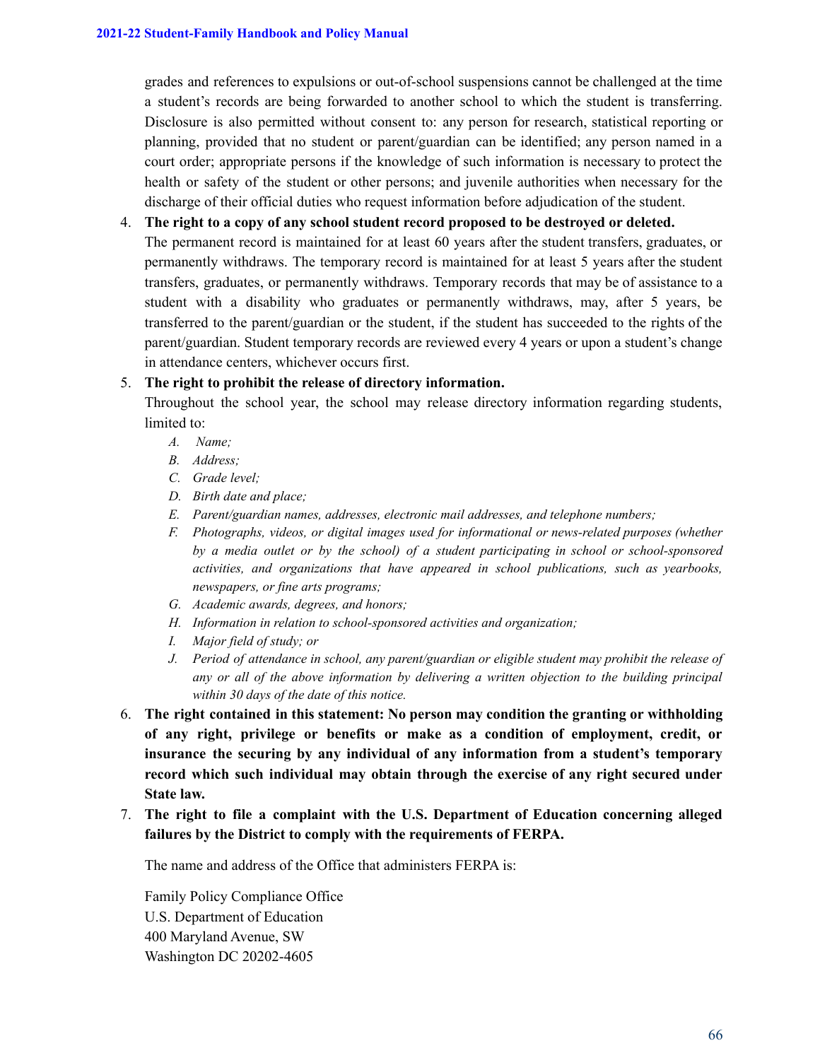grades and references to expulsions or out-of-school suspensions cannot be challenged at the time a student's records are being forwarded to another school to which the student is transferring. Disclosure is also permitted without consent to: any person for research, statistical reporting or planning, provided that no student or parent/guardian can be identified; any person named in a court order; appropriate persons if the knowledge of such information is necessary to protect the health or safety of the student or other persons; and juvenile authorities when necessary for the discharge of their official duties who request information before adjudication of the student.

4. **The right to a copy of any school student record proposed to be destroyed or deleted.**
   The permanent record is maintained for at least 60 years after the student transfers, graduates, or permanently withdraws. The temporary record is maintained for at least 5 years after the student transfers, graduates, or permanently withdraws. Temporary records that may be of assistance to a student with a disability who graduates or permanently withdraws, may, after 5 years, be transferred to the parent/guardian or the student, if the student has succeeded to the rights of the parent/guardian. Student temporary records are reviewed every 4 years or upon a student's change in attendance centers, whichever occurs first.
5. **The right to prohibit the release of directory information.**
   Throughout the school year, the school may release directory information regarding students, limited to:
   A. *Name;*
   B. *Address;*
   C. *Grade level;*
   D. *Birth date and place;*
   E. *Parent/guardian names, addresses, electronic mail addresses, and telephone numbers;*
   F. *Photographs, videos, or digital images used for informational or news-related purposes (whether by a media outlet or by the school) of a student participating in school or school-sponsored activities, and organizations that have appeared in school publications, such as yearbooks, newspapers, or fine arts programs;*
   G. *Academic awards, degrees, and honors;*
   H. *Information in relation to school-sponsored activities and organization;*
   I. *Major field of study; or*
   J. *Period of attendance in school, any parent/guardian or eligible student may prohibit the release of any or all of the above information by delivering a written objection to the building principal within 30 days of the date of this notice.*
6. **The right contained in this statement: No person may condition the granting or withholding of any right, privilege or benefits or make as a condition of employment, credit, or insurance the securing by any individual of any information from a student's temporary record which such individual may obtain through the exercise of any right secured under State law.**
7. **The right to file a complaint with the U.S. Department of Education concerning alleged failures by the District to comply with the requirements of FERPA.**

   The name and address of the Office that administers FERPA is:

   Family Policy Compliance Office
   U.S. Department of Education
   400 Maryland Avenue, SW
   Washington DC 20202-4605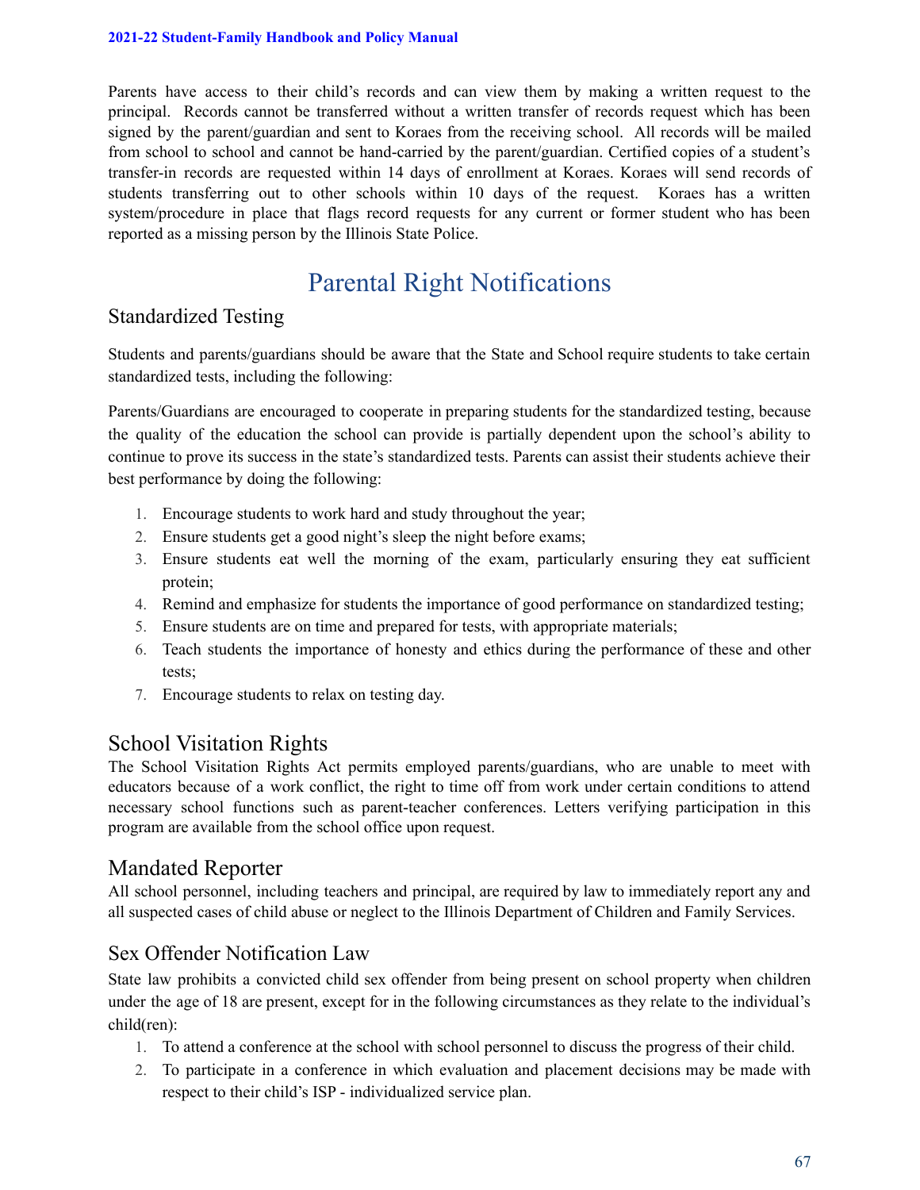Parents have access to their child's records and can view them by making a written request to the principal. Records cannot be transferred without a written transfer of records request which has been signed by the parent/guardian and sent to Koraes from the receiving school. All records will be mailed from school to school and cannot be hand-carried by the parent/guardian. Certified copies of a student's transfer-in records are requested within 14 days of enrollment at Koraes. Koraes will send records of students transferring out to other schools within 10 days of the request. Koraes has a written system/procedure in place that flags record requests for any current or former student who has been reported as a missing person by the Illinois State Police.

# Parental Right Notifications

## Standardized Testing

Students and parents/guardians should be aware that the State and School require students to take certain standardized tests, including the following:

Parents/Guardians are encouraged to cooperate in preparing students for the standardized testing, because the quality of the education the school can provide is partially dependent upon the school's ability to continue to prove its success in the state's standardized tests. Parents can assist their students achieve their best performance by doing the following:

1. Encourage students to work hard and study throughout the year;
2. Ensure students get a good night's sleep the night before exams;
3. Ensure students eat well the morning of the exam, particularly ensuring they eat sufficient protein;
4. Remind and emphasize for students the importance of good performance on standardized testing;
5. Ensure students are on time and prepared for tests, with appropriate materials;
6. Teach students the importance of honesty and ethics during the performance of these and other tests;
7. Encourage students to relax on testing day.

## School Visitation Rights

The School Visitation Rights Act permits employed parents/guardians, who are unable to meet with educators because of a work conflict, the right to time off from work under certain conditions to attend necessary school functions such as parent-teacher conferences. Letters verifying participation in this program are available from the school office upon request.

## Mandated Reporter

All school personnel, including teachers and principal, are required by law to immediately report any and all suspected cases of child abuse or neglect to the Illinois Department of Children and Family Services.

## Sex Offender Notification Law

State law prohibits a convicted child sex offender from being present on school property when children under the age of 18 are present, except for in the following circumstances as they relate to the individual's child(ren):

1. To attend a conference at the school with school personnel to discuss the progress of their child.
2. To participate in a conference in which evaluation and placement decisions may be made with respect to their child's ISP - individualized service plan.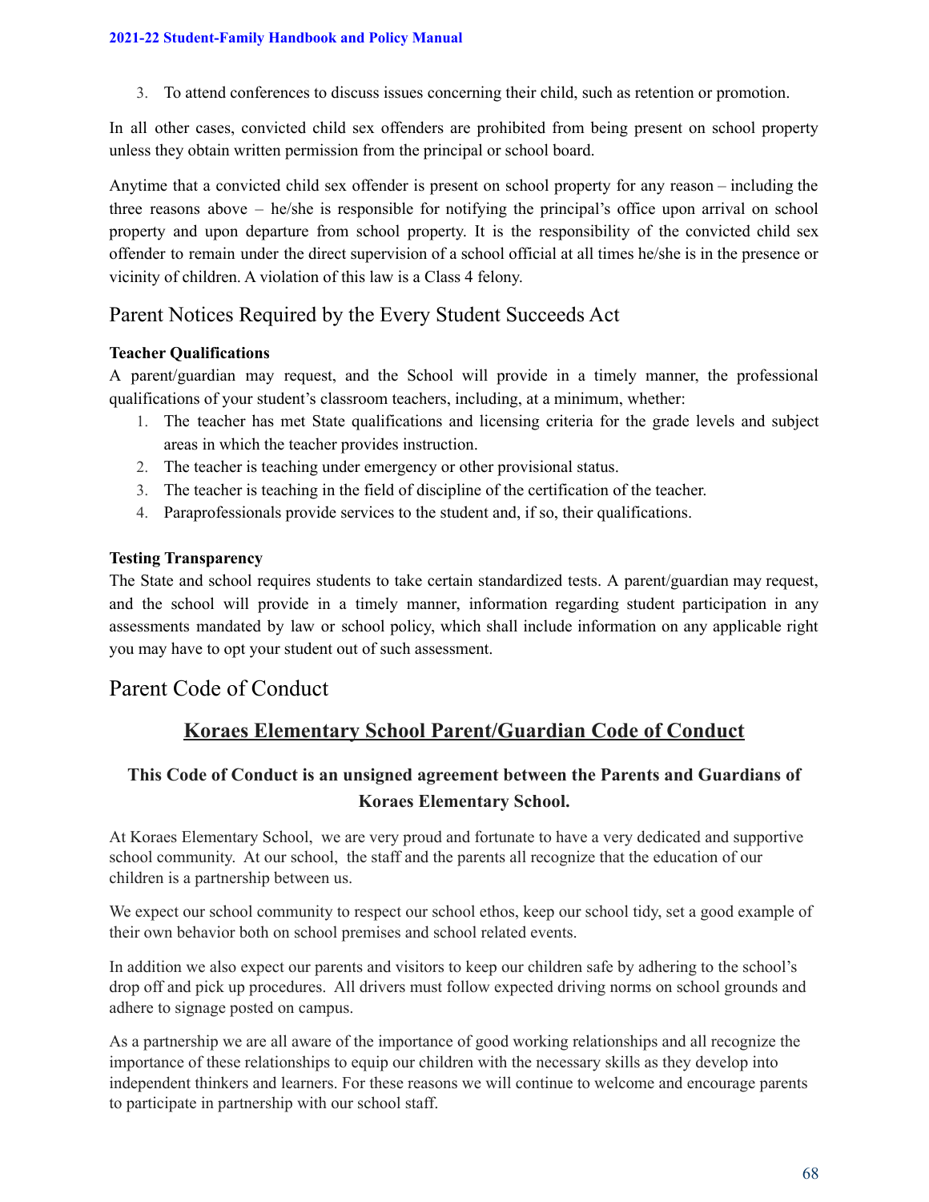3. To attend conferences to discuss issues concerning their child, such as retention or promotion.

In all other cases, convicted child sex offenders are prohibited from being present on school property unless they obtain written permission from the principal or school board.

Anytime that a convicted child sex offender is present on school property for any reason – including the three reasons above – he/she is responsible for notifying the principal's office upon arrival on school property and upon departure from school property. It is the responsibility of the convicted child sex offender to remain under the direct supervision of a school official at all times he/she is in the presence or vicinity of children. A violation of this law is a Class 4 felony.

## Parent Notices Required by the Every Student Succeeds Act

**Teacher Qualifications**

A parent/guardian may request, and the School will provide in a timely manner, the professional qualifications of your student's classroom teachers, including, at a minimum, whether:

1. The teacher has met State qualifications and licensing criteria for the grade levels and subject areas in which the teacher provides instruction.
2. The teacher is teaching under emergency or other provisional status.
3. The teacher is teaching in the field of discipline of the certification of the teacher.
4. Paraprofessionals provide services to the student and, if so, their qualifications.

**Testing Transparency**

The State and school requires students to take certain standardized tests. A parent/guardian may request, and the school will provide in a timely manner, information regarding student participation in any assessments mandated by law or school policy, which shall include information on any applicable right you may have to opt your student out of such assessment.

## Parent Code of Conduct

### Koraes Elementary School Parent/Guardian Code of Conduct

#### This Code of Conduct is an unsigned agreement between the Parents and Guardians of Koraes Elementary School.

At Koraes Elementary School, we are very proud and fortunate to have a very dedicated and supportive school community. At our school, the staff and the parents all recognize that the education of our children is a partnership between us.

We expect our school community to respect our school ethos, keep our school tidy, set a good example of their own behavior both on school premises and school related events.

In addition we also expect our parents and visitors to keep our children safe by adhering to the school's drop off and pick up procedures. All drivers must follow expected driving norms on school grounds and adhere to signage posted on campus.

As a partnership we are all aware of the importance of good working relationships and all recognize the importance of these relationships to equip our children with the necessary skills as they develop into independent thinkers and learners. For these reasons we will continue to welcome and encourage parents to participate in partnership with our school staff.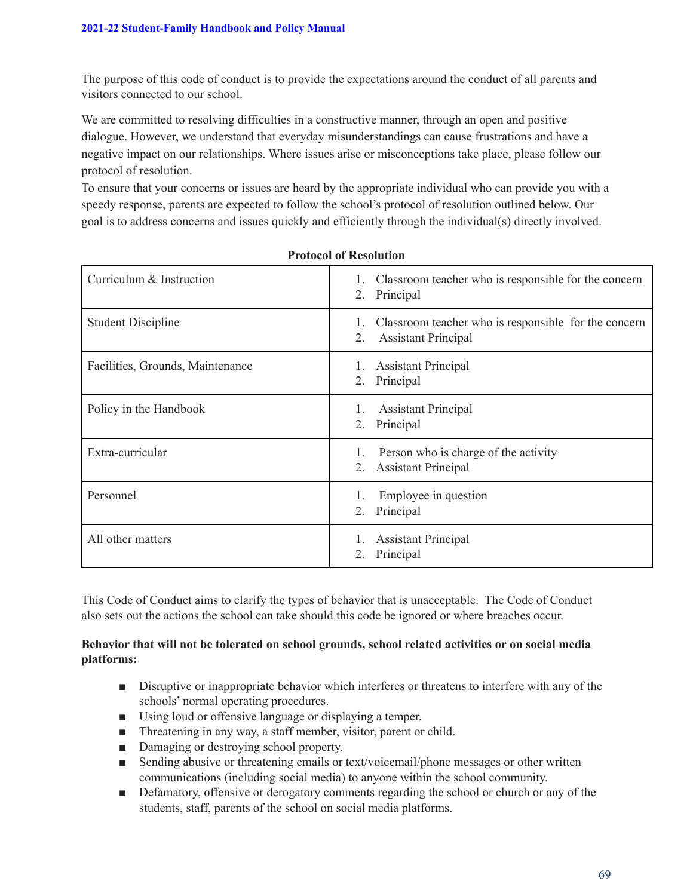The purpose of this code of conduct is to provide the expectations around the conduct of all parents and visitors connected to our school.

We are committed to resolving difficulties in a constructive manner, through an open and positive dialogue. However, we understand that everyday misunderstandings can cause frustrations and have a negative impact on our relationships. Where issues arise or misconceptions take place, please follow our protocol of resolution.

To ensure that your concerns or issues are heard by the appropriate individual who can provide you with a speedy response, parents are expected to follow the school's protocol of resolution outlined below. Our goal is to address concerns and issues quickly and efficiently through the individual(s) directly involved.

**Protocol of Resolution**

| | |
|---|---|
| Curriculum & Instruction | 1. Classroom teacher who is responsible for the concern<br>2. Principal |
| Student Discipline | 1. Classroom teacher who is responsible for the concern<br>2. Assistant Principal |
| Facilities, Grounds, Maintenance | 1. Assistant Principal<br>2. Principal |
| Policy in the Handbook | 1. Assistant Principal<br>2. Principal |
| Extra-curricular | 1. Person who is charge of the activity<br>2. Assistant Principal |
| Personnel | 1. Employee in question<br>2. Principal |
| All other matters | 1. Assistant Principal<br>2. Principal |

This Code of Conduct aims to clarify the types of behavior that is unacceptable. The Code of Conduct also sets out the actions the school can take should this code be ignored or where breaches occur.

**Behavior that will not be tolerated on school grounds, school related activities or on social media platforms:**

- Disruptive or inappropriate behavior which interferes or threatens to interfere with any of the schools' normal operating procedures.
- Using loud or offensive language or displaying a temper.
- Threatening in any way, a staff member, visitor, parent or child.
- Damaging or destroying school property.
- Sending abusive or threatening emails or text/voicemail/phone messages or other written communications (including social media) to anyone within the school community.
- Defamatory, offensive or derogatory comments regarding the school or church or any of the students, staff, parents of the school on social media platforms.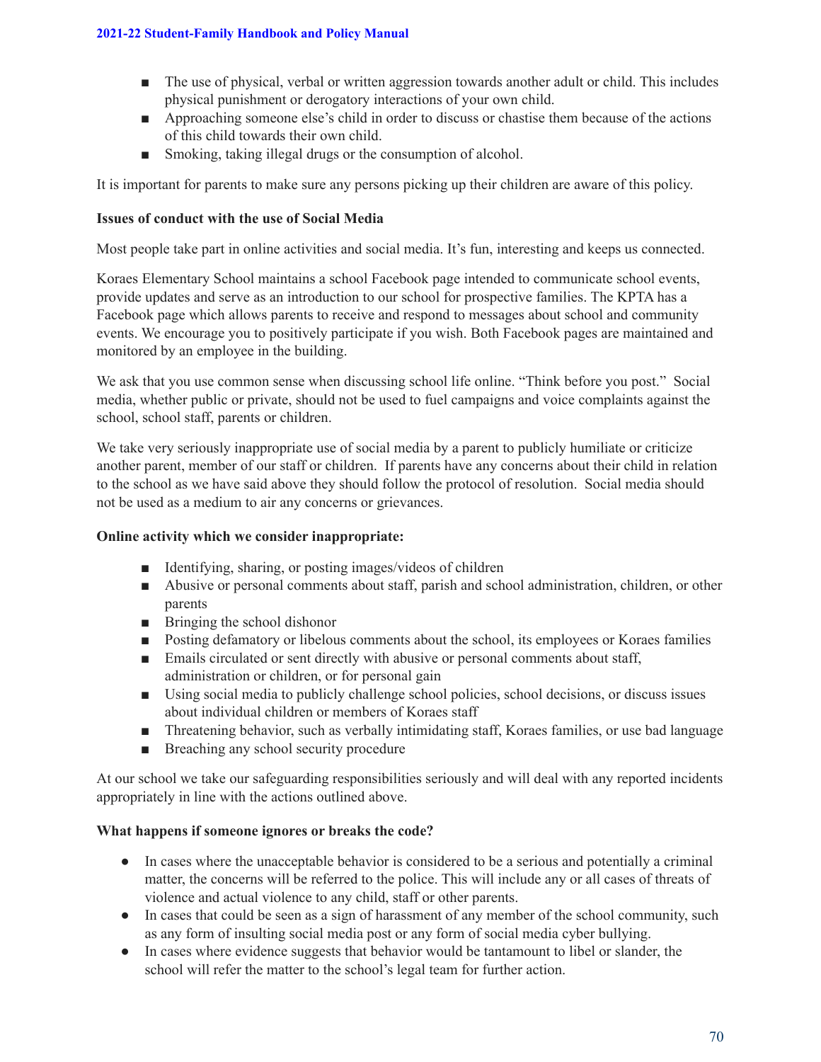- The use of physical, verbal or written aggression towards another adult or child. This includes physical punishment or derogatory interactions of your own child.
- Approaching someone else's child in order to discuss or chastise them because of the actions of this child towards their own child.
- Smoking, taking illegal drugs or the consumption of alcohol.

It is important for parents to make sure any persons picking up their children are aware of this policy.

**Issues of conduct with the use of Social Media**

Most people take part in online activities and social media. It's fun, interesting and keeps us connected.

Koraes Elementary School maintains a school Facebook page intended to communicate school events, provide updates and serve as an introduction to our school for prospective families. The KPTA has a Facebook page which allows parents to receive and respond to messages about school and community events. We encourage you to positively participate if you wish. Both Facebook pages are maintained and monitored by an employee in the building.

We ask that you use common sense when discussing school life online. "Think before you post." Social media, whether public or private, should not be used to fuel campaigns and voice complaints against the school, school staff, parents or children.

We take very seriously inappropriate use of social media by a parent to publicly humiliate or criticize another parent, member of our staff or children. If parents have any concerns about their child in relation to the school as we have said above they should follow the protocol of resolution. Social media should not be used as a medium to air any concerns or grievances.

**Online activity which we consider inappropriate:**

- Identifying, sharing, or posting images/videos of children
- Abusive or personal comments about staff, parish and school administration, children, or other parents
- Bringing the school dishonor
- Posting defamatory or libelous comments about the school, its employees or Koraes families
- Emails circulated or sent directly with abusive or personal comments about staff, administration or children, or for personal gain
- Using social media to publicly challenge school policies, school decisions, or discuss issues about individual children or members of Koraes staff
- Threatening behavior, such as verbally intimidating staff, Koraes families, or use bad language
- Breaching any school security procedure

At our school we take our safeguarding responsibilities seriously and will deal with any reported incidents appropriately in line with the actions outlined above.

**What happens if someone ignores or breaks the code?**

- In cases where the unacceptable behavior is considered to be a serious and potentially a criminal matter, the concerns will be referred to the police. This will include any or all cases of threats of violence and actual violence to any child, staff or other parents.
- In cases that could be seen as a sign of harassment of any member of the school community, such as any form of insulting social media post or any form of social media cyber bullying.
- In cases where evidence suggests that behavior would be tantamount to libel or slander, the school will refer the matter to the school's legal team for further action.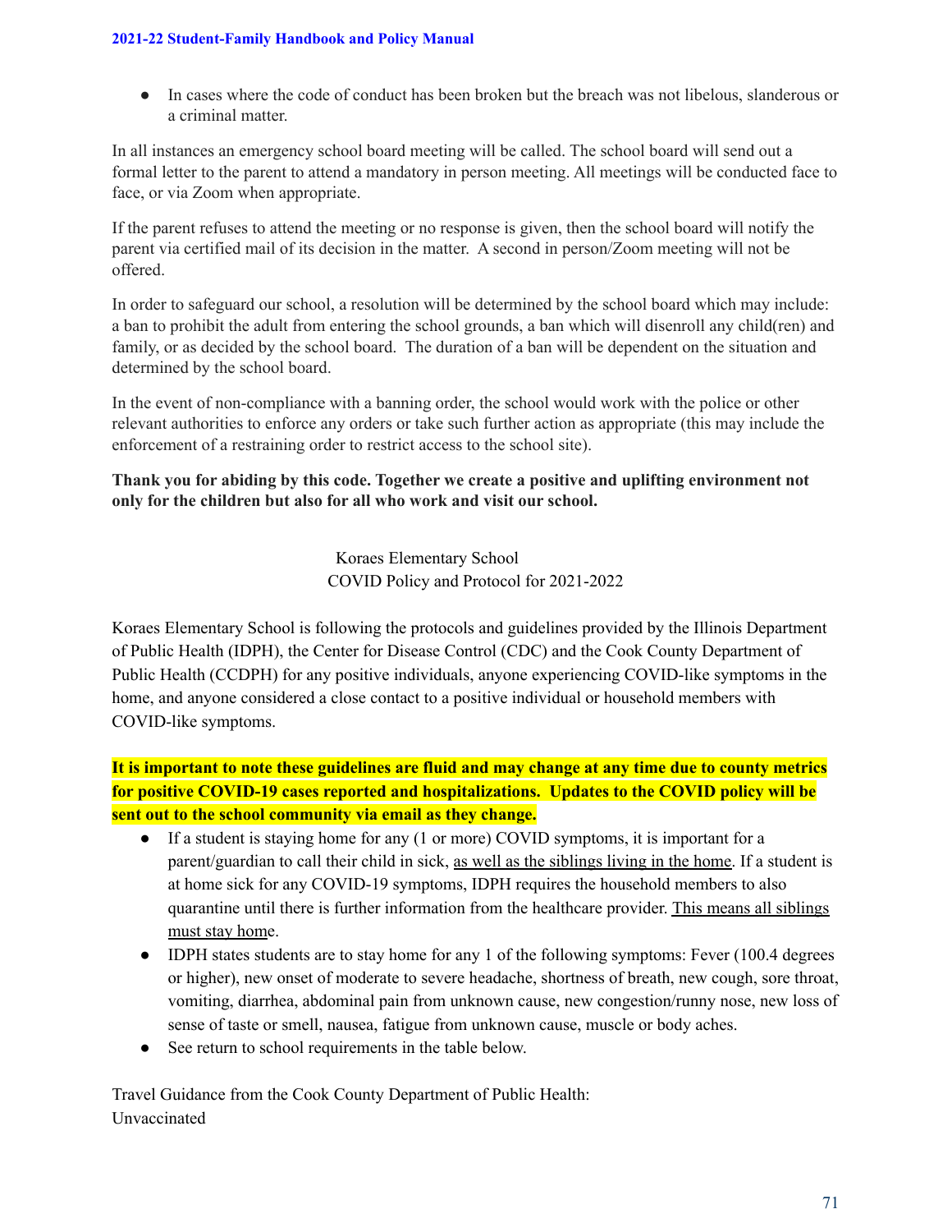- In cases where the code of conduct has been broken but the breach was not libelous, slanderous or a criminal matter.

In all instances an emergency school board meeting will be called. The school board will send out a formal letter to the parent to attend a mandatory in person meeting. All meetings will be conducted face to face, or via Zoom when appropriate.

If the parent refuses to attend the meeting or no response is given, then the school board will notify the parent via certified mail of its decision in the matter. A second in person/Zoom meeting will not be offered.

In order to safeguard our school, a resolution will be determined by the school board which may include: a ban to prohibit the adult from entering the school grounds, a ban which will disenroll any child(ren) and family, or as decided by the school board. The duration of a ban will be dependent on the situation and determined by the school board.

In the event of non-compliance with a banning order, the school would work with the police or other relevant authorities to enforce any orders or take such further action as appropriate (this may include the enforcement of a restraining order to restrict access to the school site).

**Thank you for abiding by this code. Together we create a positive and uplifting environment not only for the children but also for all who work and visit our school.**

Koraes Elementary School
COVID Policy and Protocol for 2021-2022

Koraes Elementary School is following the protocols and guidelines provided by the Illinois Department of Public Health (IDPH), the Center for Disease Control (CDC) and the Cook County Department of Public Health (CCDPH) for any positive individuals, anyone experiencing COVID-like symptoms in the home, and anyone considered a close contact to a positive individual or household members with COVID-like symptoms.

**It is important to note these guidelines are fluid and may change at any time due to county metrics for positive COVID-19 cases reported and hospitalizations. Updates to the COVID policy will be sent out to the school community via email as they change.**

- If a student is staying home for any (1 or more) COVID symptoms, it is important for a parent/guardian to call their child in sick, as well as the siblings living in the home. If a student is at home sick for any COVID-19 symptoms, IDPH requires the household members to also quarantine until there is further information from the healthcare provider. This means all siblings must stay home.
- IDPH states students are to stay home for any 1 of the following symptoms: Fever (100.4 degrees or higher), new onset of moderate to severe headache, shortness of breath, new cough, sore throat, vomiting, diarrhea, abdominal pain from unknown cause, new congestion/runny nose, new loss of sense of taste or smell, nausea, fatigue from unknown cause, muscle or body aches.
- See return to school requirements in the table below.

Travel Guidance from the Cook County Department of Public Health:
Unvaccinated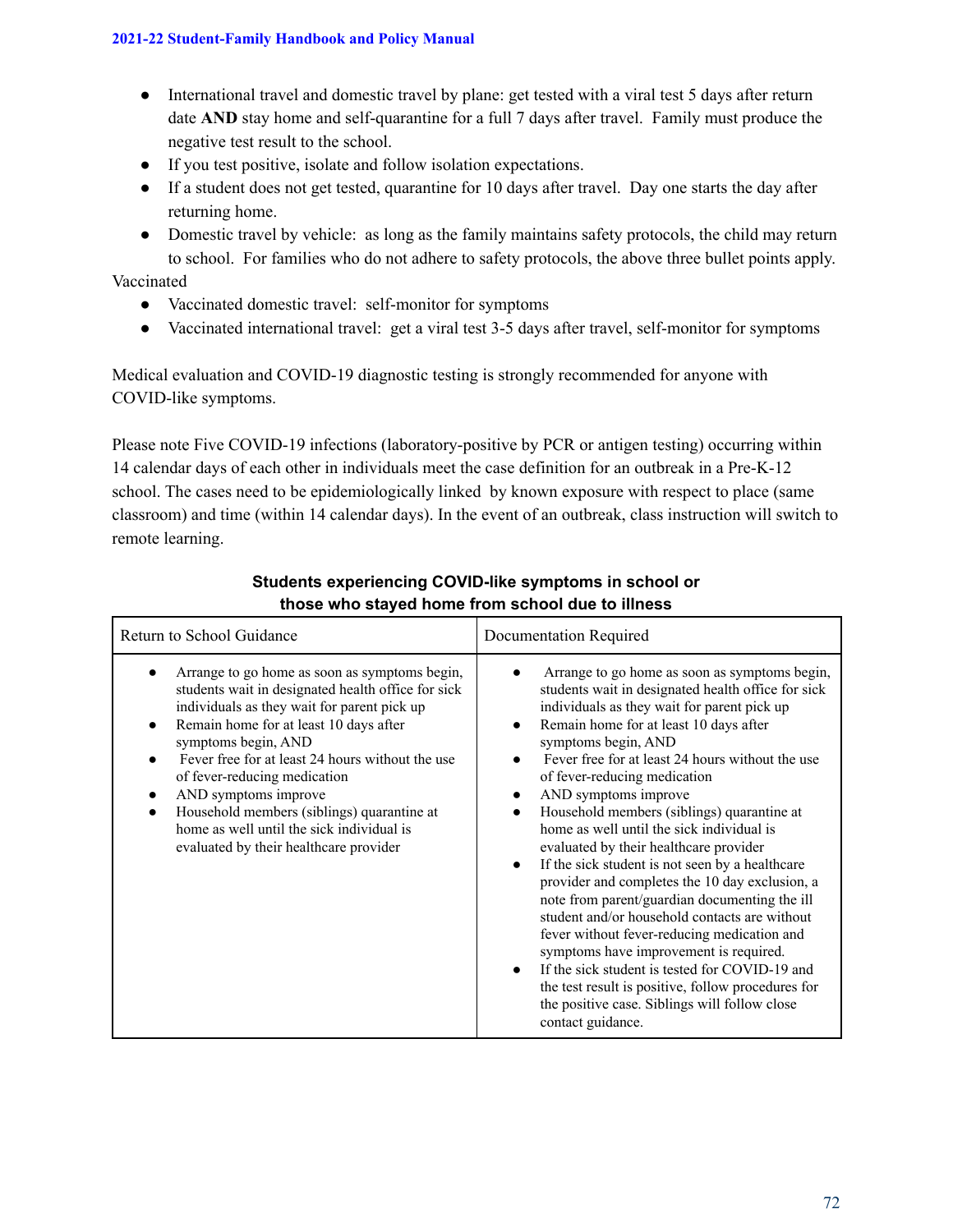- International travel and domestic travel by plane: get tested with a viral test 5 days after return date **AND** stay home and self-quarantine for a full 7 days after travel. Family must produce the negative test result to the school.
- If you test positive, isolate and follow isolation expectations.
- If a student does not get tested, quarantine for 10 days after travel. Day one starts the day after returning home.
- Domestic travel by vehicle: as long as the family maintains safety protocols, the child may return to school. For families who do not adhere to safety protocols, the above three bullet points apply.

Vaccinated

- Vaccinated domestic travel: self-monitor for symptoms
- Vaccinated international travel: get a viral test 3-5 days after travel, self-monitor for symptoms

Medical evaluation and COVID-19 diagnostic testing is strongly recommended for anyone with COVID-like symptoms.

Please note Five COVID-19 infections (laboratory-positive by PCR or antigen testing) occurring within 14 calendar days of each other in individuals meet the case definition for an outbreak in a Pre-K-12 school. The cases need to be epidemiologically linked by known exposure with respect to place (same classroom) and time (within 14 calendar days). In the event of an outbreak, class instruction will switch to remote learning.

**Students experiencing COVID-like symptoms in school or those who stayed home from school due to illness**

| Return to School Guidance | Documentation Required |
|---|---|
| • Arrange to go home as soon as symptoms begin, students wait in designated health office for sick individuals as they wait for parent pick up<br>• Remain home for at least 10 days after symptoms begin, AND<br>• Fever free for at least 24 hours without the use of fever-reducing medication<br>• AND symptoms improve<br>• Household members (siblings) quarantine at home as well until the sick individual is evaluated by their healthcare provider | • Arrange to go home as soon as symptoms begin, students wait in designated health office for sick individuals as they wait for parent pick up<br>• Remain home for at least 10 days after symptoms begin, AND<br>• Fever free for at least 24 hours without the use of fever-reducing medication<br>• AND symptoms improve<br>• Household members (siblings) quarantine at home as well until the sick individual is evaluated by their healthcare provider<br>• If the sick student is not seen by a healthcare provider and completes the 10 day exclusion, a note from parent/guardian documenting the ill student and/or household contacts are without fever without fever-reducing medication and symptoms have improvement is required.<br>• If the sick student is tested for COVID-19 and the test result is positive, follow procedures for the positive case. Siblings will follow close contact guidance. |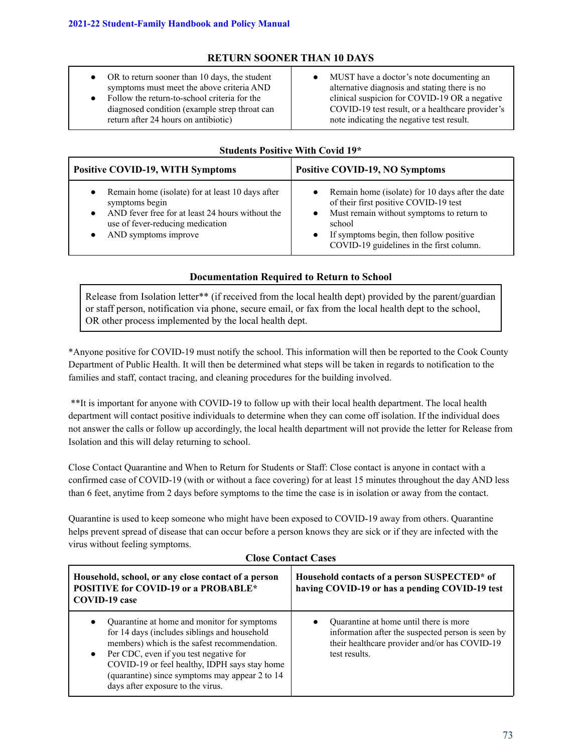### RETURN SOONER THAN 10 DAYS

| | |
|---|---|
| • OR to return sooner than 10 days, the student symptoms must meet the above criteria AND<br>• Follow the return-to-school criteria for the diagnosed condition (example strep throat can return after 24 hours on antibiotic) | • MUST have a doctor's note documenting an alternative diagnosis and stating there is no clinical suspicion for COVID-19 OR a negative COVID-19 test result, or a healthcare provider's note indicating the negative test result. |

### Students Positive With Covid 19*

| Positive COVID-19, WITH Symptoms | Positive COVID-19, NO Symptoms |
|---|---|
| • Remain home (isolate) for at least 10 days after symptoms begin<br>• AND fever free for at least 24 hours without the use of fever-reducing medication<br>• AND symptoms improve | • Remain home (isolate) for 10 days after the date of their first positive COVID-19 test<br>• Must remain without symptoms to return to school<br>• If symptoms begin, then follow positive COVID-19 guidelines in the first column. |

### Documentation Required to Return to School

| |
|---|
| Release from Isolation letter** (if received from the local health dept) provided by the parent/guardian or staff person, notification via phone, secure email, or fax from the local health dept to the school, OR other process implemented by the local health dept. |

*Anyone positive for COVID-19 must notify the school. This information will then be reported to the Cook County Department of Public Health. It will then be determined what steps will be taken in regards to notification to the families and staff, contact tracing, and cleaning procedures for the building involved.

**It is important for anyone with COVID-19 to follow up with their local health department. The local health department will contact positive individuals to determine when they can come off isolation. If the individual does not answer the calls or follow up accordingly, the local health department will not provide the letter for Release from Isolation and this will delay returning to school.

Close Contact Quarantine and When to Return for Students or Staff: Close contact is anyone in contact with a confirmed case of COVID-19 (with or without a face covering) for at least 15 minutes throughout the day AND less than 6 feet, anytime from 2 days before symptoms to the time the case is in isolation or away from the contact.

Quarantine is used to keep someone who might have been exposed to COVID-19 away from others. Quarantine helps prevent spread of disease that can occur before a person knows they are sick or if they are infected with the virus without feeling symptoms.

### Close Contact Cases

| Household, school, or any close contact of a person POSITIVE for COVID-19 or a PROBABLE* COVID-19 case | Household contacts of a person SUSPECTED* of having COVID-19 or has a pending COVID-19 test |
|---|---|
| • Quarantine at home and monitor for symptoms for 14 days (includes siblings and household members) which is the safest recommendation.<br>• Per CDC, even if you test negative for COVID-19 or feel healthy, IDPH says stay home (quarantine) since symptoms may appear 2 to 14 days after exposure to the virus. | • Quarantine at home until there is more information after the suspected person is seen by their healthcare provider and/or has COVID-19 test results. |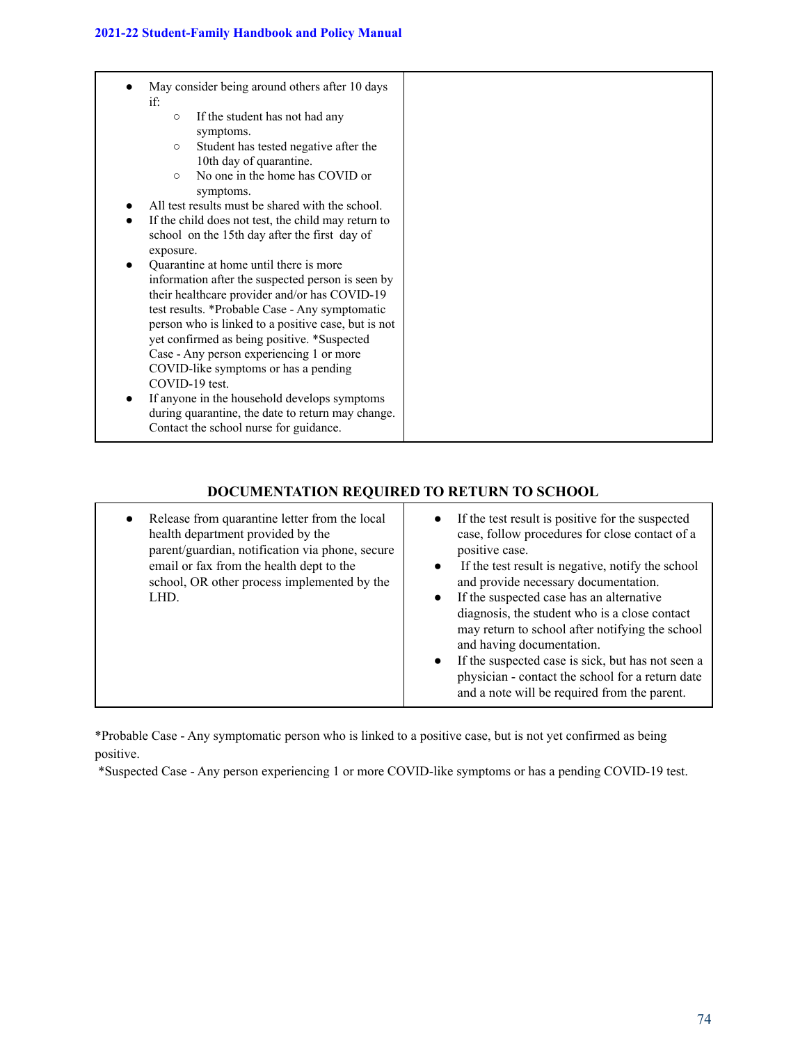| | |
|---|---|
| • May consider being around others after 10 days if:<br>  ○ If the student has not had any symptoms.<br>  ○ Student has tested negative after the 10th day of quarantine.<br>  ○ No one in the home has COVID or symptoms.<br>• All test results must be shared with the school.<br>• If the child does not test, the child may return to school on the 15th day after the first day of exposure.<br>• Quarantine at home until there is more information after the suspected person is seen by their healthcare provider and/or has COVID-19 test results. *Probable Case - Any symptomatic person who is linked to a positive case, but is not yet confirmed as being positive. *Suspected Case - Any person experiencing 1 or more COVID-like symptoms or has a pending COVID-19 test.<br>• If anyone in the household develops symptoms during quarantine, the date to return may change. Contact the school nurse for guidance. | |

## DOCUMENTATION REQUIRED TO RETURN TO SCHOOL

| | |
|---|---|
| • Release from quarantine letter from the local health department provided by the parent/guardian, notification via phone, secure email or fax from the health dept to the school, OR other process implemented by the LHD. | • If the test result is positive for the suspected case, follow procedures for close contact of a positive case.<br>• If the test result is negative, notify the school and provide necessary documentation.<br>• If the suspected case has an alternative diagnosis, the student who is a close contact may return to school after notifying the school and having documentation.<br>• If the suspected case is sick, but has not seen a physician - contact the school for a return date and a note will be required from the parent. |

*Probable Case - Any symptomatic person who is linked to a positive case, but is not yet confirmed as being positive.

*Suspected Case - Any person experiencing 1 or more COVID-like symptoms or has a pending COVID-19 test.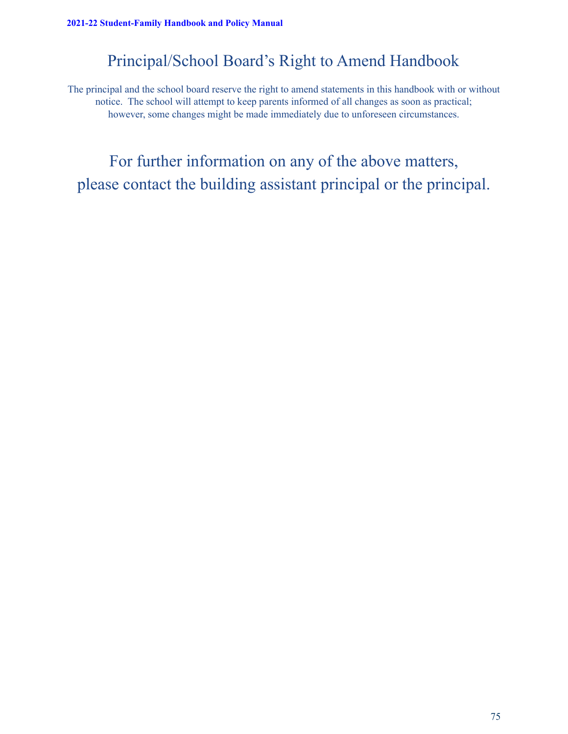# Principal/School Board's Right to Amend Handbook

The principal and the school board reserve the right to amend statements in this handbook with or without notice. The school will attempt to keep parents informed of all changes as soon as practical; however, some changes might be made immediately due to unforeseen circumstances.

## For further information on any of the above matters, please contact the building assistant principal or the principal.